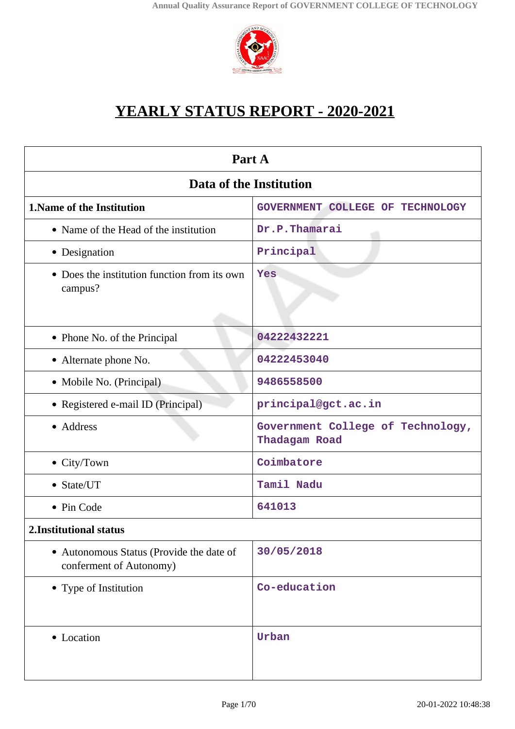# YEARLY STATUS REPORT - 2020-2021

| Part A | |
|---|---|
| **Data of the Institution** | |
| **1.Name of the Institution** | GOVERNMENT COLLEGE OF TECHNOLOGY |
| • Name of the Head of the institution | Dr.P.Thamarai |
| • Designation | Principal |
| • Does the institution function from its own campus? | Yes |
| • Phone No. of the Principal | 04222432221 |
| • Alternate phone No. | 04222453040 |
| • Mobile No. (Principal) | 9486558500 |
| • Registered e-mail ID (Principal) | principal@gct.ac.in |
| • Address | Government College of Technology, Thadagam Road |
| • City/Town | Coimbatore |
| • State/UT | Tamil Nadu |
| • Pin Code | 641013 |
| **2.Institutional status** | |
| • Autonomous Status (Provide the date of conferment of Autonomy) | 30/05/2018 |
| • Type of Institution | Co-education |
| • Location | Urban |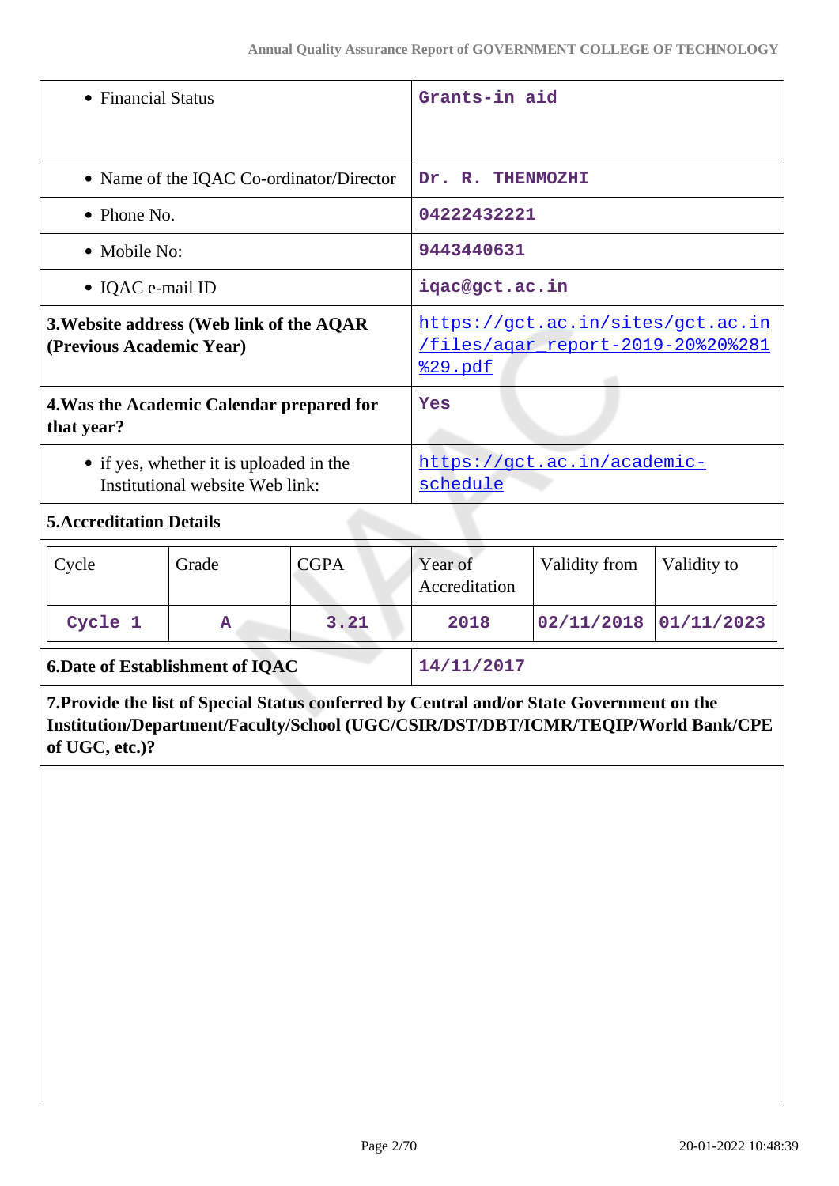| | |
|---|---|
| • Financial Status | Grants-in aid |
| • Name of the IQAC Co-ordinator/Director | Dr. R. THENMOZHI |
| • Phone No. | 04222432221 |
| • Mobile No: | 9443440631 |
| • IQAC e-mail ID | iqac@gct.ac.in |
| **3.Website address (Web link of the AQAR (Previous Academic Year)** | https://gct.ac.in/sites/gct.ac.in/files/aqar_report-2019-20%20%281%29.pdf |
| **4.Was the Academic Calendar prepared for that year?** | Yes |
| • if yes, whether it is uploaded in the Institutional website Web link: | https://gct.ac.in/academic-schedule |

**5.Accreditation Details**

| Cycle | Grade | CGPA | Year of Accreditation | Validity from | Validity to |
|---|---|---|---|---|---|
| Cycle 1 | A | 3.21 | 2018 | 02/11/2018 | 01/11/2023 |

| | |
|---|---|
| **6.Date of Establishment of IQAC** | 14/11/2017 |

**7.Provide the list of Special Status conferred by Central and/or State Government on the Institution/Department/Faculty/School (UGC/CSIR/DST/DBT/ICMR/TEQIP/World Bank/CPE of UGC, etc.)?**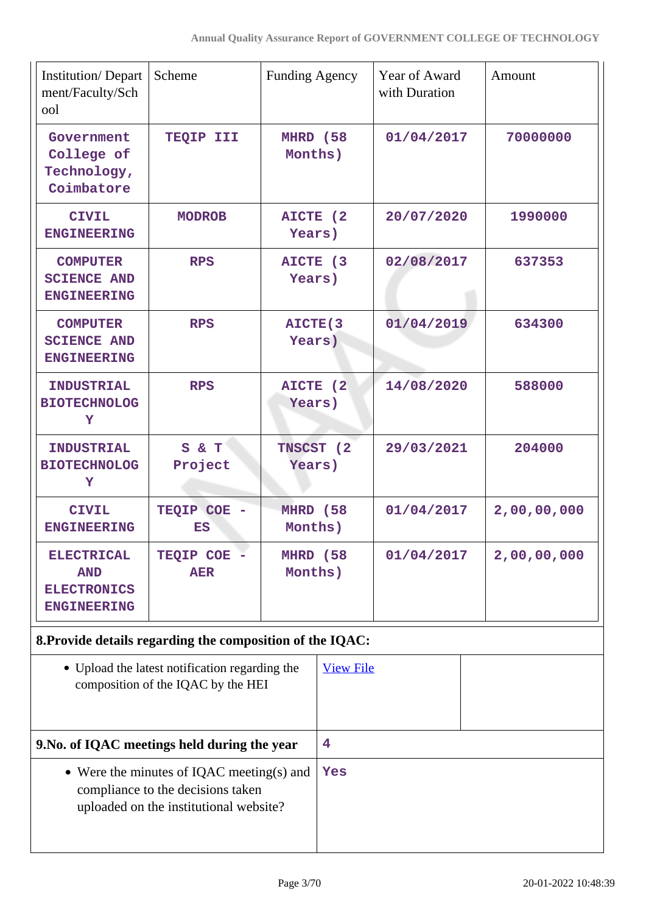| Institution/ Department/Faculty/School | Scheme | Funding Agency | Year of Award with Duration | Amount |
|---|---|---|---|---|
| Government College of Technology, Coimbatore | TEQIP III | MHRD (58 Months) | 01/04/2017 | 70000000 |
| CIVIL ENGINEERING | MODROB | AICTE (2 Years) | 20/07/2020 | 1990000 |
| COMPUTER SCIENCE AND ENGINEERING | RPS | AICTE (3 Years) | 02/08/2017 | 637353 |
| COMPUTER SCIENCE AND ENGINEERING | RPS | AICTE(3 Years) | 01/04/2019 | 634300 |
| INDUSTRIAL BIOTECHNOLOGY | RPS | AICTE (2 Years) | 14/08/2020 | 588000 |
| INDUSTRIAL BIOTECHNOLOGY | S & T Project | TNSCST (2 Years) | 29/03/2021 | 204000 |
| CIVIL ENGINEERING | TEQIP COE - ES | MHRD (58 Months) | 01/04/2017 | 2,00,00,000 |
| ELECTRICAL AND ELECTRONICS ENGINEERING | TEQIP COE - AER | MHRD (58 Months) | 01/04/2017 | 2,00,00,000 |

**8.Provide details regarding the composition of the IQAC:**

| | |
|---|---|
| • Upload the latest notification regarding the composition of the IQAC by the HEI | View File |

| | |
|---|---|
| **9.No. of IQAC meetings held during the year** | 4 |
| • Were the minutes of IQAC meeting(s) and compliance to the decisions taken uploaded on the institutional website? | Yes |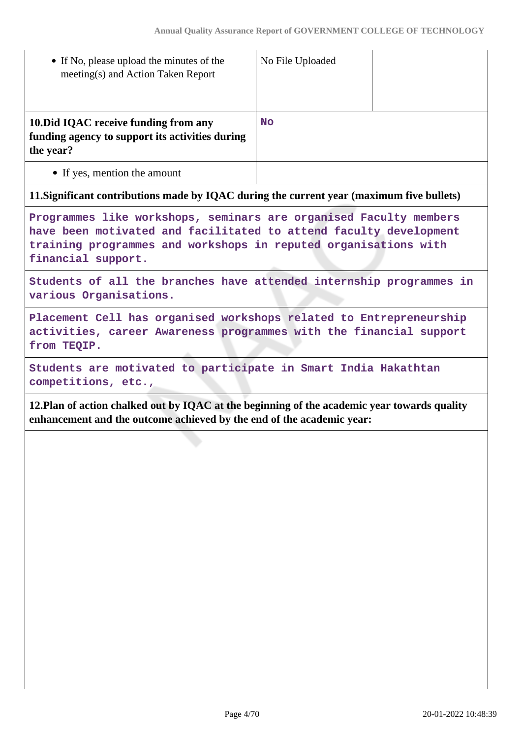| | | |
|---|---|---|
| • If No, please upload the minutes of the meeting(s) and Action Taken Report | No File Uploaded | |
| **10.Did IQAC receive funding from any funding agency to support its activities during the year?** | **No** | |
| • If yes, mention the amount | | |

**11.Significant contributions made by IQAC during the current year (maximum five bullets)**

| |
|---|
| Programmes like workshops, seminars are organised Faculty members have been motivated and facilitated to attend faculty development training programmes and workshops in reputed organisations with financial support. |
| Students of all the branches have attended internship programmes in various Organisations. |
| Placement Cell has organised workshops related to Entrepreneurship activities, career Awareness programmes with the financial support from TEQIP. |
| Students are motivated to participate in Smart India Hakathtan competitions, etc., |

**12.Plan of action chalked out by IQAC at the beginning of the academic year towards quality enhancement and the outcome achieved by the end of the academic year:**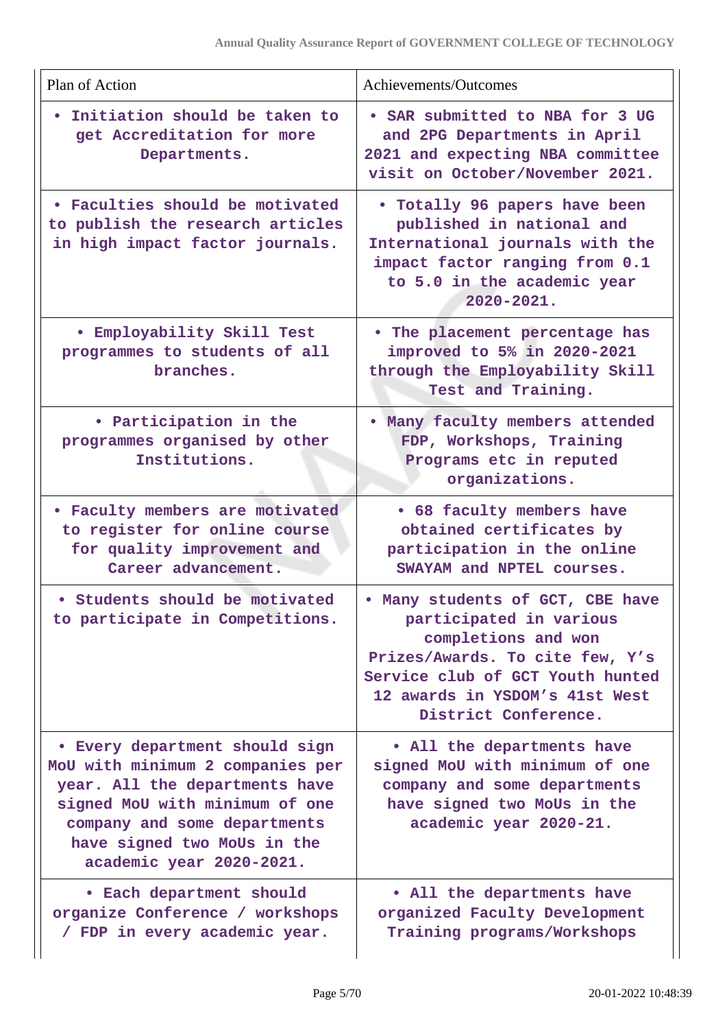| Plan of Action | Achievements/Outcomes |
|---|---|
| • Initiation should be taken to get Accreditation for more Departments. | • SAR submitted to NBA for 3 UG and 2PG Departments in April 2021 and expecting NBA committee visit on October/November 2021. |
| • Faculties should be motivated to publish the research articles in high impact factor journals. | • Totally 96 papers have been published in national and International journals with the impact factor ranging from 0.1 to 5.0 in the academic year 2020-2021. |
| • Employability Skill Test programmes to students of all branches. | • The placement percentage has improved to 5% in 2020-2021 through the Employability Skill Test and Training. |
| • Participation in the programmes organised by other Institutions. | • Many faculty members attended FDP, Workshops, Training Programs etc in reputed organizations. |
| • Faculty members are motivated to register for online course for quality improvement and Career advancement. | • 68 faculty members have obtained certificates by participation in the online SWAYAM and NPTEL courses. |
| • Students should be motivated to participate in Competitions. | • Many students of GCT, CBE have participated in various completions and won Prizes/Awards. To cite few, Y's Service club of GCT Youth hunted 12 awards in YSDOM's 41st West District Conference. |
| • Every department should sign MoU with minimum 2 companies per year. All the departments have signed MoU with minimum of one company and some departments have signed two MoUs in the academic year 2020-2021. | • All the departments have signed MoU with minimum of one company and some departments have signed two MoUs in the academic year 2020-21. |
| • Each department should organize Conference / workshops / FDP in every academic year. | • All the departments have organized Faculty Development Training programs/Workshops |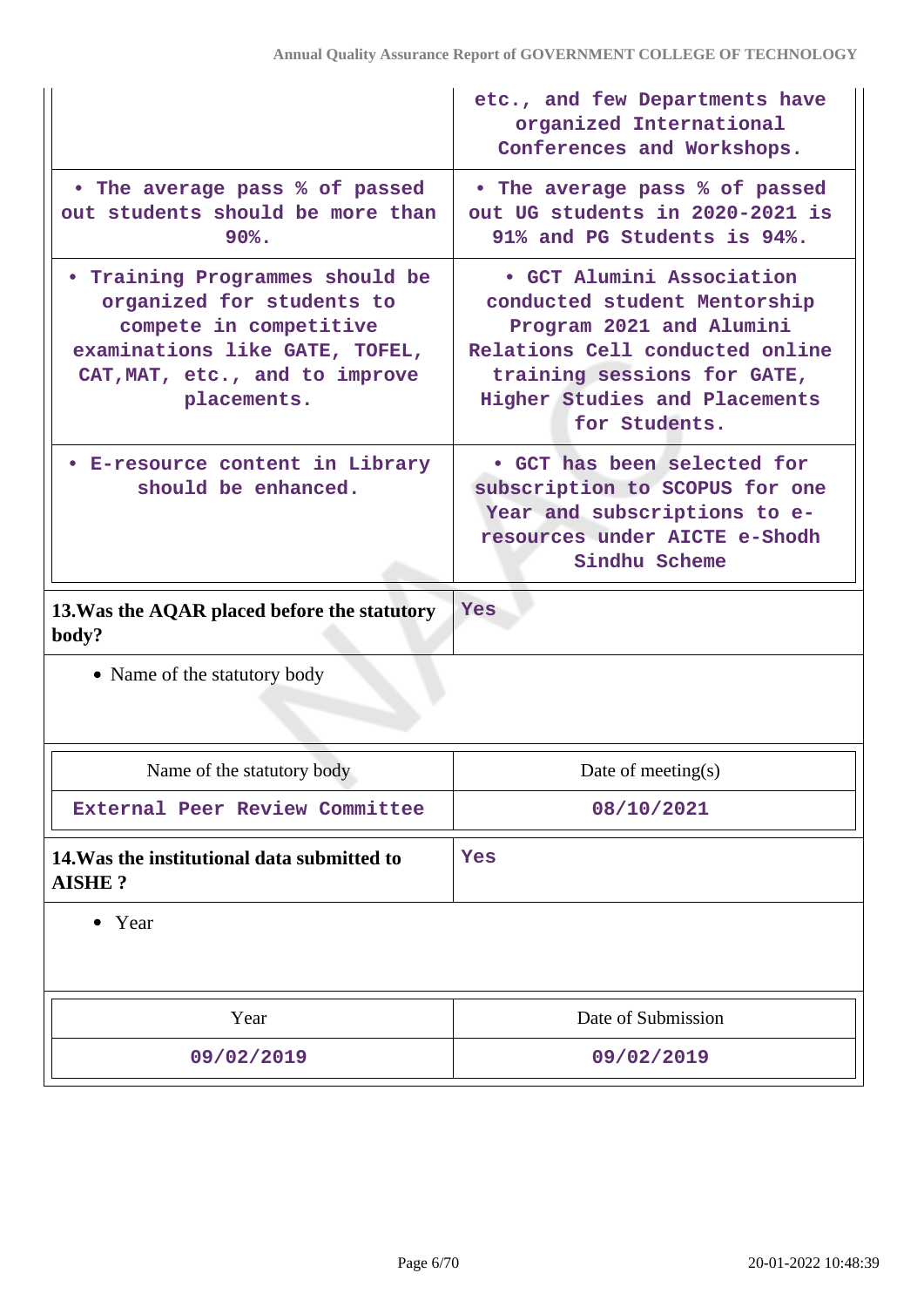| | |
|---|---|
| | etc., and few Departments have organized International Conferences and Workshops. |
| • The average pass % of passed out students should be more than 90%. | • The average pass % of passed out UG students in 2020-2021 is 91% and PG Students is 94%. |
| • Training Programmes should be organized for students to compete in competitive examinations like GATE, TOFEL, CAT,MAT, etc., and to improve placements. | • GCT Alumini Association conducted student Mentorship Program 2021 and Alumini Relations Cell conducted online training sessions for GATE, Higher Studies and Placements for Students. |
| • E-resource content in Library should be enhanced. | • GCT has been selected for subscription to SCOPUS for one Year and subscriptions to e-resources under AICTE e-Shodh Sindhu Scheme |

**13.Was the AQAR placed before the statutory body?** Yes

- Name of the statutory body

| Name of the statutory body | Date of meeting(s) |
|---|---|
| External Peer Review Committee | 08/10/2021 |

**14.Was the institutional data submitted to AISHE ?** Yes

- Year

| Year | Date of Submission |
|---|---|
| 09/02/2019 | 09/02/2019 |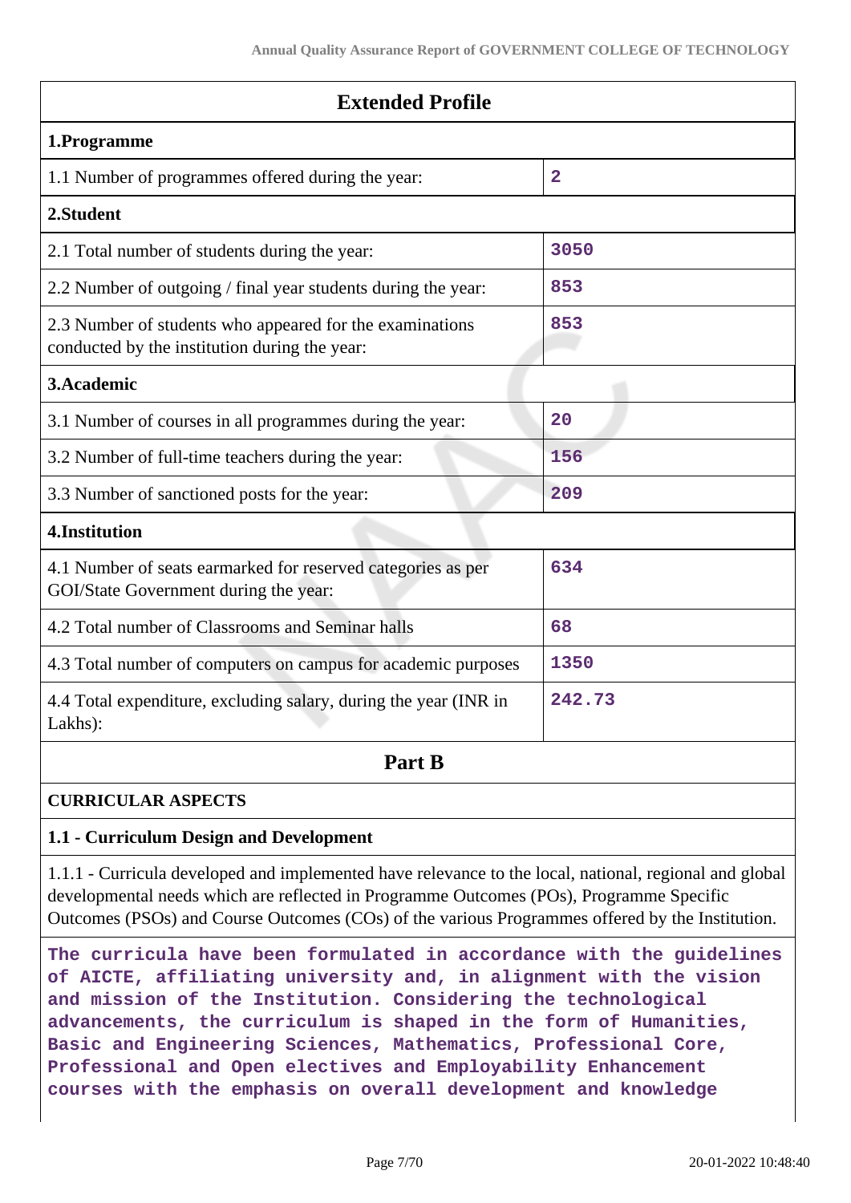## Extended Profile

| **1.Programme** | |
|---|---|
| 1.1 Number of programmes offered during the year: | **2** |
| **2.Student** | |
| 2.1 Total number of students during the year: | **3050** |
| 2.2 Number of outgoing / final year students during the year: | **853** |
| 2.3 Number of students who appeared for the examinations conducted by the institution during the year: | **853** |
| **3.Academic** | |
| 3.1 Number of courses in all programmes during the year: | **20** |
| 3.2 Number of full-time teachers during the year: | **156** |
| 3.3 Number of sanctioned posts for the year: | **209** |
| **4.Institution** | |
| 4.1 Number of seats earmarked for reserved categories as per GOI/State Government during the year: | **634** |
| 4.2 Total number of Classrooms and Seminar halls | **68** |
| 4.3 Total number of computers on campus for academic purposes | **1350** |
| 4.4 Total expenditure, excluding salary, during the year (INR in Lakhs): | **242.73** |

## Part B

### CURRICULAR ASPECTS

#### 1.1 - Curriculum Design and Development

1.1.1 - Curricula developed and implemented have relevance to the local, national, regional and global developmental needs which are reflected in Programme Outcomes (POs), Programme Specific Outcomes (PSOs) and Course Outcomes (COs) of the various Programmes offered by the Institution.

**The curricula have been formulated in accordance with the guidelines of AICTE, affiliating university and, in alignment with the vision and mission of the Institution. Considering the technological advancements, the curriculum is shaped in the form of Humanities, Basic and Engineering Sciences, Mathematics, Professional Core, Professional and Open electives and Employability Enhancement courses with the emphasis on overall development and knowledge**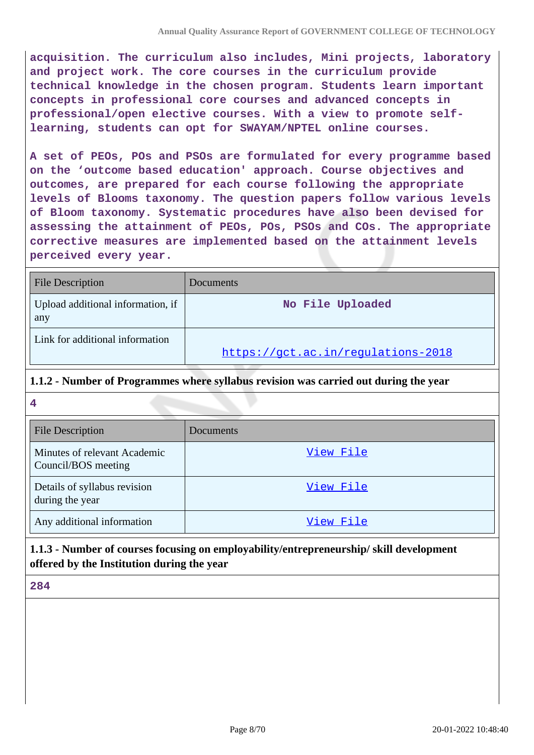acquisition. The curriculum also includes, Mini projects, laboratory and project work. The core courses in the curriculum provide technical knowledge in the chosen program. Students learn important concepts in professional core courses and advanced concepts in professional/open elective courses. With a view to promote self-learning, students can opt for SWAYAM/NPTEL online courses.

A set of PEOs, POs and PSOs are formulated for every programme based on the 'outcome based education' approach. Course objectives and outcomes, are prepared for each course following the appropriate levels of Blooms taxonomy. The question papers follow various levels of Bloom taxonomy. Systematic procedures have also been devised for assessing the attainment of PEOs, POs, PSOs and COs. The appropriate corrective measures are implemented based on the attainment levels perceived every year.

| File Description | Documents |
|---|---|
| Upload additional information, if any | No File Uploaded |
| Link for additional information | https://gct.ac.in/regulations-2018 |

### 1.1.2 - Number of Programmes where syllabus revision was carried out during the year

4

| File Description | Documents |
|---|---|
| Minutes of relevant Academic Council/BOS meeting | View File |
| Details of syllabus revision during the year | View File |
| Any additional information | View File |

### 1.1.3 - Number of courses focusing on employability/entrepreneurship/ skill development offered by the Institution during the year

284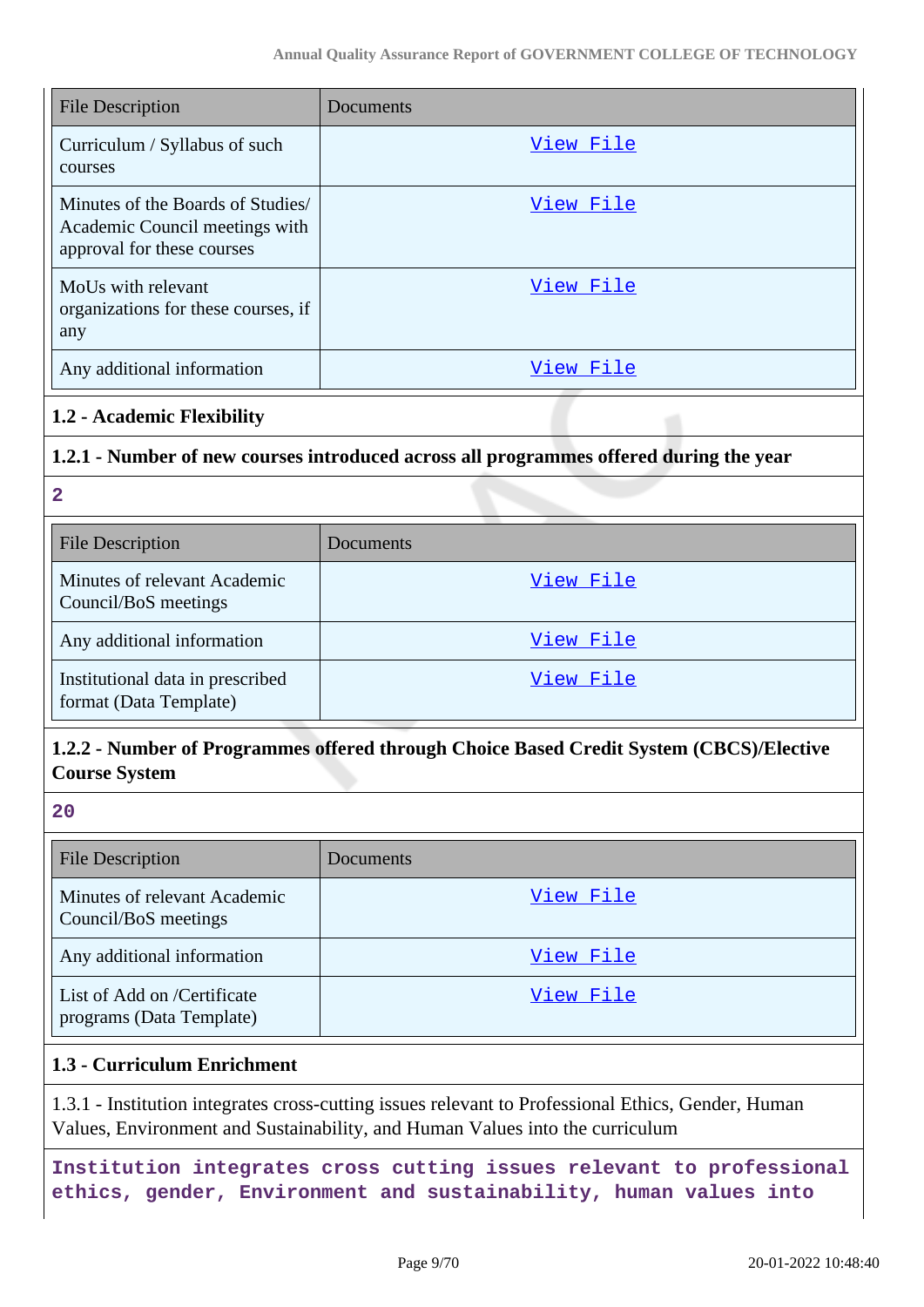| File Description | Documents |
|---|---|
| Curriculum / Syllabus of such courses | View File |
| Minutes of the Boards of Studies/ Academic Council meetings with approval for these courses | View File |
| MoUs with relevant organizations for these courses, if any | View File |
| Any additional information | View File |

### 1.2 - Academic Flexibility

**1.2.1 - Number of new courses introduced across all programmes offered during the year**

**2**

| File Description | Documents |
|---|---|
| Minutes of relevant Academic Council/BoS meetings | View File |
| Any additional information | View File |
| Institutional data in prescribed format (Data Template) | View File |

**1.2.2 - Number of Programmes offered through Choice Based Credit System (CBCS)/Elective Course System**

**20**

| File Description | Documents |
|---|---|
| Minutes of relevant Academic Council/BoS meetings | View File |
| Any additional information | View File |
| List of Add on /Certificate programs (Data Template) | View File |

### 1.3 - Curriculum Enrichment

1.3.1 - Institution integrates cross-cutting issues relevant to Professional Ethics, Gender, Human Values, Environment and Sustainability, and Human Values into the curriculum

**Institution integrates cross cutting issues relevant to professional ethics, gender, Environment and sustainability, human values into**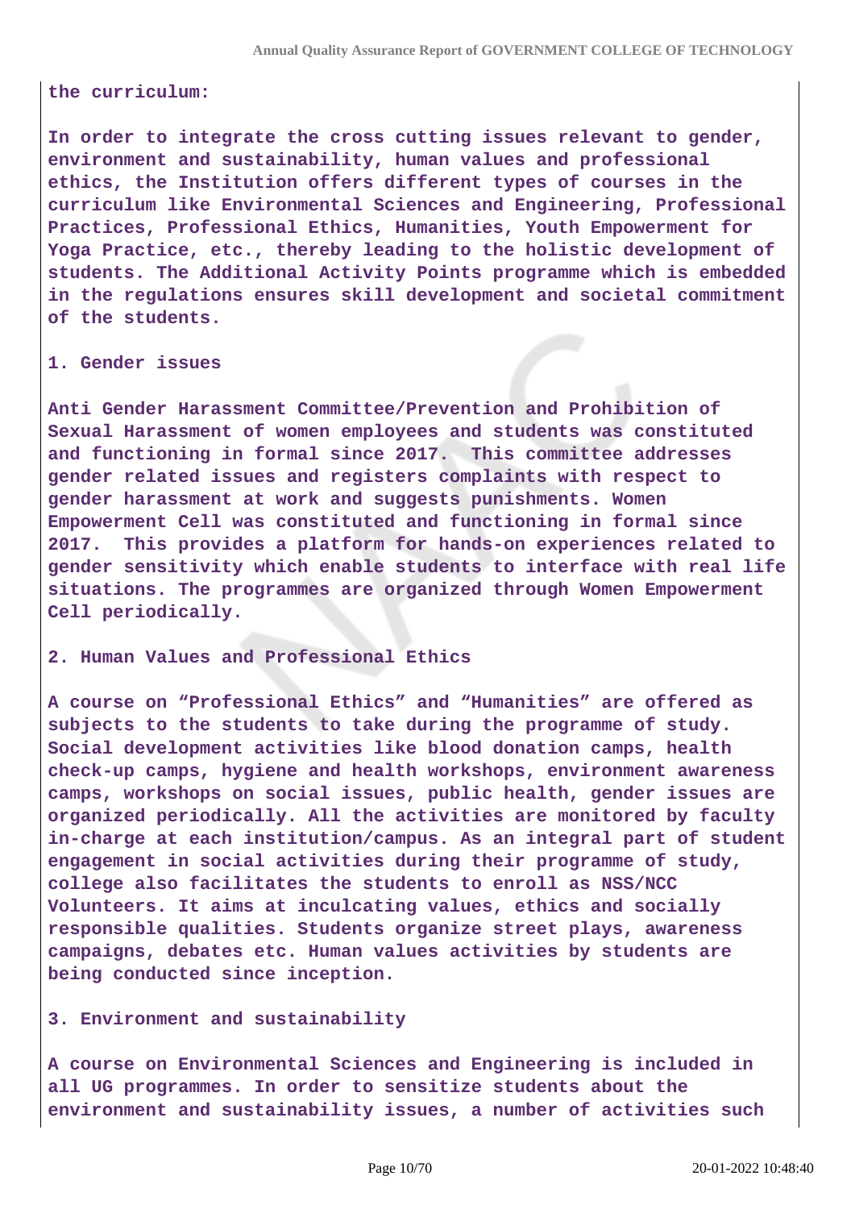**the curriculum:**

**In order to integrate the cross cutting issues relevant to gender, environment and sustainability, human values and professional ethics, the Institution offers different types of courses in the curriculum like Environmental Sciences and Engineering, Professional Practices, Professional Ethics, Humanities, Youth Empowerment for Yoga Practice, etc., thereby leading to the holistic development of students. The Additional Activity Points programme which is embedded in the regulations ensures skill development and societal commitment of the students.**

**1. Gender issues**

**Anti Gender Harassment Committee/Prevention and Prohibition of Sexual Harassment of women employees and students was constituted and functioning in formal since 2017. This committee addresses gender related issues and registers complaints with respect to gender harassment at work and suggests punishments. Women Empowerment Cell was constituted and functioning in formal since 2017. This provides a platform for hands-on experiences related to gender sensitivity which enable students to interface with real life situations. The programmes are organized through Women Empowerment Cell periodically.**

**2. Human Values and Professional Ethics**

**A course on “Professional Ethics” and “Humanities” are offered as subjects to the students to take during the programme of study. Social development activities like blood donation camps, health check-up camps, hygiene and health workshops, environment awareness camps, workshops on social issues, public health, gender issues are organized periodically. All the activities are monitored by faculty in-charge at each institution/campus. As an integral part of student engagement in social activities during their programme of study, college also facilitates the students to enroll as NSS/NCC Volunteers. It aims at inculcating values, ethics and socially responsible qualities. Students organize street plays, awareness campaigns, debates etc. Human values activities by students are being conducted since inception.**

**3. Environment and sustainability**

**A course on Environmental Sciences and Engineering is included in all UG programmes. In order to sensitize students about the environment and sustainability issues, a number of activities such**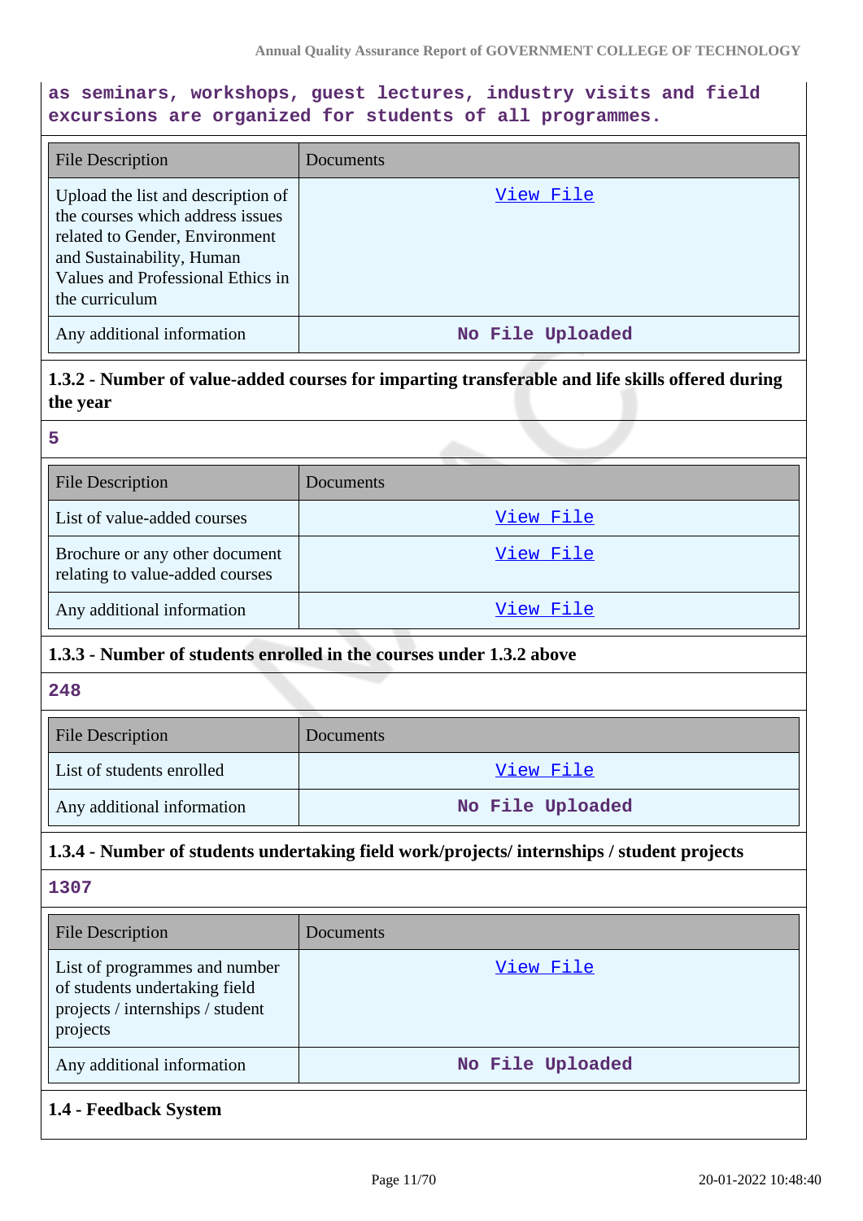as seminars, workshops, guest lectures, industry visits and field excursions are organized for students of all programmes.

| File Description | Documents |
| --- | --- |
| Upload the list and description of the courses which address issues related to Gender, Environment and Sustainability, Human Values and Professional Ethics in the curriculum | View File |
| Any additional information | No File Uploaded |

### 1.3.2 - Number of value-added courses for imparting transferable and life skills offered during the year

5

| File Description | Documents |
| --- | --- |
| List of value-added courses | View File |
| Brochure or any other document relating to value-added courses | View File |
| Any additional information | View File |

### 1.3.3 - Number of students enrolled in the courses under 1.3.2 above

248

| File Description | Documents |
| --- | --- |
| List of students enrolled | View File |
| Any additional information | No File Uploaded |

### 1.3.4 - Number of students undertaking field work/projects/ internships / student projects

1307

| File Description | Documents |
| --- | --- |
| List of programmes and number of students undertaking field projects / internships / student projects | View File |
| Any additional information | No File Uploaded |

## 1.4 - Feedback System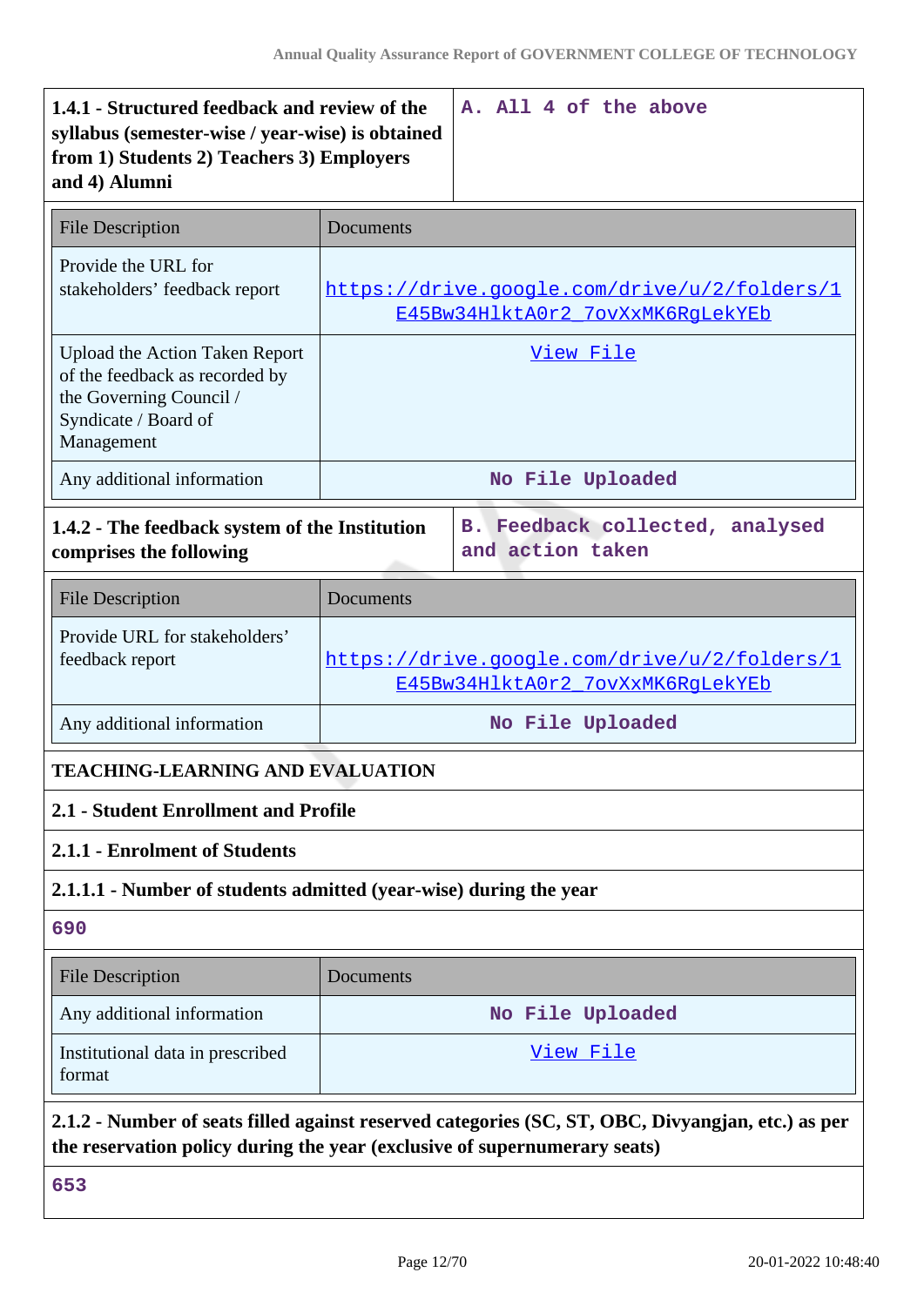| 1.4.1 - Structured feedback and review of the syllabus (semester-wise / year-wise) is obtained from 1) Students 2) Teachers 3) Employers and 4) Alumni | A. All 4 of the above |
|---|---|

| File Description | Documents |
|---|---|
| Provide the URL for stakeholders' feedback report | https://drive.google.com/drive/u/2/folders/1E45Bw34HlktA0r2_7ovXxMK6RgLekYEb |
| Upload the Action Taken Report of the feedback as recorded by the Governing Council / Syndicate / Board of Management | View File |
| Any additional information | No File Uploaded |

| 1.4.2 - The feedback system of the Institution comprises the following | B. Feedback collected, analysed and action taken |
|---|---|

| File Description | Documents |
|---|---|
| Provide URL for stakeholders' feedback report | https://drive.google.com/drive/u/2/folders/1E45Bw34HlktA0r2_7ovXxMK6RgLekYEb |
| Any additional information | No File Uploaded |

## TEACHING-LEARNING AND EVALUATION

### 2.1 - Student Enrollment and Profile

### 2.1.1 - Enrolment of Students

**2.1.1.1 - Number of students admitted (year-wise) during the year**

690

| File Description | Documents |
|---|---|
| Any additional information | No File Uploaded |
| Institutional data in prescribed format | View File |

**2.1.2 - Number of seats filled against reserved categories (SC, ST, OBC, Divyangjan, etc.) as per the reservation policy during the year (exclusive of supernumerary seats)**

653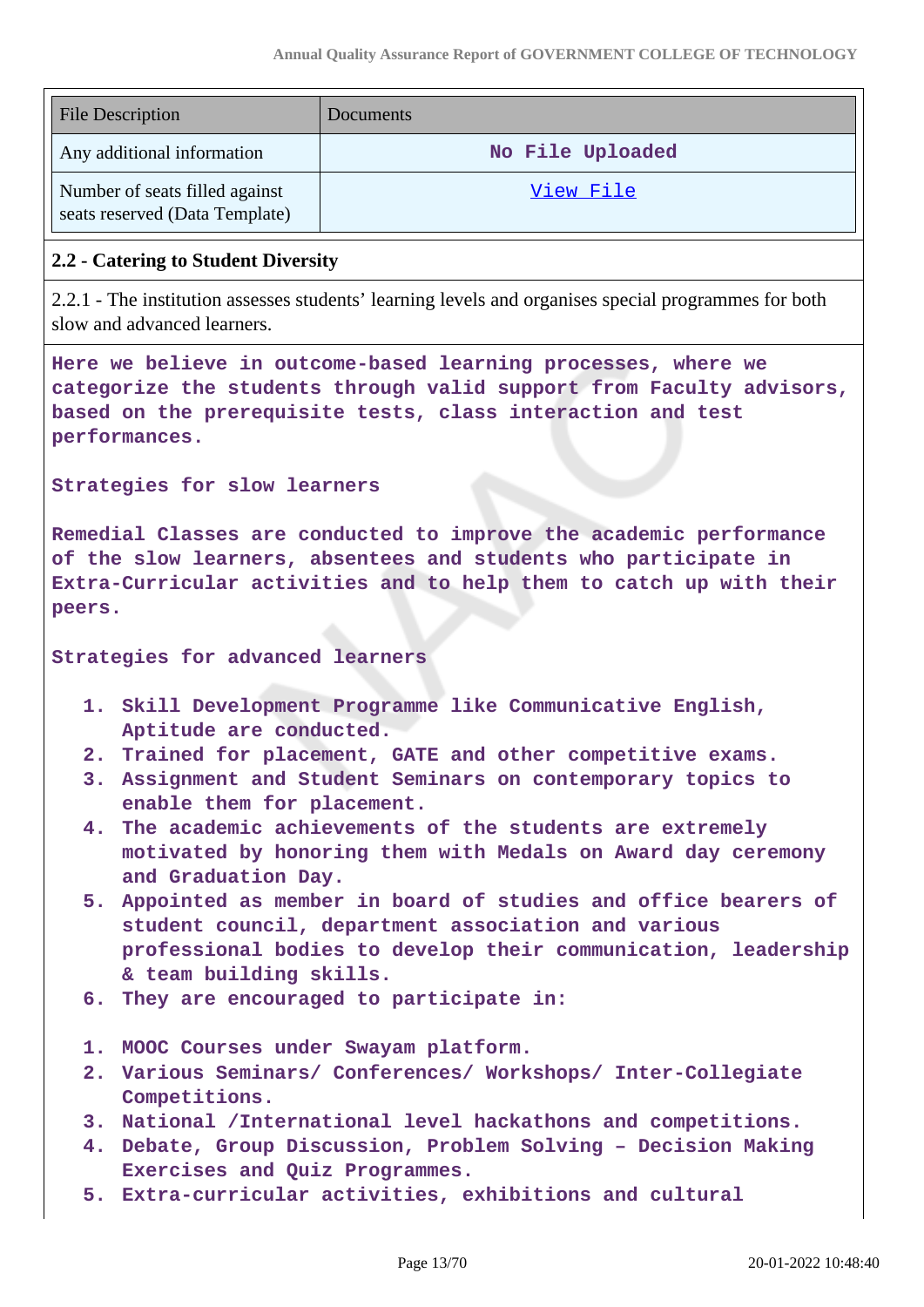| File Description | Documents |
|---|---|
| Any additional information | No File Uploaded |
| Number of seats filled against seats reserved (Data Template) | View File |

**2.2 - Catering to Student Diversity**

2.2.1 - The institution assesses students' learning levels and organises special programmes for both slow and advanced learners.

Here we believe in outcome-based learning processes, where we categorize the students through valid support from Faculty advisors, based on the prerequisite tests, class interaction and test performances.

Strategies for slow learners

Remedial Classes are conducted to improve the academic performance of the slow learners, absentees and students who participate in Extra-Curricular activities and to help them to catch up with their peers.

Strategies for advanced learners

1. Skill Development Programme like Communicative English, Aptitude are conducted.
2. Trained for placement, GATE and other competitive exams.
3. Assignment and Student Seminars on contemporary topics to enable them for placement.
4. The academic achievements of the students are extremely motivated by honoring them with Medals on Award day ceremony and Graduation Day.
5. Appointed as member in board of studies and office bearers of student council, department association and various professional bodies to develop their communication, leadership & team building skills.
6. They are encouraged to participate in:

1. MOOC Courses under Swayam platform.
2. Various Seminars/ Conferences/ Workshops/ Inter-Collegiate Competitions.
3. National /International level hackathons and competitions.
4. Debate, Group Discussion, Problem Solving – Decision Making Exercises and Quiz Programmes.
5. Extra-curricular activities, exhibitions and cultural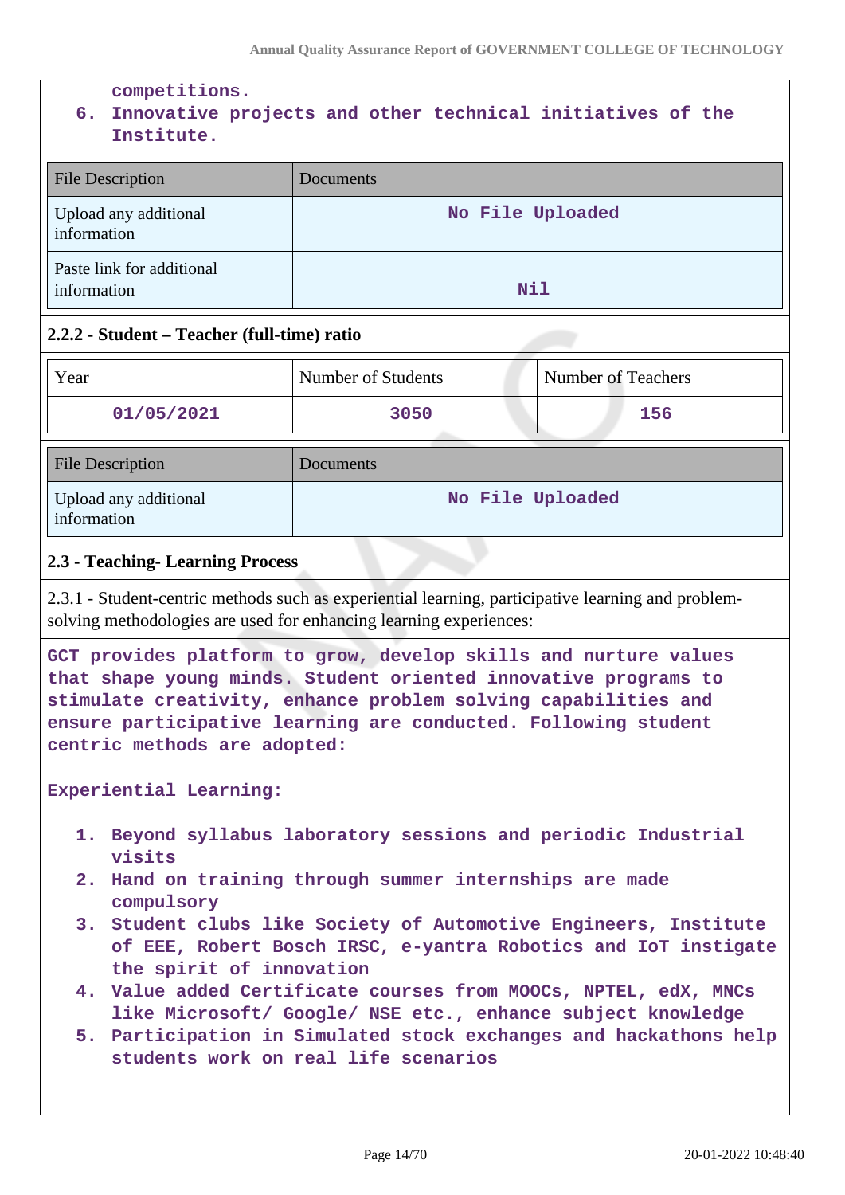competitions.

6. Innovative projects and other technical initiatives of the Institute.

| File Description | Documents |
|---|---|
| Upload any additional information | No File Uploaded |
| Paste link for additional information | Nil |

**2.2.2 - Student – Teacher (full-time) ratio**

| Year | Number of Students | Number of Teachers |
|---|---|---|
| 01/05/2021 | 3050 | 156 |

| File Description | Documents |
|---|---|
| Upload any additional information | No File Uploaded |

**2.3 - Teaching- Learning Process**

2.3.1 - Student-centric methods such as experiential learning, participative learning and problem-solving methodologies are used for enhancing learning experiences:

GCT provides platform to grow, develop skills and nurture values that shape young minds. Student oriented innovative programs to stimulate creativity, enhance problem solving capabilities and ensure participative learning are conducted. Following student centric methods are adopted:

Experiential Learning:

1. Beyond syllabus laboratory sessions and periodic Industrial visits
2. Hand on training through summer internships are made compulsory
3. Student clubs like Society of Automotive Engineers, Institute of EEE, Robert Bosch IRSC, e-yantra Robotics and IoT instigate the spirit of innovation
4. Value added Certificate courses from MOOCs, NPTEL, edX, MNCs like Microsoft/ Google/ NSE etc., enhance subject knowledge
5. Participation in Simulated stock exchanges and hackathons help students work on real life scenarios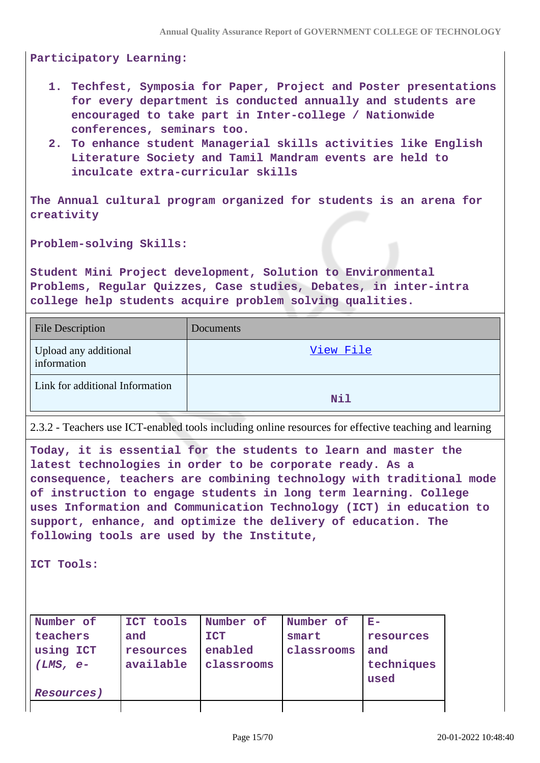**Participatory Learning:**

1. **Techfest, Symposia for Paper, Project and Poster presentations for every department is conducted annually and students are encouraged to take part in Inter-college / Nationwide conferences, seminars too.**
2. **To enhance student Managerial skills activities like English Literature Society and Tamil Mandram events are held to inculcate extra-curricular skills**

**The Annual cultural program organized for students is an arena for creativity**

**Problem-solving Skills:**

**Student Mini Project development, Solution to Environmental Problems, Regular Quizzes, Case studies, Debates, in inter-intra college help students acquire problem solving qualities.**

| File Description | Documents |
|---|---|
| Upload any additional information | View File |
| Link for additional Information | **Nil** |

2.3.2 - Teachers use ICT-enabled tools including online resources for effective teaching and learning

**Today, it is essential for the students to learn and master the latest technologies in order to be corporate ready. As a consequence, teachers are combining technology with traditional mode of instruction to engage students in long term learning. College uses Information and Communication Technology (ICT) in education to support, enhance, and optimize the delivery of education. The following tools are used by the Institute,**

**ICT Tools:**

| Number of teachers using ICT *(LMS, e-Resources)* | ICT tools and resources available | Number of ICT enabled classrooms | Number of smart classrooms | E-resources and techniques used |
|---|---|---|---|---|
| | | | | |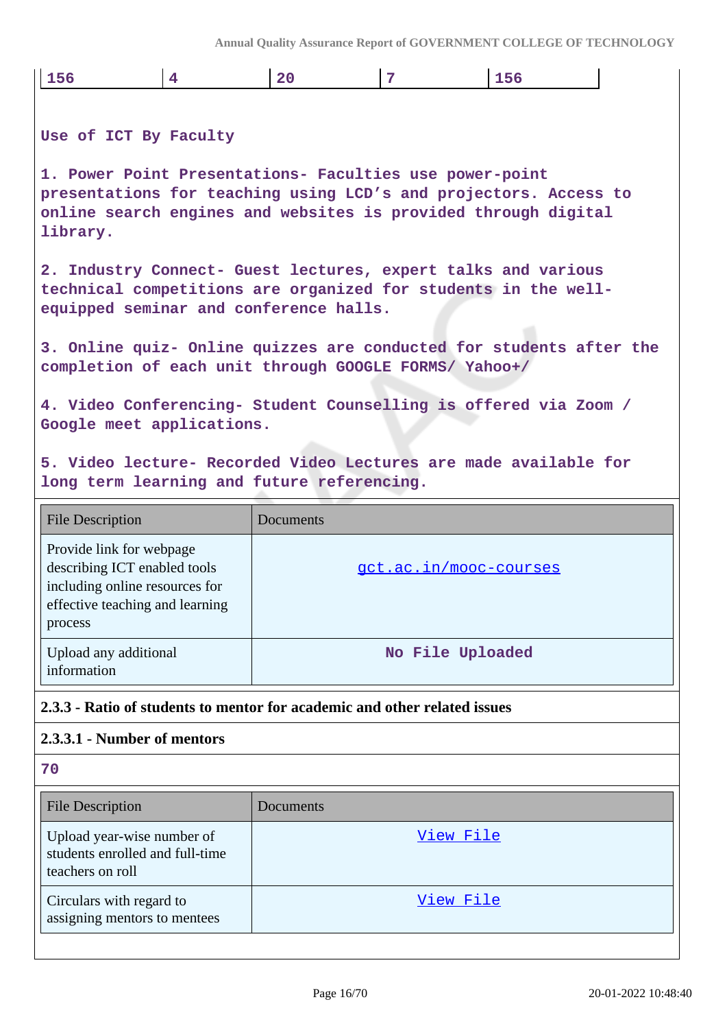| 156 | 4 | 20 | 7 | 156 |
|---|---|---|---|---|

Use of ICT By Faculty

1. Power Point Presentations- Faculties use power-point presentations for teaching using LCD's and projectors. Access to online search engines and websites is provided through digital library.

2. Industry Connect- Guest lectures, expert talks and various technical competitions are organized for students in the well-equipped seminar and conference halls.

3. Online quiz- Online quizzes are conducted for students after the completion of each unit through GOOGLE FORMS/ Yahoo+/

4. Video Conferencing- Student Counselling is offered via Zoom / Google meet applications.

5. Video lecture- Recorded Video Lectures are made available for long term learning and future referencing.

| File Description | Documents |
|---|---|
| Provide link for webpage describing ICT enabled tools including online resources for effective teaching and learning process | gct.ac.in/mooc-courses |
| Upload any additional information | No File Uploaded |

**2.3.3 - Ratio of students to mentor for academic and other related issues**

**2.3.3.1 - Number of mentors**

70

| File Description | Documents |
|---|---|
| Upload year-wise number of students enrolled and full-time teachers on roll | View File |
| Circulars with regard to assigning mentors to mentees | View File |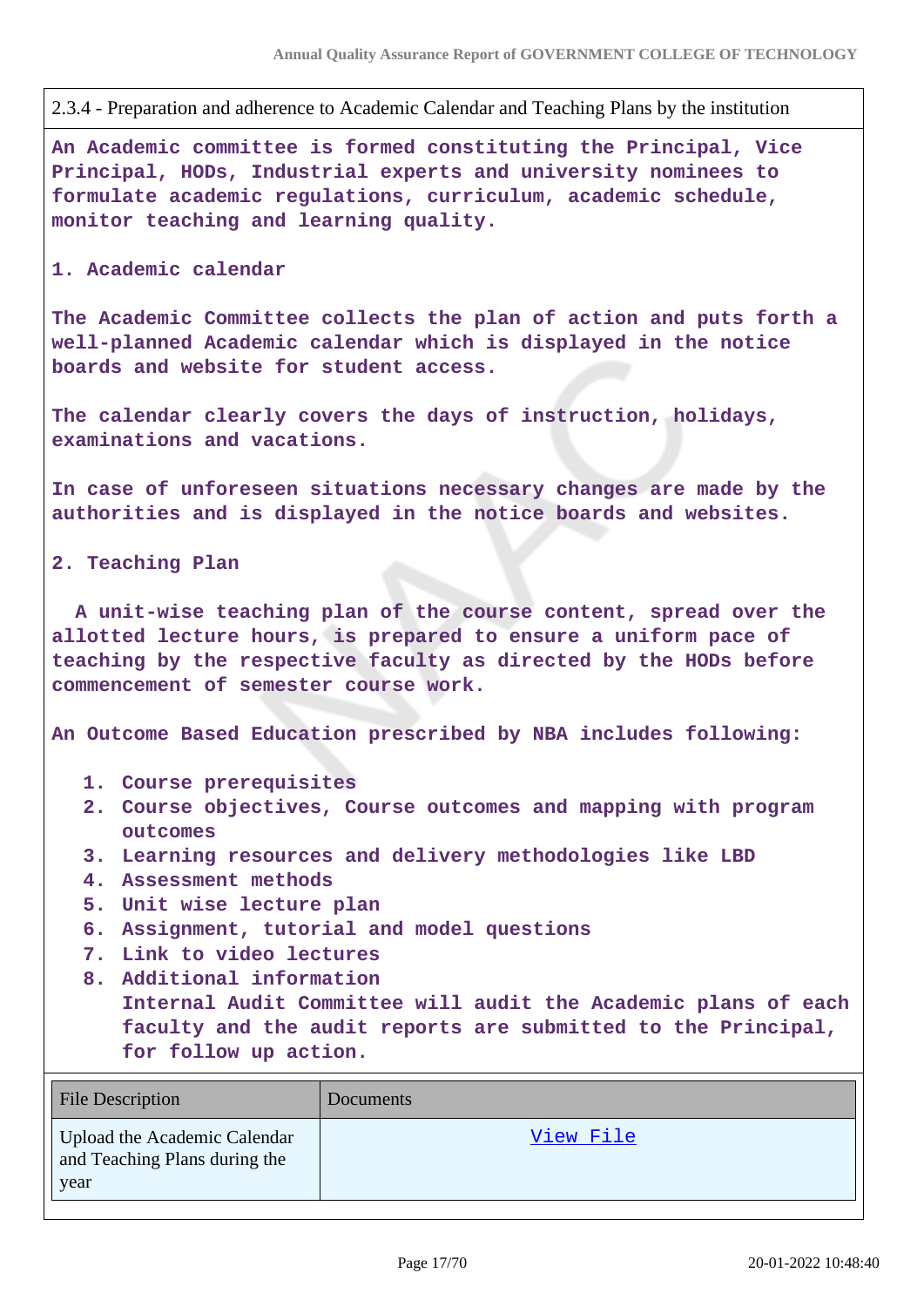2.3.4 - Preparation and adherence to Academic Calendar and Teaching Plans by the institution

**An Academic committee is formed constituting the Principal, Vice Principal, HODs, Industrial experts and university nominees to formulate academic regulations, curriculum, academic schedule, monitor teaching and learning quality.**

**1. Academic calendar**

**The Academic Committee collects the plan of action and puts forth a well-planned Academic calendar which is displayed in the notice boards and website for student access.**

**The calendar clearly covers the days of instruction, holidays, examinations and vacations.**

**In case of unforeseen situations necessary changes are made by the authorities and is displayed in the notice boards and websites.**

**2. Teaching Plan**

**A unit-wise teaching plan of the course content, spread over the allotted lecture hours, is prepared to ensure a uniform pace of teaching by the respective faculty as directed by the HODs before commencement of semester course work.**

**An Outcome Based Education prescribed by NBA includes following:**

1. **Course prerequisites**
2. **Course objectives, Course outcomes and mapping with program outcomes**
3. **Learning resources and delivery methodologies like LBD**
4. **Assessment methods**
5. **Unit wise lecture plan**
6. **Assignment, tutorial and model questions**
7. **Link to video lectures**
8. **Additional information**
   **Internal Audit Committee will audit the Academic plans of each faculty and the audit reports are submitted to the Principal, for follow up action.**

| File Description | Documents |
|---|---|
| Upload the Academic Calendar and Teaching Plans during the year | View File |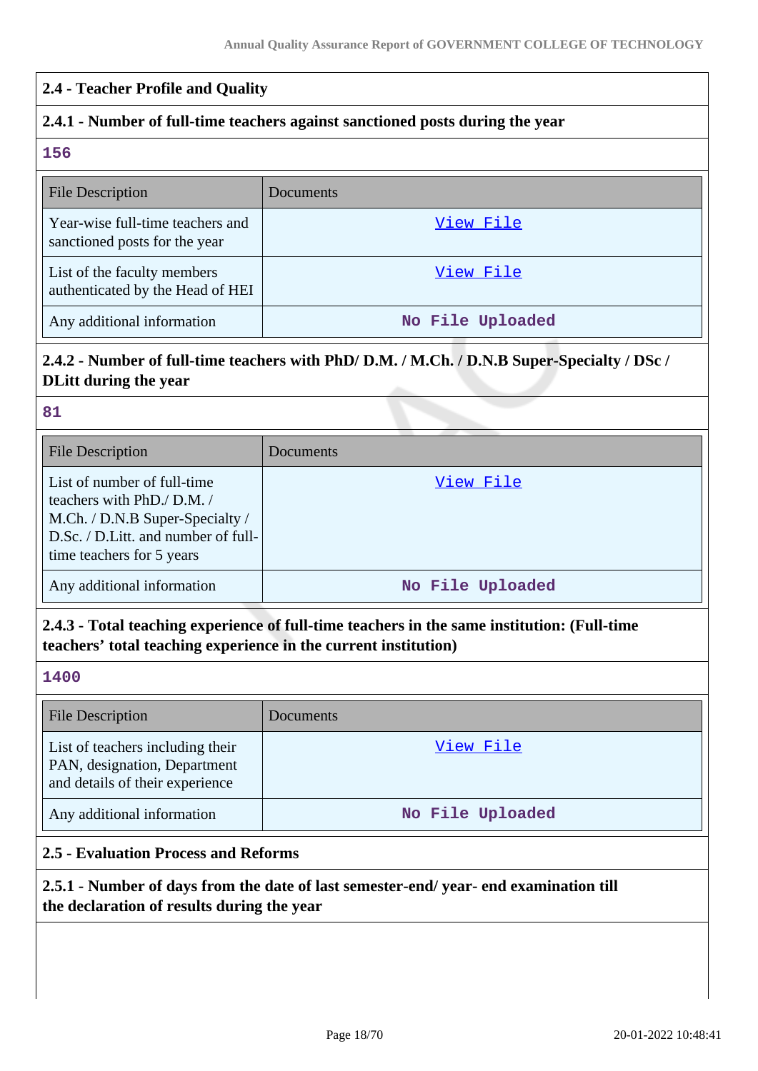## 2.4 - Teacher Profile and Quality

### 2.4.1 - Number of full-time teachers against sanctioned posts during the year

**156**

| File Description | Documents |
| --- | --- |
| Year-wise full-time teachers and sanctioned posts for the year | View File |
| List of the faculty members authenticated by the Head of HEI | View File |
| Any additional information | No File Uploaded |

### 2.4.2 - Number of full-time teachers with PhD/ D.M. / M.Ch. / D.N.B Super-Specialty / DSc / DLitt during the year

**81**

| File Description | Documents |
| --- | --- |
| List of number of full-time teachers with PhD./ D.M. / M.Ch. / D.N.B Super-Specialty / D.Sc. / D.Litt. and number of full-time teachers for 5 years | View File |
| Any additional information | No File Uploaded |

### 2.4.3 - Total teaching experience of full-time teachers in the same institution: (Full-time teachers' total teaching experience in the current institution)

**1400**

| File Description | Documents |
| --- | --- |
| List of teachers including their PAN, designation, Department and details of their experience | View File |
| Any additional information | No File Uploaded |

## 2.5 - Evaluation Process and Reforms

### 2.5.1 - Number of days from the date of last semester-end/ year- end examination till the declaration of results during the year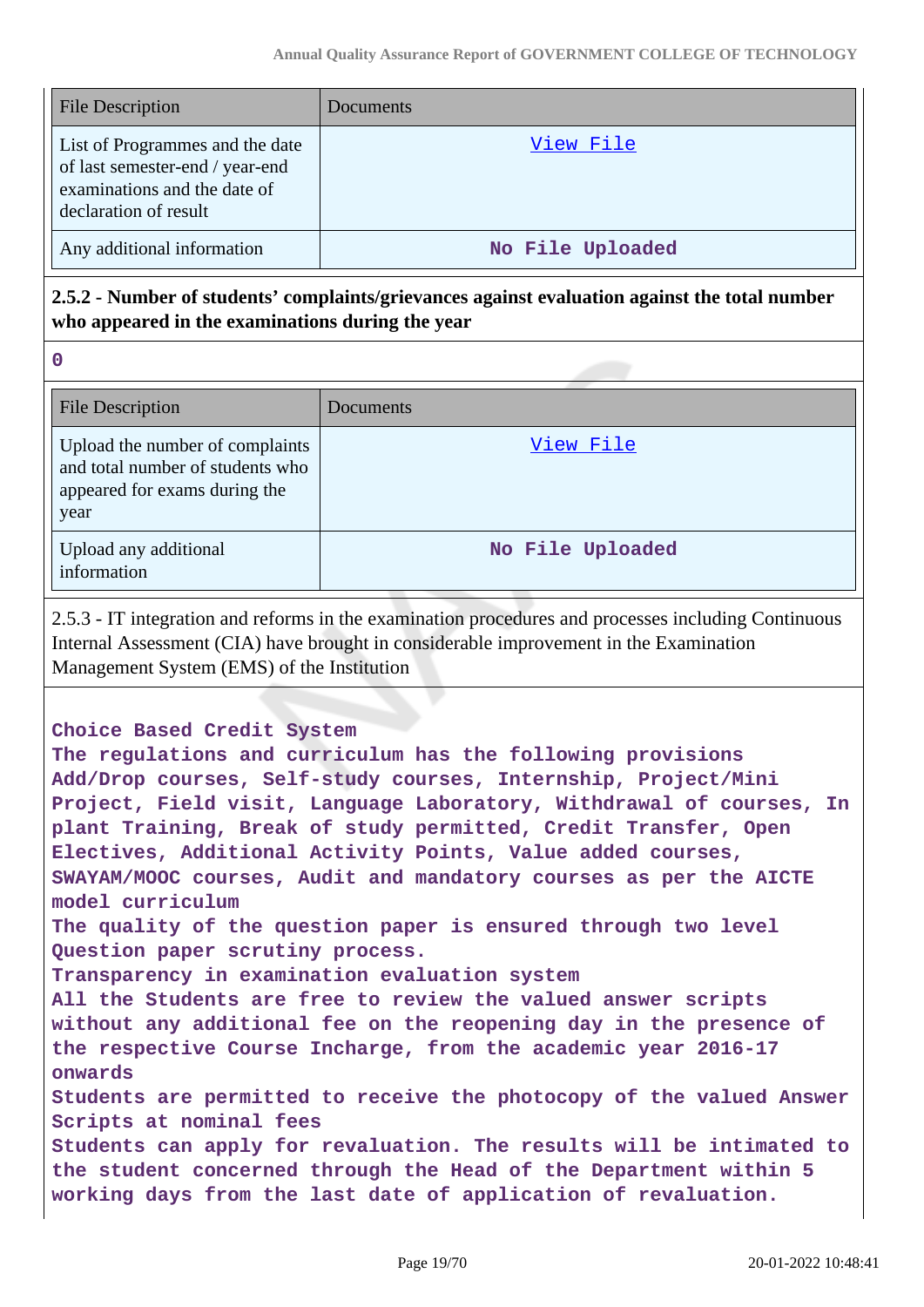| File Description | Documents |
| --- | --- |
| List of Programmes and the date of last semester-end / year-end examinations and the date of declaration of result | View File |
| Any additional information | No File Uploaded |

**2.5.2 - Number of students' complaints/grievances against evaluation against the total number who appeared in the examinations during the year**

0

| File Description | Documents |
| --- | --- |
| Upload the number of complaints and total number of students who appeared for exams during the year | View File |
| Upload any additional information | No File Uploaded |

2.5.3 - IT integration and reforms in the examination procedures and processes including Continuous Internal Assessment (CIA) have brought in considerable improvement in the Examination Management System (EMS) of the Institution

Choice Based Credit System
The regulations and curriculum has the following provisions
Add/Drop courses, Self-study courses, Internship, Project/Mini Project, Field visit, Language Laboratory, Withdrawal of courses, In plant Training, Break of study permitted, Credit Transfer, Open Electives, Additional Activity Points, Value added courses, SWAYAM/MOOC courses, Audit and mandatory courses as per the AICTE model curriculum
The quality of the question paper is ensured through two level Question paper scrutiny process.
Transparency in examination evaluation system
All the Students are free to review the valued answer scripts without any additional fee on the reopening day in the presence of the respective Course Incharge, from the academic year 2016-17 onwards
Students are permitted to receive the photocopy of the valued Answer Scripts at nominal fees
Students can apply for revaluation. The results will be intimated to the student concerned through the Head of the Department within 5 working days from the last date of application of revaluation.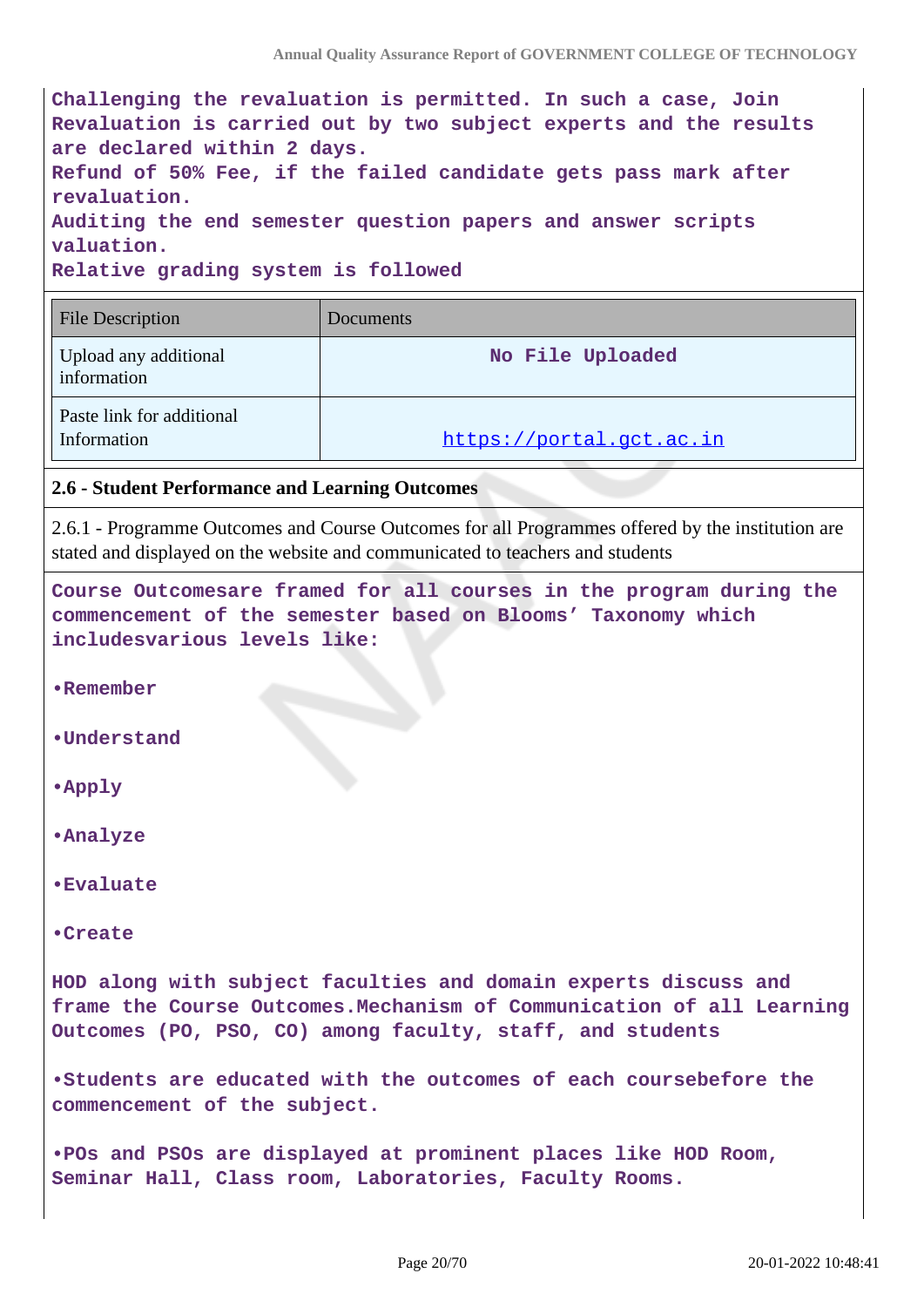**Challenging the revaluation is permitted. In such a case, Join Revaluation is carried out by two subject experts and the results are declared within 2 days.**
**Refund of 50% Fee, if the failed candidate gets pass mark after revaluation.**
**Auditing the end semester question papers and answer scripts valuation.**
**Relative grading system is followed**

| File Description | Documents |
|---|---|
| Upload any additional information | No File Uploaded |
| Paste link for additional Information | https://portal.gct.ac.in |

**2.6 - Student Performance and Learning Outcomes**

2.6.1 - Programme Outcomes and Course Outcomes for all Programmes offered by the institution are stated and displayed on the website and communicated to teachers and students

**Course Outcomesare framed for all courses in the program during the commencement of the semester based on Blooms' Taxonomy which includesvarious levels like:**

**•Remember**

**•Understand**

**•Apply**

**•Analyze**

**•Evaluate**

**•Create**

**HOD along with subject faculties and domain experts discuss and frame the Course Outcomes.Mechanism of Communication of all Learning Outcomes (PO, PSO, CO) among faculty, staff, and students**

**•Students are educated with the outcomes of each coursebefore the commencement of the subject.**

**•POs and PSOs are displayed at prominent places like HOD Room, Seminar Hall, Class room, Laboratories, Faculty Rooms.**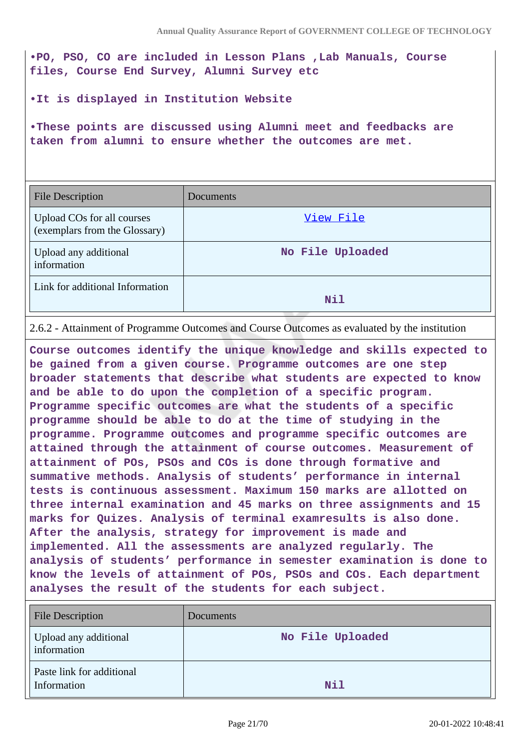•PO, PSO, CO are included in Lesson Plans ,Lab Manuals, Course files, Course End Survey, Alumni Survey etc

•It is displayed in Institution Website

•These points are discussed using Alumni meet and feedbacks are taken from alumni to ensure whether the outcomes are met.

| File Description | Documents |
|---|---|
| Upload COs for all courses (exemplars from the Glossary) | View File |
| Upload any additional information | No File Uploaded |
| Link for additional Information | Nil |

2.6.2 - Attainment of Programme Outcomes and Course Outcomes as evaluated by the institution

Course outcomes identify the unique knowledge and skills expected to be gained from a given course. Programme outcomes are one step broader statements that describe what students are expected to know and be able to do upon the completion of a specific program. Programme specific outcomes are what the students of a specific programme should be able to do at the time of studying in the programme. Programme outcomes and programme specific outcomes are attained through the attainment of course outcomes. Measurement of attainment of POs, PSOs and COs is done through formative and summative methods. Analysis of students' performance in internal tests is continuous assessment. Maximum 150 marks are allotted on three internal examination and 45 marks on three assignments and 15 marks for Quizes. Analysis of terminal examresults is also done. After the analysis, strategy for improvement is made and implemented. All the assessments are analyzed regularly. The analysis of students' performance in semester examination is done to know the levels of attainment of POs, PSOs and COs. Each department analyses the result of the students for each subject.

| File Description | Documents |
|---|---|
| Upload any additional information | No File Uploaded |
| Paste link for additional Information | Nil |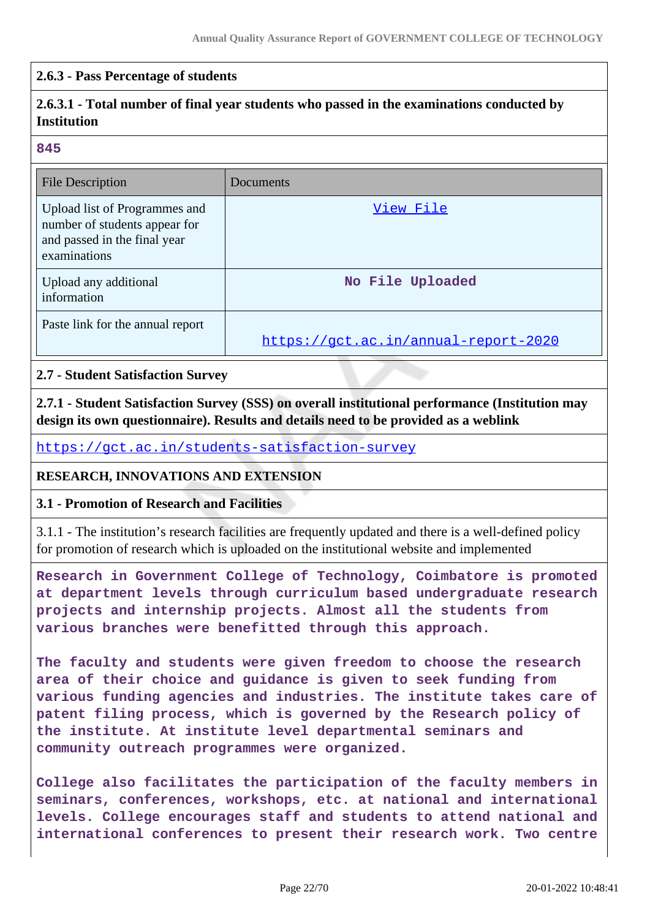**2.6.3 - Pass Percentage of students**

**2.6.3.1 - Total number of final year students who passed in the examinations conducted by Institution**

**845**

| File Description | Documents |
| --- | --- |
| Upload list of Programmes and number of students appear for and passed in the final year examinations | [View File]() |
| Upload any additional information | No File Uploaded |
| Paste link for the annual report | https://gct.ac.in/annual-report-2020 |

**2.7 - Student Satisfaction Survey**

**2.7.1 - Student Satisfaction Survey (SSS) on overall institutional performance (Institution may design its own questionnaire). Results and details need to be provided as a weblink**

https://gct.ac.in/students-satisfaction-survey

**RESEARCH, INNOVATIONS AND EXTENSION**

**3.1 - Promotion of Research and Facilities**

3.1.1 - The institution's research facilities are frequently updated and there is a well-defined policy for promotion of research which is uploaded on the institutional website and implemented

**Research in Government College of Technology, Coimbatore is promoted at department levels through curriculum based undergraduate research projects and internship projects. Almost all the students from various branches were benefitted through this approach.**

**The faculty and students were given freedom to choose the research area of their choice and guidance is given to seek funding from various funding agencies and industries. The institute takes care of patent filing process, which is governed by the Research policy of the institute. At institute level departmental seminars and community outreach programmes were organized.**

**College also facilitates the participation of the faculty members in seminars, conferences, workshops, etc. at national and international levels. College encourages staff and students to attend national and international conferences to present their research work. Two centre**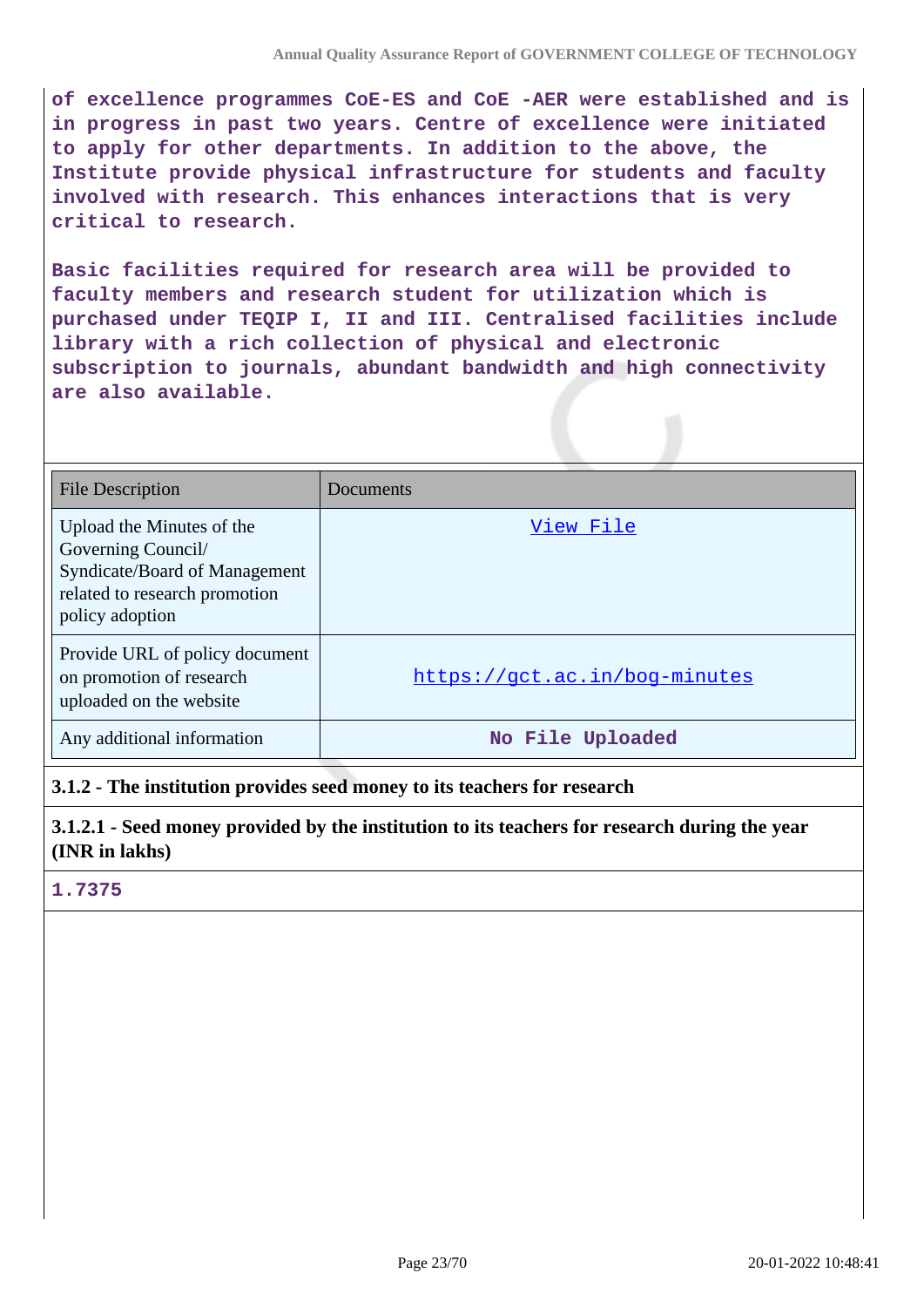of excellence programmes CoE-ES and CoE -AER were established and is in progress in past two years. Centre of excellence were initiated to apply for other departments. In addition to the above, the Institute provide physical infrastructure for students and faculty involved with research. This enhances interactions that is very critical to research.

Basic facilities required for research area will be provided to faculty members and research student for utilization which is purchased under TEQIP I, II and III. Centralised facilities include library with a rich collection of physical and electronic subscription to journals, abundant bandwidth and high connectivity are also available.

| File Description | Documents |
|---|---|
| Upload the Minutes of the Governing Council/ Syndicate/Board of Management related to research promotion policy adoption | View File |
| Provide URL of policy document on promotion of research uploaded on the website | https://gct.ac.in/bog-minutes |
| Any additional information | No File Uploaded |

**3.1.2 - The institution provides seed money to its teachers for research**

**3.1.2.1 - Seed money provided by the institution to its teachers for research during the year (INR in lakhs)**

**1.7375**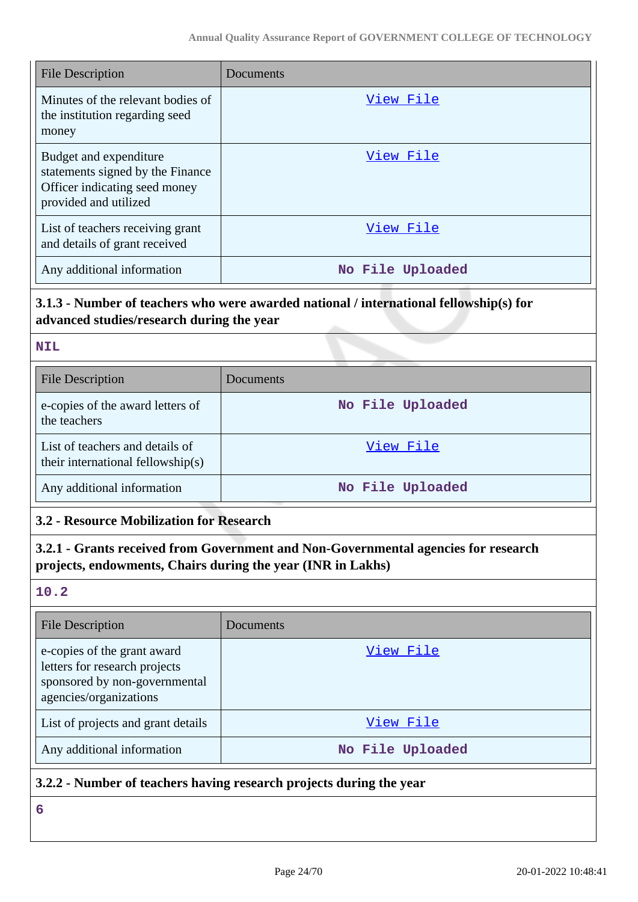| File Description | Documents |
| --- | --- |
| Minutes of the relevant bodies of the institution regarding seed money | View File |
| Budget and expenditure statements signed by the Finance Officer indicating seed money provided and utilized | View File |
| List of teachers receiving grant and details of grant received | View File |
| Any additional information | No File Uploaded |

**3.1.3 - Number of teachers who were awarded national / international fellowship(s) for advanced studies/research during the year**

NIL

| File Description | Documents |
| --- | --- |
| e-copies of the award letters of the teachers | No File Uploaded |
| List of teachers and details of their international fellowship(s) | View File |
| Any additional information | No File Uploaded |

**3.2 - Resource Mobilization for Research**

**3.2.1 - Grants received from Government and Non-Governmental agencies for research projects, endowments, Chairs during the year (INR in Lakhs)**

10.2

| File Description | Documents |
| --- | --- |
| e-copies of the grant award letters for research projects sponsored by non-governmental agencies/organizations | View File |
| List of projects and grant details | View File |
| Any additional information | No File Uploaded |

**3.2.2 - Number of teachers having research projects during the year**

6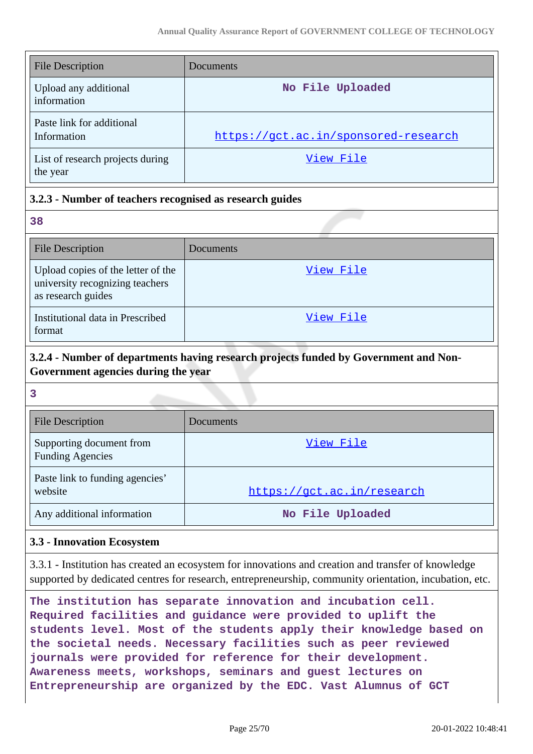| File Description | Documents |
| --- | --- |
| Upload any additional information | No File Uploaded |
| Paste link for additional Information | https://gct.ac.in/sponsored-research |
| List of research projects during the year | View File |

**3.2.3 - Number of teachers recognised as research guides**

**38**

| File Description | Documents |
| --- | --- |
| Upload copies of the letter of the university recognizing teachers as research guides | View File |
| Institutional data in Prescribed format | View File |

**3.2.4 - Number of departments having research projects funded by Government and Non-Government agencies during the year**

**3**

| File Description | Documents |
| --- | --- |
| Supporting document from Funding Agencies | View File |
| Paste link to funding agencies' website | https://gct.ac.in/research |
| Any additional information | No File Uploaded |

**3.3 - Innovation Ecosystem**

3.3.1 - Institution has created an ecosystem for innovations and creation and transfer of knowledge supported by dedicated centres for research, entrepreneurship, community orientation, incubation, etc.

**The institution has separate innovation and incubation cell. Required facilities and guidance were provided to uplift the students level. Most of the students apply their knowledge based on the societal needs. Necessary facilities such as peer reviewed journals were provided for reference for their development. Awareness meets, workshops, seminars and guest lectures on Entrepreneurship are organized by the EDC. Vast Alumnus of GCT**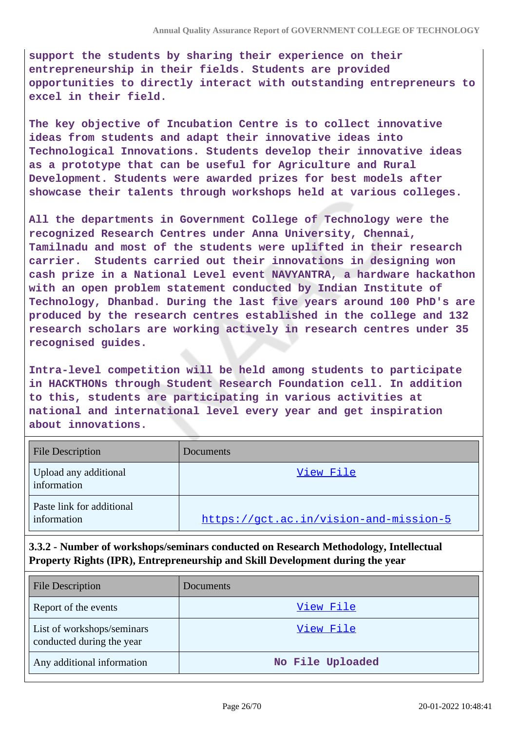support the students by sharing their experience on their entrepreneurship in their fields. Students are provided opportunities to directly interact with outstanding entrepreneurs to excel in their field.

The key objective of Incubation Centre is to collect innovative ideas from students and adapt their innovative ideas into Technological Innovations. Students develop their innovative ideas as a prototype that can be useful for Agriculture and Rural Development. Students were awarded prizes for best models after showcase their talents through workshops held at various colleges.

All the departments in Government College of Technology were the recognized Research Centres under Anna University, Chennai, Tamilnadu and most of the students were uplifted in their research carrier. Students carried out their innovations in designing won cash prize in a National Level event NAVYANTRA, a hardware hackathon with an open problem statement conducted by Indian Institute of Technology, Dhanbad. During the last five years around 100 PhD's are produced by the research centres established in the college and 132 research scholars are working actively in research centres under 35 recognised guides.

Intra-level competition will be held among students to participate in HACKTHONs through Student Research Foundation cell. In addition to this, students are participating in various activities at national and international level every year and get inspiration about innovations.

| File Description | Documents |
|---|---|
| Upload any additional information | View File |
| Paste link for additional information | https://gct.ac.in/vision-and-mission-5 |

**3.3.2 - Number of workshops/seminars conducted on Research Methodology, Intellectual Property Rights (IPR), Entrepreneurship and Skill Development during the year**

| File Description | Documents |
|---|---|
| Report of the events | View File |
| List of workshops/seminars conducted during the year | View File |
| Any additional information | No File Uploaded |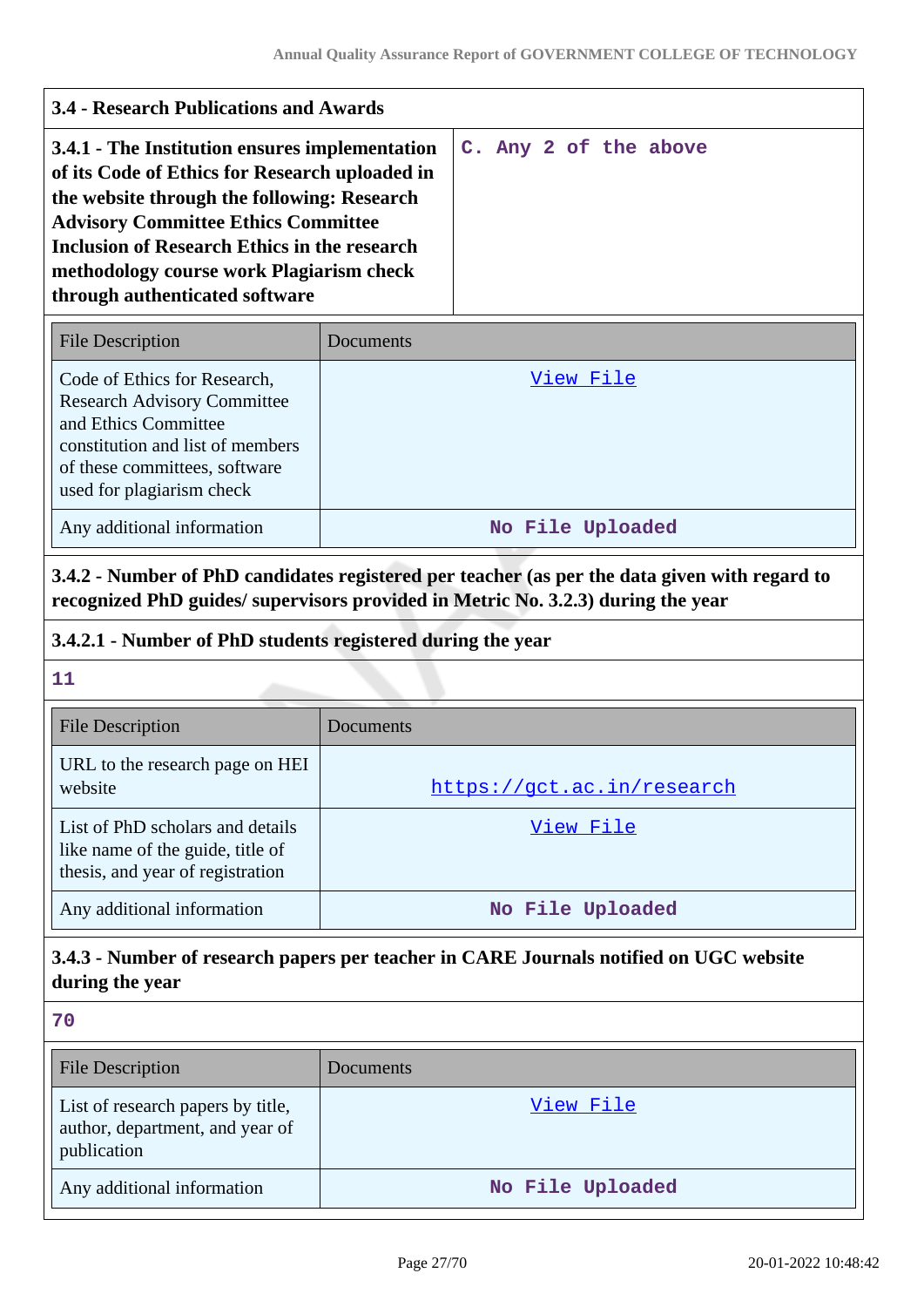### 3.4 - Research Publications and Awards

| **3.4.1 - The Institution ensures implementation of its Code of Ethics for Research uploaded in the website through the following: Research Advisory Committee Ethics Committee Inclusion of Research Ethics in the research methodology course work Plagiarism check through authenticated software** | C. Any 2 of the above |
|---|---|

| File Description | Documents |
|---|---|
| Code of Ethics for Research, Research Advisory Committee and Ethics Committee constitution and list of members of these committees, software used for plagiarism check | View File |
| Any additional information | No File Uploaded |

**3.4.2 - Number of PhD candidates registered per teacher (as per the data given with regard to recognized PhD guides/ supervisors provided in Metric No. 3.2.3) during the year**

**3.4.2.1 - Number of PhD students registered during the year**

11

| File Description | Documents |
|---|---|
| URL to the research page on HEI website | https://gct.ac.in/research |
| List of PhD scholars and details like name of the guide, title of thesis, and year of registration | View File |
| Any additional information | No File Uploaded |

**3.4.3 - Number of research papers per teacher in CARE Journals notified on UGC website during the year**

70

| File Description | Documents |
|---|---|
| List of research papers by title, author, department, and year of publication | View File |
| Any additional information | No File Uploaded |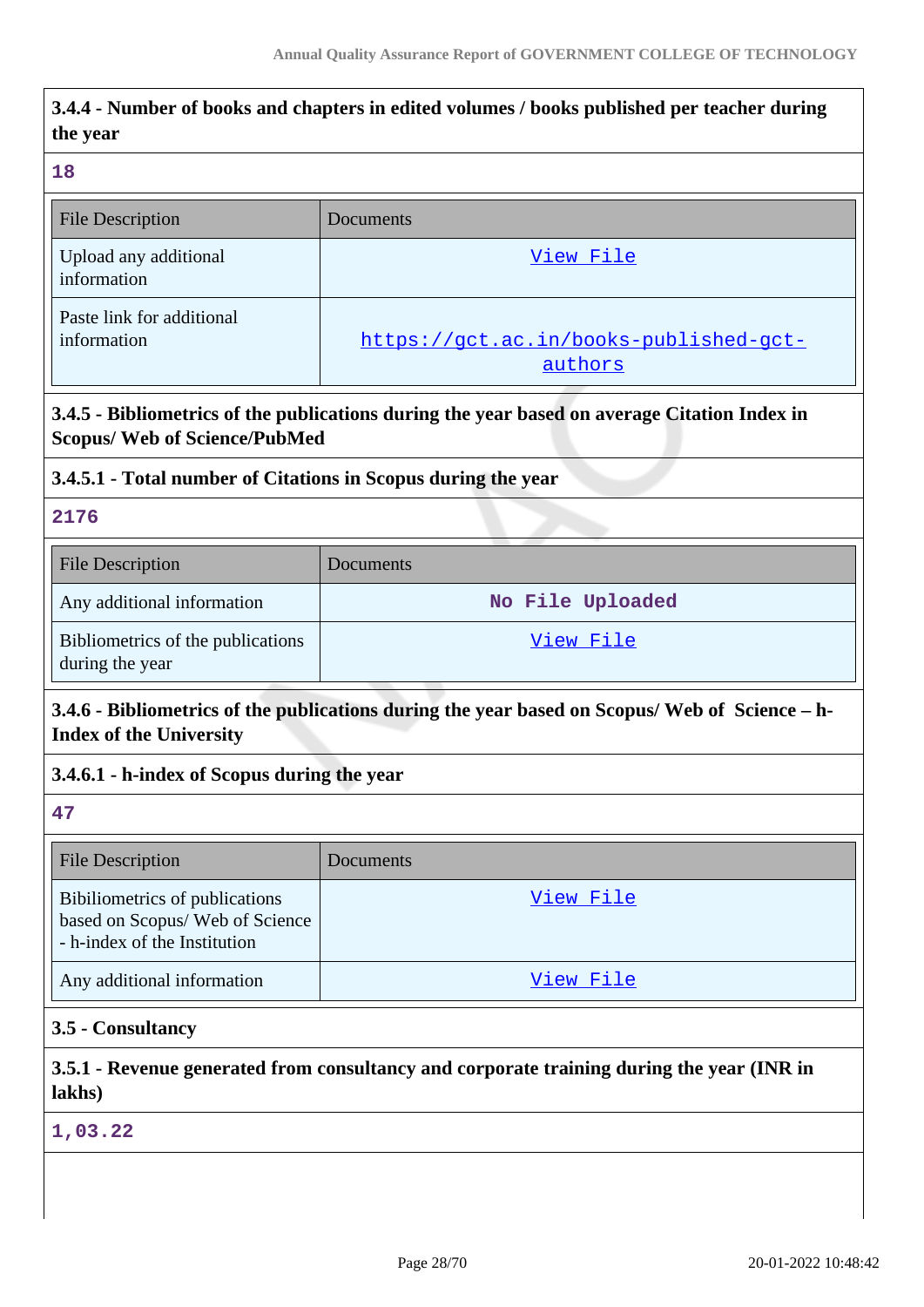**3.4.4 - Number of books and chapters in edited volumes / books published per teacher during the year**

18

| File Description | Documents |
| --- | --- |
| Upload any additional information | View File |
| Paste link for additional information | https://gct.ac.in/books-published-gct-authors |

**3.4.5 - Bibliometrics of the publications during the year based on average Citation Index in Scopus/ Web of Science/PubMed**

**3.4.5.1 - Total number of Citations in Scopus during the year**

2176

| File Description | Documents |
| --- | --- |
| Any additional information | No File Uploaded |
| Bibliometrics of the publications during the year | View File |

**3.4.6 - Bibliometrics of the publications during the year based on Scopus/ Web of Science – h-Index of the University**

**3.4.6.1 - h-index of Scopus during the year**

47

| File Description | Documents |
| --- | --- |
| Bibiliometrics of publications based on Scopus/ Web of Science - h-index of the Institution | View File |
| Any additional information | View File |

**3.5 - Consultancy**

**3.5.1 - Revenue generated from consultancy and corporate training during the year (INR in lakhs)**

1,03.22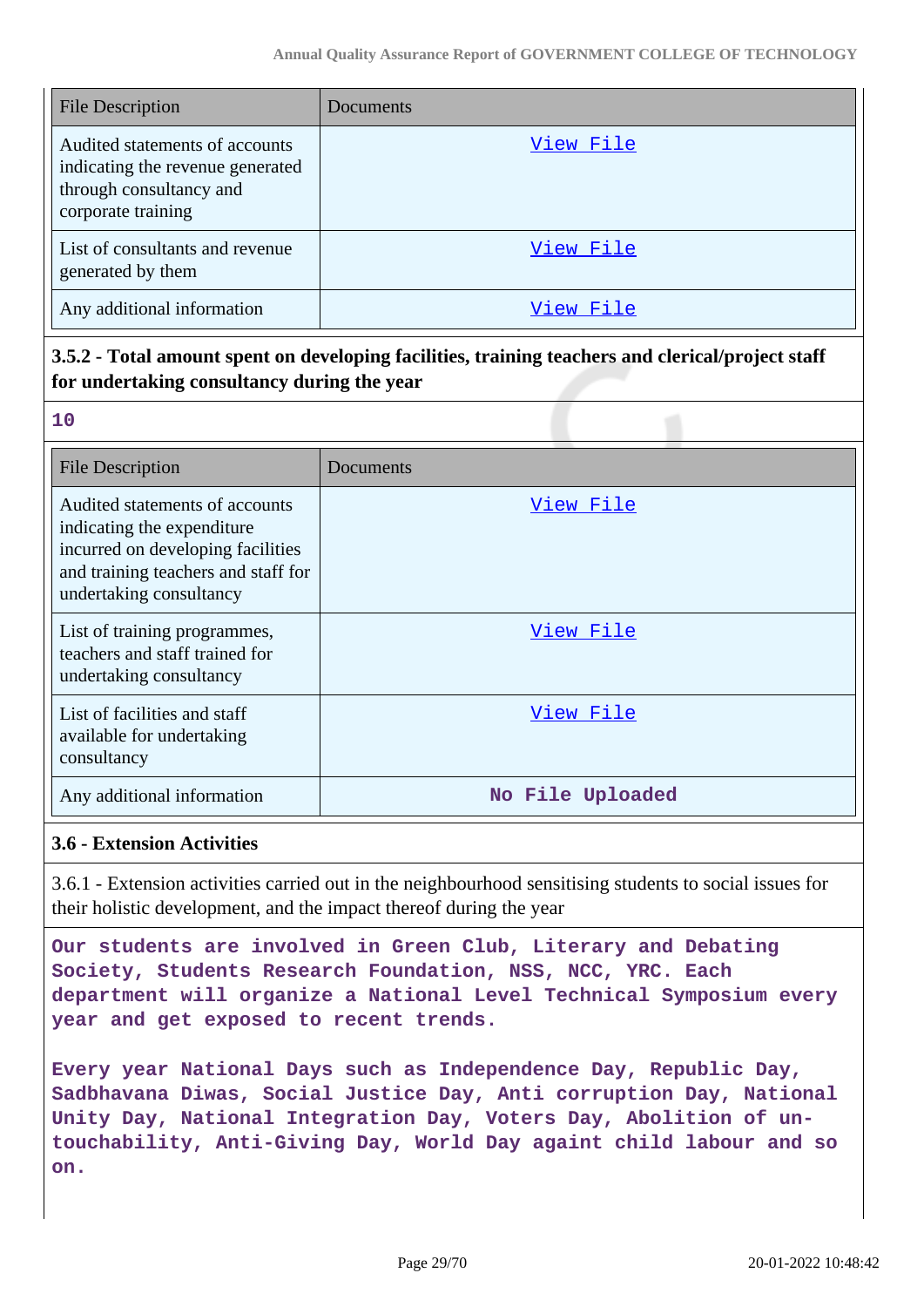| File Description | Documents |
|---|---|
| Audited statements of accounts indicating the revenue generated through consultancy and corporate training | View File |
| List of consultants and revenue generated by them | View File |
| Any additional information | View File |

**3.5.2 - Total amount spent on developing facilities, training teachers and clerical/project staff for undertaking consultancy during the year**

**10**

| File Description | Documents |
|---|---|
| Audited statements of accounts indicating the expenditure incurred on developing facilities and training teachers and staff for undertaking consultancy | View File |
| List of training programmes, teachers and staff trained for undertaking consultancy | View File |
| List of facilities and staff available for undertaking consultancy | View File |
| Any additional information | No File Uploaded |

### 3.6 - Extension Activities

3.6.1 - Extension activities carried out in the neighbourhood sensitising students to social issues for their holistic development, and the impact thereof during the year

**Our students are involved in Green Club, Literary and Debating Society, Students Research Foundation, NSS, NCC, YRC. Each department will organize a National Level Technical Symposium every year and get exposed to recent trends.**

**Every year National Days such as Independence Day, Republic Day, Sadbhavana Diwas, Social Justice Day, Anti corruption Day, National Unity Day, National Integration Day, Voters Day, Abolition of un-touchability, Anti-Giving Day, World Day againt child labour and so on.**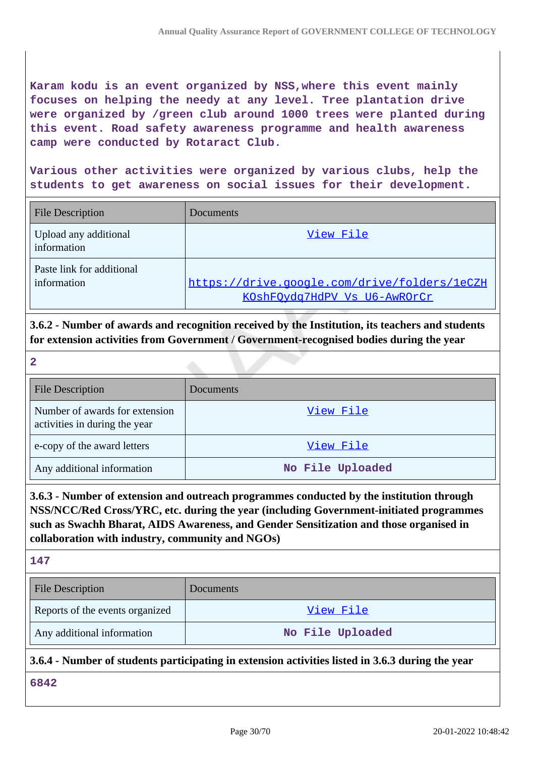Karam kodu is an event organized by NSS,where this event mainly focuses on helping the needy at any level. Tree plantation drive were organized by /green club around 1000 trees were planted during this event. Road safety awareness programme and health awareness camp were conducted by Rotaract Club.

Various other activities were organized by various clubs, help the students to get awareness on social issues for their development.

| File Description | Documents |
|---|---|
| Upload any additional information | View File |
| Paste link for additional information | https://drive.google.com/drive/folders/1eCZHKOshFQydq7HdPV_Vs_U6-AwROrCr |

### 3.6.2 - Number of awards and recognition received by the Institution, its teachers and students for extension activities from Government / Government-recognised bodies during the year

2

| File Description | Documents |
|---|---|
| Number of awards for extension activities in during the year | View File |
| e-copy of the award letters | View File |
| Any additional information | No File Uploaded |

### 3.6.3 - Number of extension and outreach programmes conducted by the institution through NSS/NCC/Red Cross/YRC, etc. during the year (including Government-initiated programmes such as Swachh Bharat, AIDS Awareness, and Gender Sensitization and those organised in collaboration with industry, community and NGOs)

147

| File Description | Documents |
|---|---|
| Reports of the events organized | View File |
| Any additional information | No File Uploaded |

### 3.6.4 - Number of students participating in extension activities listed in 3.6.3 during the year

6842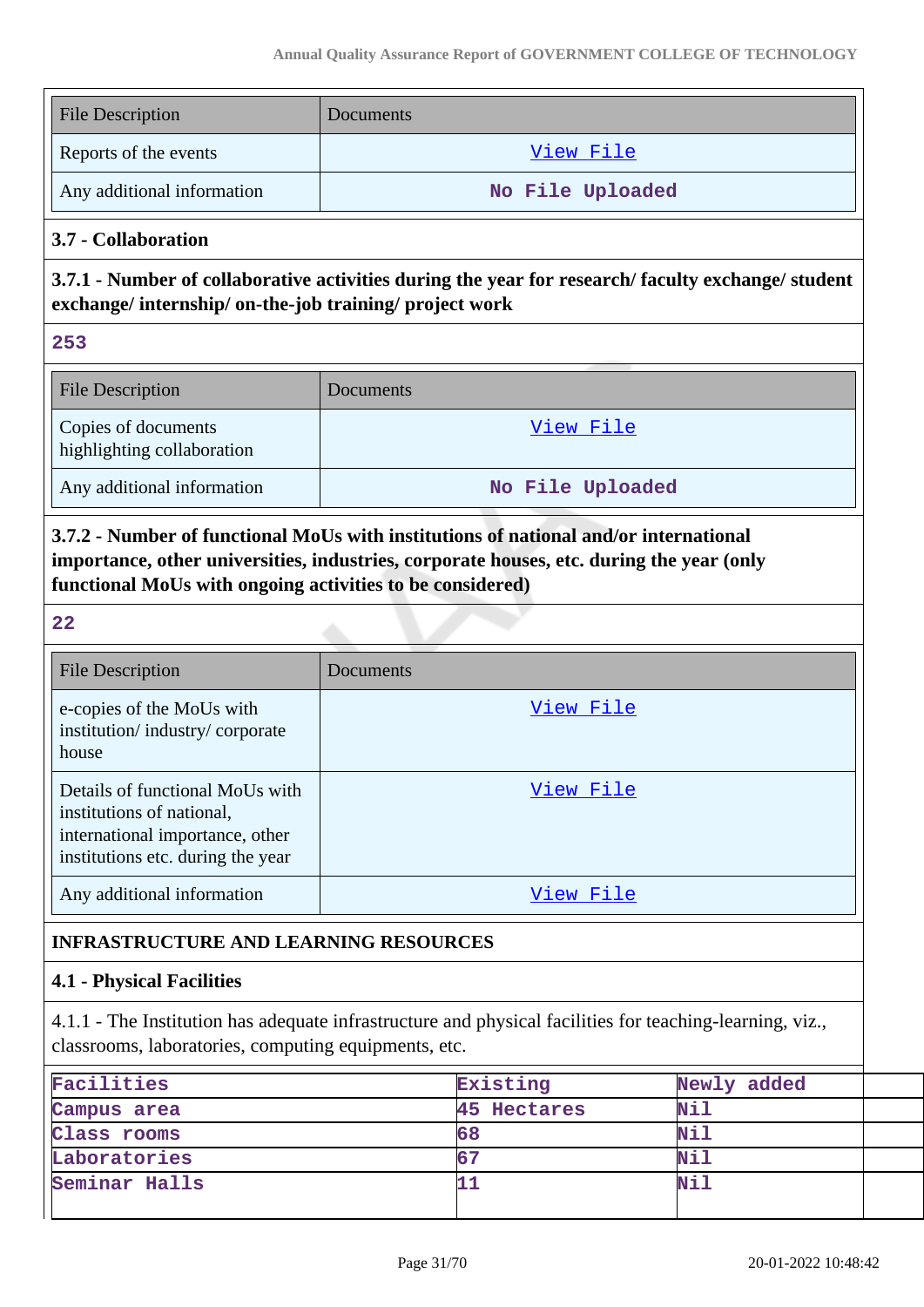| File Description | Documents |
|---|---|
| Reports of the events | View File |
| Any additional information | No File Uploaded |

### 3.7 - Collaboration

**3.7.1 - Number of collaborative activities during the year for research/ faculty exchange/ student exchange/ internship/ on-the-job training/ project work**

253

| File Description | Documents |
|---|---|
| Copies of documents highlighting collaboration | View File |
| Any additional information | No File Uploaded |

**3.7.2 - Number of functional MoUs with institutions of national and/or international importance, other universities, industries, corporate houses, etc. during the year (only functional MoUs with ongoing activities to be considered)**

22

| File Description | Documents |
|---|---|
| e-copies of the MoUs with institution/ industry/ corporate house | View File |
| Details of functional MoUs with institutions of national, international importance, other institutions etc. during the year | View File |
| Any additional information | View File |

## INFRASTRUCTURE AND LEARNING RESOURCES

### 4.1 - Physical Facilities

4.1.1 - The Institution has adequate infrastructure and physical facilities for teaching-learning, viz., classrooms, laboratories, computing equipments, etc.

| Facilities | Existing | Newly added |
|---|---|---|
| Campus area | 45 Hectares | Nil |
| Class rooms | 68 | Nil |
| Laboratories | 67 | Nil |
| Seminar Halls | 11 | Nil |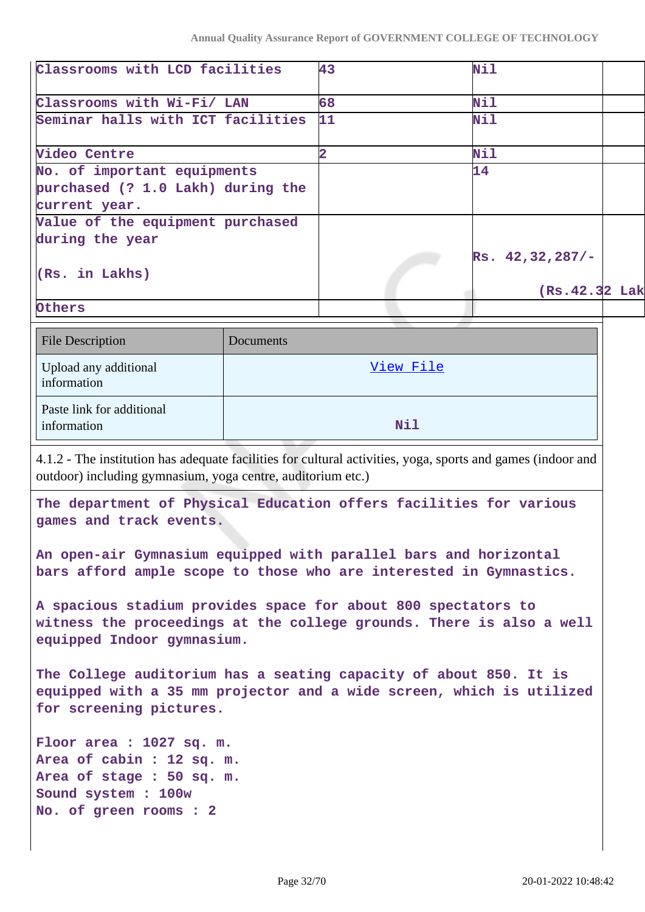| | | | |
|---|---|---|---|
| Classrooms with LCD facilities | 43 | Nil | |
| Classrooms with Wi-Fi/ LAN | 68 | Nil | |
| Seminar halls with ICT facilities | 11 | Nil | |
| Video Centre | 2 | Nil | |
| No. of important equipments purchased (? 1.0 Lakh) during the current year. | | 14 | |
| Value of the equipment purchased during the year<br><br>(Rs. in Lakhs) | | Rs. 42,32,287/-<br><br>(Rs.42.32 Lak | |
| Others | | | |

| File Description | Documents |
|---|---|
| Upload any additional information | View File |
| Paste link for additional information | Nil |

4.1.2 - The institution has adequate facilities for cultural activities, yoga, sports and games (indoor and outdoor) including gymnasium, yoga centre, auditorium etc.)

The department of Physical Education offers facilities for various games and track events.

An open-air Gymnasium equipped with parallel bars and horizontal bars afford ample scope to those who are interested in Gymnastics.

A spacious stadium provides space for about 800 spectators to witness the proceedings at the college grounds. There is also a well equipped Indoor gymnasium.

The College auditorium has a seating capacity of about 850. It is equipped with a 35 mm projector and a wide screen, which is utilized for screening pictures.

Floor area : 1027 sq. m.
Area of cabin : 12 sq. m.
Area of stage : 50 sq. m.
Sound system : 100w
No. of green rooms : 2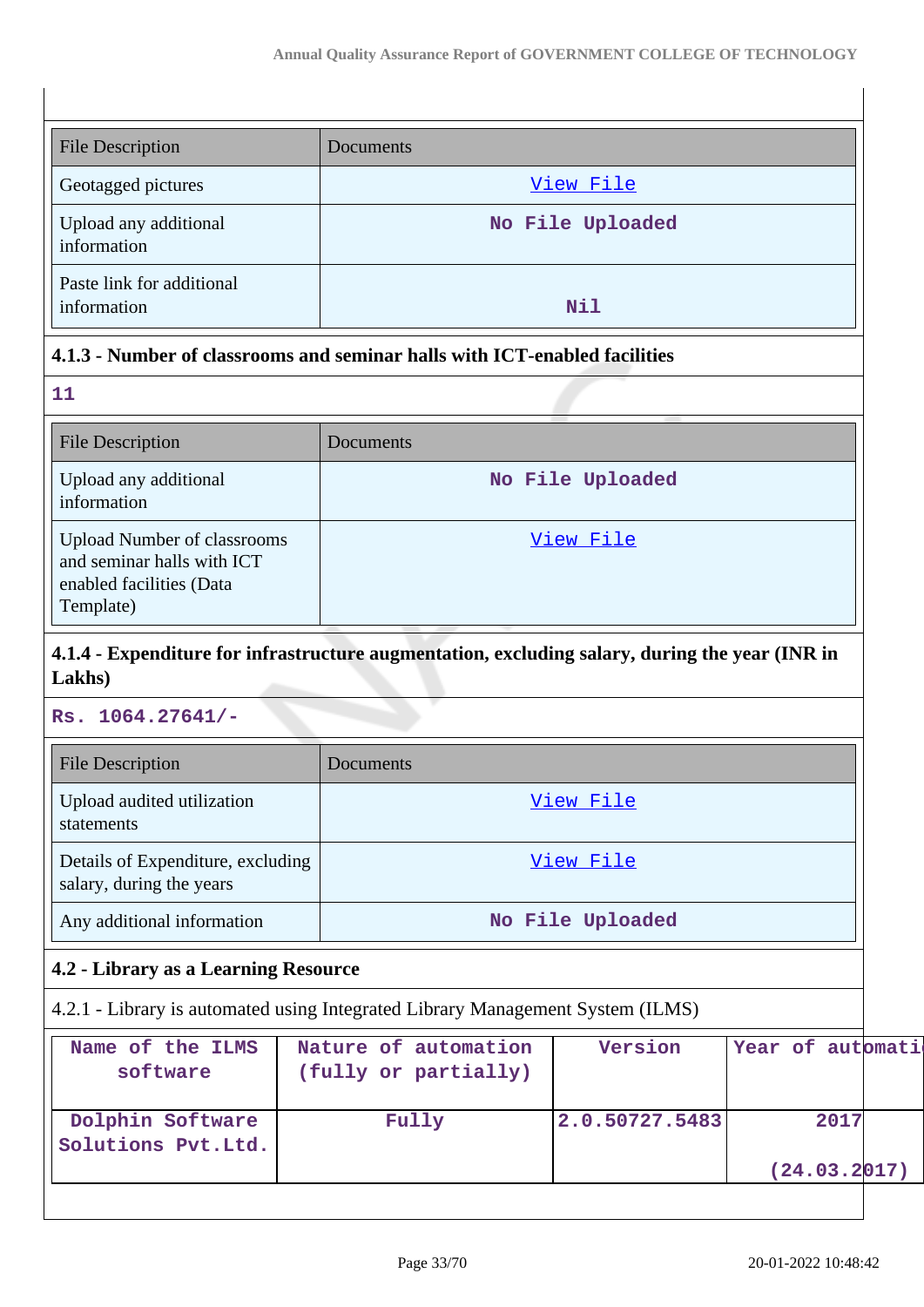| File Description | Documents |
|---|---|
| Geotagged pictures | View File |
| Upload any additional information | No File Uploaded |
| Paste link for additional information | Nil |

### 4.1.3 - Number of classrooms and seminar halls with ICT-enabled facilities

11

| File Description | Documents |
|---|---|
| Upload any additional information | No File Uploaded |
| Upload Number of classrooms and seminar halls with ICT enabled facilities (Data Template) | View File |

### 4.1.4 - Expenditure for infrastructure augmentation, excluding salary, during the year (INR in Lakhs)

Rs. 1064.27641/-

| File Description | Documents |
|---|---|
| Upload audited utilization statements | View File |
| Details of Expenditure, excluding salary, during the years | View File |
| Any additional information | No File Uploaded |

### 4.2 - Library as a Learning Resource

4.2.1 - Library is automated using Integrated Library Management System (ILMS)

| Name of the ILMS software | Nature of automation (fully or partially) | Version | Year of automation |
|---|---|---|---|
| Dolphin Software Solutions Pvt.Ltd. | Fully | 2.0.50727.5483 | 2017 (24.03.2017) |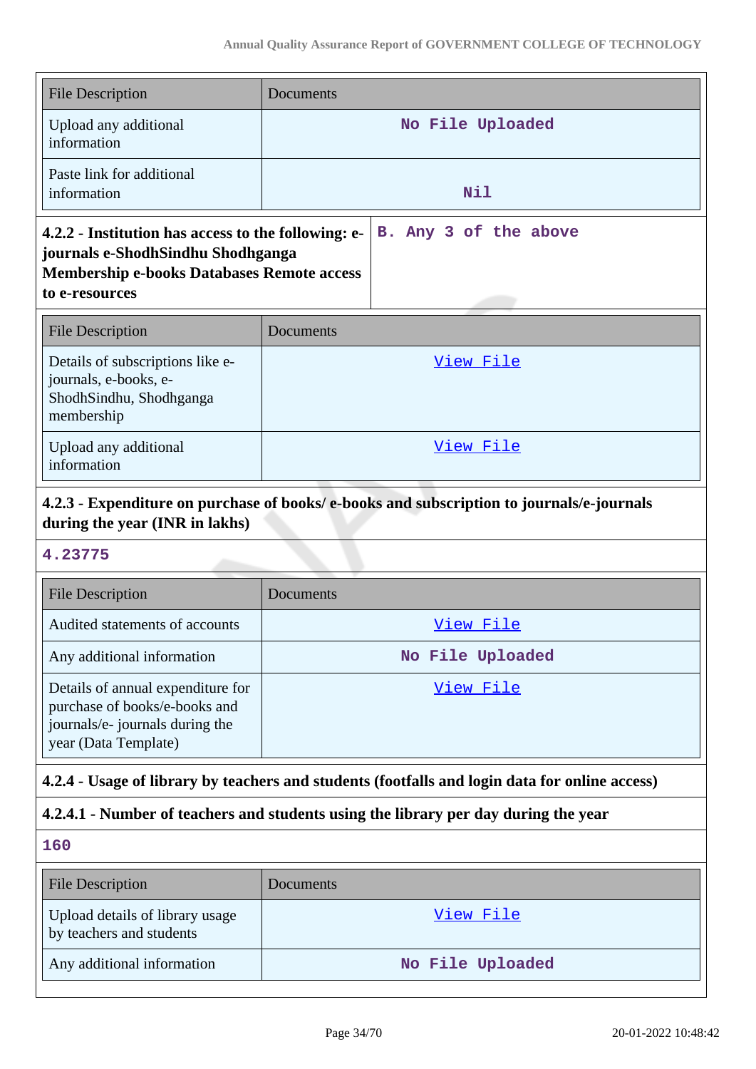| File Description | Documents |
|---|---|
| Upload any additional information | No File Uploaded |
| Paste link for additional information | Nil |

| 4.2.2 - Institution has access to the following: e-journals e-ShodhSindhu Shodhganga Membership e-books Databases Remote access to e-resources | B. Any 3 of the above |
|---|---|

| File Description | Documents |
|---|---|
| Details of subscriptions like e-journals, e-books, e-ShodhSindhu, Shodhganga membership | View File |
| Upload any additional information | View File |

**4.2.3 - Expenditure on purchase of books/ e-books and subscription to journals/e-journals during the year (INR in lakhs)**

**4.23775**

| File Description | Documents |
|---|---|
| Audited statements of accounts | View File |
| Any additional information | No File Uploaded |
| Details of annual expenditure for purchase of books/e-books and journals/e- journals during the year (Data Template) | View File |

**4.2.4 - Usage of library by teachers and students (footfalls and login data for online access)**

**4.2.4.1 - Number of teachers and students using the library per day during the year**

**160**

| File Description | Documents |
|---|---|
| Upload details of library usage by teachers and students | View File |
| Any additional information | No File Uploaded |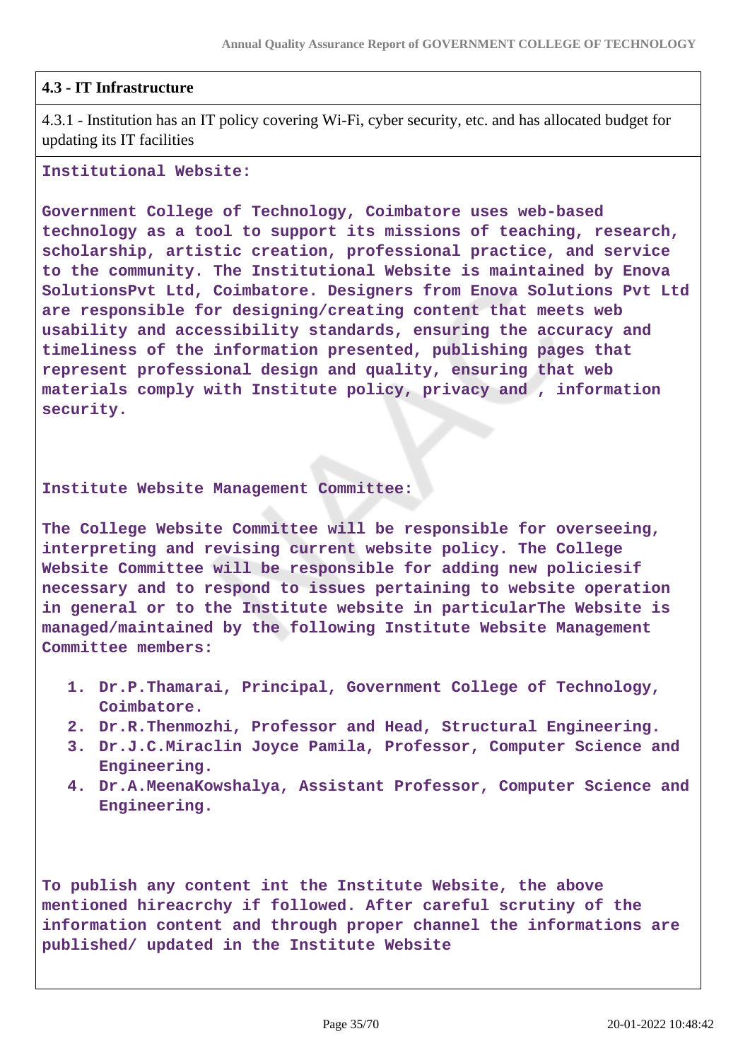### 4.3 - IT Infrastructure

4.3.1 - Institution has an IT policy covering Wi-Fi, cyber security, etc. and has allocated budget for updating its IT facilities

**Institutional Website:**

**Government College of Technology, Coimbatore uses web-based technology as a tool to support its missions of teaching, research, scholarship, artistic creation, professional practice, and service to the community. The Institutional Website is maintained by Enova SolutionsPvt Ltd, Coimbatore. Designers from Enova Solutions Pvt Ltd are responsible for designing/creating content that meets web usability and accessibility standards, ensuring the accuracy and timeliness of the information presented, publishing pages that represent professional design and quality, ensuring that web materials comply with Institute policy, privacy and , information security.**

**Institute Website Management Committee:**

**The College Website Committee will be responsible for overseeing, interpreting and revising current website policy. The College Website Committee will be responsible for adding new policiesif necessary and to respond to issues pertaining to website operation in general or to the Institute website in particularThe Website is managed/maintained by the following Institute Website Management Committee members:**

1. **Dr.P.Thamarai, Principal, Government College of Technology, Coimbatore.**
2. **Dr.R.Thenmozhi, Professor and Head, Structural Engineering.**
3. **Dr.J.C.Miraclin Joyce Pamila, Professor, Computer Science and Engineering.**
4. **Dr.A.MeenaKowshalya, Assistant Professor, Computer Science and Engineering.**

**To publish any content int the Institute Website, the above mentioned hireacrchy if followed. After careful scrutiny of the information content and through proper channel the informations are published/ updated in the Institute Website**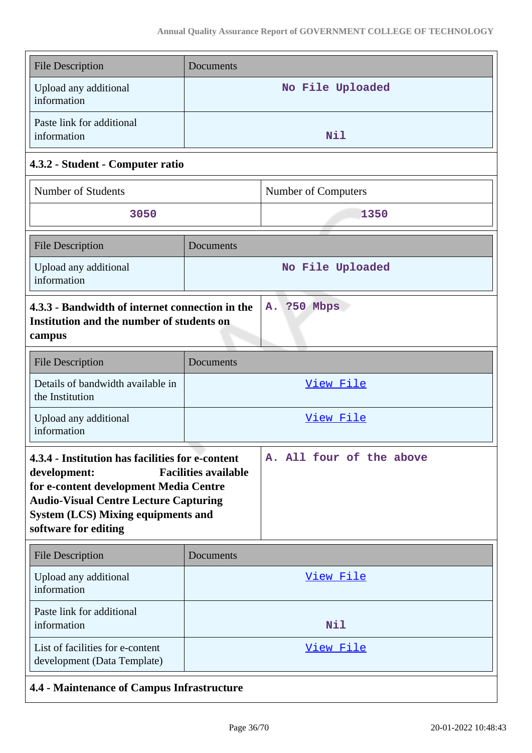| File Description | Documents |
|---|---|
| Upload any additional information | No File Uploaded |
| Paste link for additional information | Nil |

### 4.3.2 - Student - Computer ratio

| Number of Students | Number of Computers |
|---|---|
| 3050 | 1350 |

| File Description | Documents |
|---|---|
| Upload any additional information | No File Uploaded |

| **4.3.3 - Bandwidth of internet connection in the Institution and the number of students on campus** | A. ?50 Mbps |
|---|---|

| File Description | Documents |
|---|---|
| Details of bandwidth available in the Institution | View File |
| Upload any additional information | View File |

| **4.3.4 - Institution has facilities for e-content development: Facilities available for e-content development Media Centre Audio-Visual Centre Lecture Capturing System (LCS) Mixing equipments and software for editing** | A. All four of the above |
|---|---|

| File Description | Documents |
|---|---|
| Upload any additional information | View File |
| Paste link for additional information | Nil |
| List of facilities for e-content development (Data Template) | View File |

### 4.4 - Maintenance of Campus Infrastructure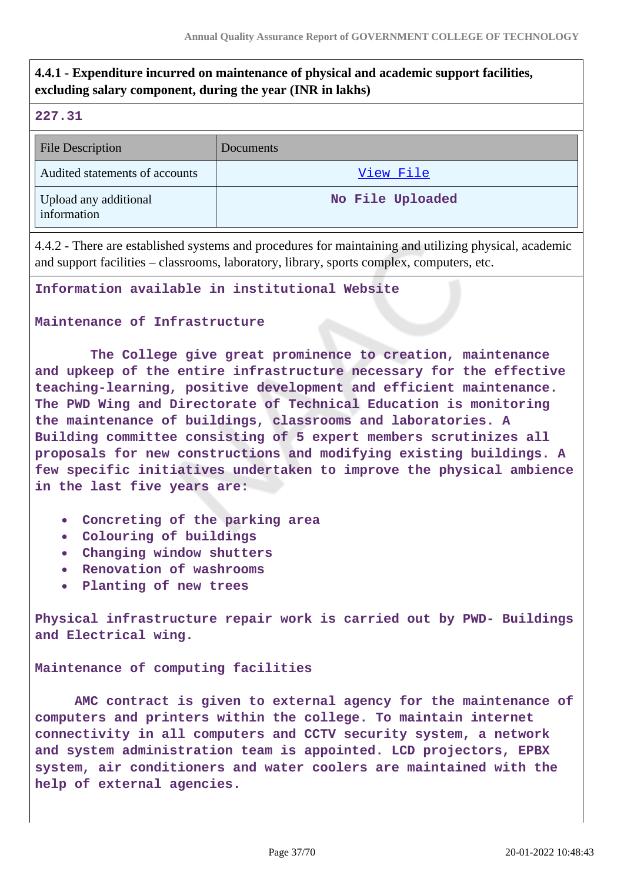**4.4.1 - Expenditure incurred on maintenance of physical and academic support facilities, excluding salary component, during the year (INR in lakhs)**

**227.31**

| File Description | Documents |
|---|---|
| Audited statements of accounts | View File |
| Upload any additional information | No File Uploaded |

4.4.2 - There are established systems and procedures for maintaining and utilizing physical, academic and support facilities – classrooms, laboratory, library, sports complex, computers, etc.

**Information available in institutional Website**

**Maintenance of Infrastructure**

**The College give great prominence to creation, maintenance and upkeep of the entire infrastructure necessary for the effective teaching-learning, positive development and efficient maintenance. The PWD Wing and Directorate of Technical Education is monitoring the maintenance of buildings, classrooms and laboratories. A Building committee consisting of 5 expert members scrutinizes all proposals for new constructions and modifying existing buildings. A few specific initiatives undertaken to improve the physical ambience in the last five years are:**

- **Concreting of the parking area**
- **Colouring of buildings**
- **Changing window shutters**
- **Renovation of washrooms**
- **Planting of new trees**

**Physical infrastructure repair work is carried out by PWD- Buildings and Electrical wing.**

**Maintenance of computing facilities**

**AMC contract is given to external agency for the maintenance of computers and printers within the college. To maintain internet connectivity in all computers and CCTV security system, a network and system administration team is appointed. LCD projectors, EPBX system, air conditioners and water coolers are maintained with the help of external agencies.**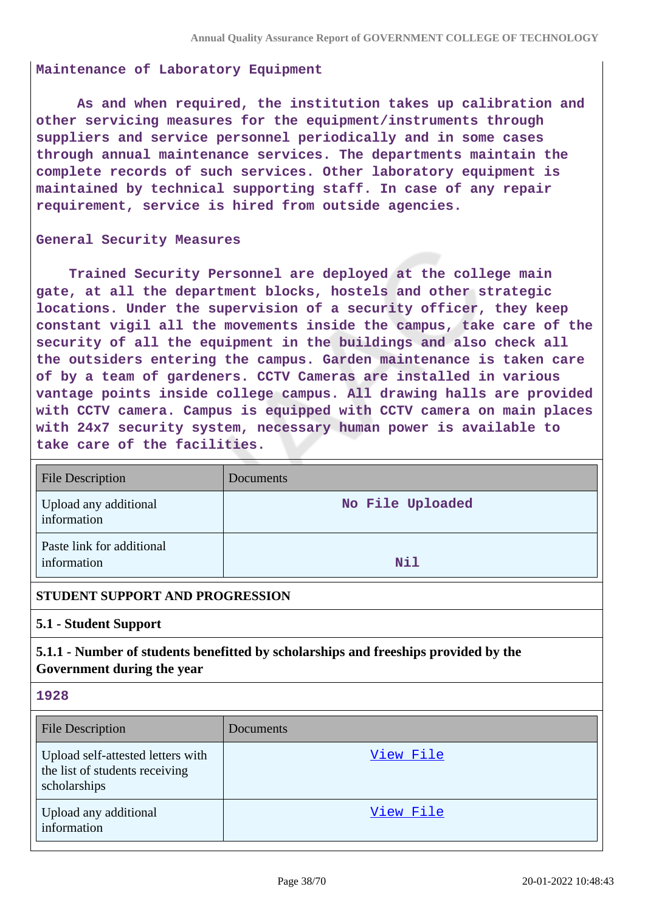Maintenance of Laboratory Equipment

As and when required, the institution takes up calibration and other servicing measures for the equipment/instruments through suppliers and service personnel periodically and in some cases through annual maintenance services. The departments maintain the complete records of such services. Other laboratory equipment is maintained by technical supporting staff. In case of any repair requirement, service is hired from outside agencies.

General Security Measures

Trained Security Personnel are deployed at the college main gate, at all the department blocks, hostels and other strategic locations. Under the supervision of a security officer, they keep constant vigil all the movements inside the campus, take care of the security of all the equipment in the buildings and also check all the outsiders entering the campus. Garden maintenance is taken care of by a team of gardeners. CCTV Cameras are installed in various vantage points inside college campus. All drawing halls are provided with CCTV camera. Campus is equipped with CCTV camera on main places with 24x7 security system, necessary human power is available to take care of the facilities.

| File Description | Documents |
|---|---|
| Upload any additional information | No File Uploaded |
| Paste link for additional information | Nil |

## STUDENT SUPPORT AND PROGRESSION

### 5.1 - Student Support

**5.1.1 - Number of students benefitted by scholarships and freeships provided by the Government during the year**

1928

| File Description | Documents |
|---|---|
| Upload self-attested letters with the list of students receiving scholarships | View File |
| Upload any additional information | View File |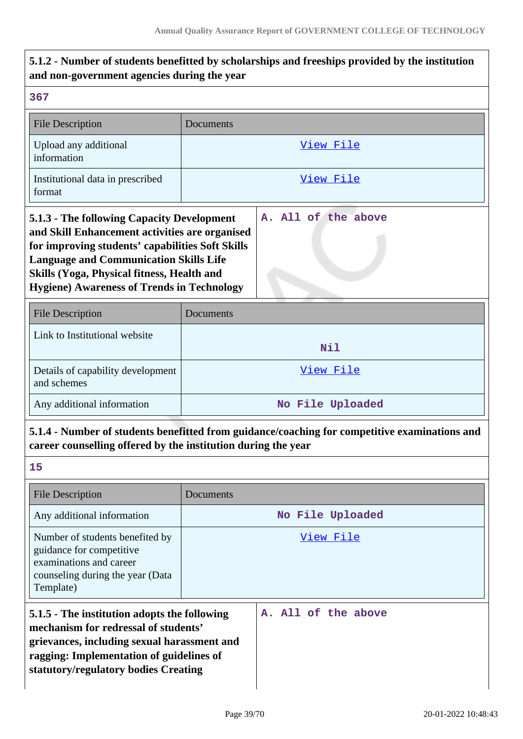**5.1.2 - Number of students benefitted by scholarships and freeships provided by the institution and non-government agencies during the year**

367

| File Description | Documents |
|---|---|
| Upload any additional information | View File |
| Institutional data in prescribed format | View File |

**5.1.3 - The following Capacity Development and Skill Enhancement activities are organised for improving students' capabilities Soft Skills Language and Communication Skills Life Skills (Yoga, Physical fitness, Health and Hygiene) Awareness of Trends in Technology**

A. All of the above

| File Description | Documents |
|---|---|
| Link to Institutional website | Nil |
| Details of capability development and schemes | View File |
| Any additional information | No File Uploaded |

**5.1.4 - Number of students benefitted from guidance/coaching for competitive examinations and career counselling offered by the institution during the year**

15

| File Description | Documents |
|---|---|
| Any additional information | No File Uploaded |
| Number of students benefited by guidance for competitive examinations and career counseling during the year (Data Template) | View File |

**5.1.5 - The institution adopts the following mechanism for redressal of students' grievances, including sexual harassment and ragging: Implementation of guidelines of statutory/regulatory bodies Creating**

A. All of the above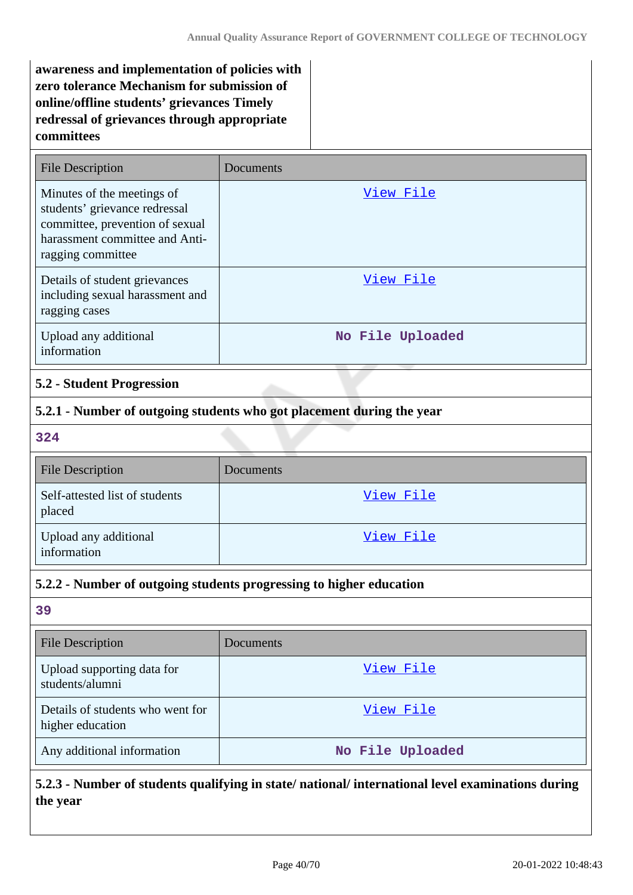**awareness and implementation of policies with zero tolerance Mechanism for submission of online/offline students' grievances Timely redressal of grievances through appropriate committees**

| File Description | Documents |
| --- | --- |
| Minutes of the meetings of students' grievance redressal committee, prevention of sexual harassment committee and Anti-ragging committee | View File |
| Details of student grievances including sexual harassment and ragging cases | View File |
| Upload any additional information | No File Uploaded |

### 5.2 - Student Progression

#### 5.2.1 - Number of outgoing students who got placement during the year

324

| File Description | Documents |
| --- | --- |
| Self-attested list of students placed | View File |
| Upload any additional information | View File |

#### 5.2.2 - Number of outgoing students progressing to higher education

39

| File Description | Documents |
| --- | --- |
| Upload supporting data for students/alumni | View File |
| Details of students who went for higher education | View File |
| Any additional information | No File Uploaded |

#### 5.2.3 - Number of students qualifying in state/ national/ international level examinations during the year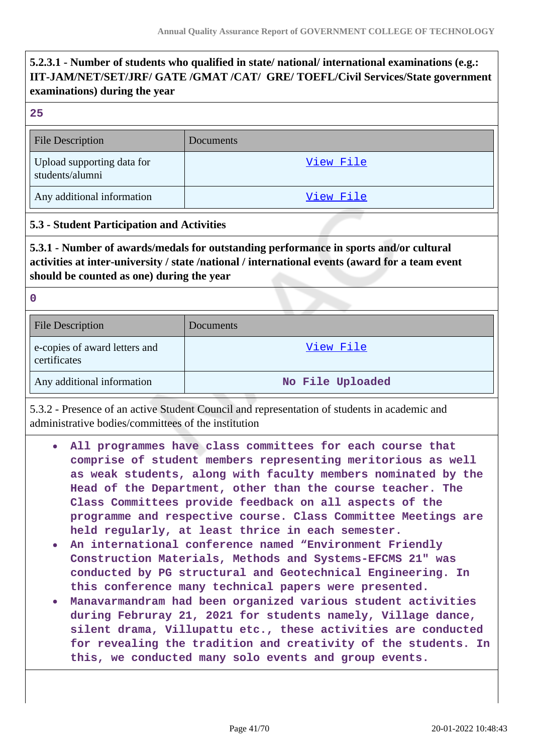**5.2.3.1 - Number of students who qualified in state/ national/ international examinations (e.g.: IIT-JAM/NET/SET/JRF/ GATE /GMAT /CAT/ GRE/ TOEFL/Civil Services/State government examinations) during the year**

**25**

| File Description | Documents |
|---|---|
| Upload supporting data for students/alumni | View File |
| Any additional information | View File |

**5.3 - Student Participation and Activities**

**5.3.1 - Number of awards/medals for outstanding performance in sports and/or cultural activities at inter-university / state /national / international events (award for a team event should be counted as one) during the year**

**0**

| File Description | Documents |
|---|---|
| e-copies of award letters and certificates | View File |
| Any additional information | No File Uploaded |

5.3.2 - Presence of an active Student Council and representation of students in academic and administrative bodies/committees of the institution

- **All programmes have class committees for each course that comprise of student members representing meritorious as well as weak students, along with faculty members nominated by the Head of the Department, other than the course teacher. The Class Committees provide feedback on all aspects of the programme and respective course. Class Committee Meetings are held regularly, at least thrice in each semester.**
- **An international conference named "Environment Friendly Construction Materials, Methods and Systems-EFCMS 21" was conducted by PG structural and Geotechnical Engineering. In this conference many technical papers were presented.**
- **Manavarmandram had been organized various student activities during Februray 21, 2021 for students namely, Village dance, silent drama, Villupattu etc., these activities are conducted for revealing the tradition and creativity of the students. In this, we conducted many solo events and group events.**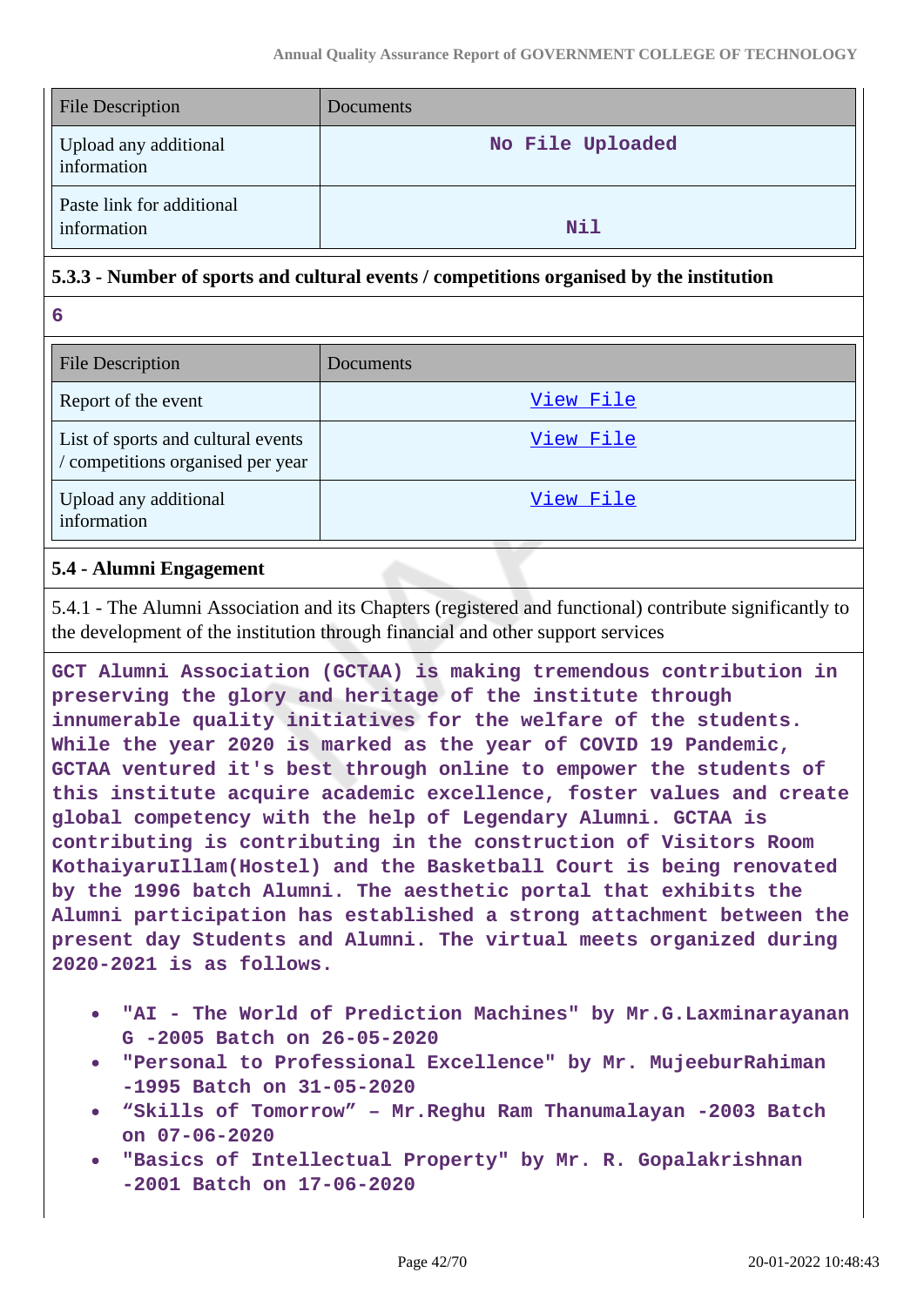| File Description | Documents |
|---|---|
| Upload any additional information | No File Uploaded |
| Paste link for additional information | Nil |

### 5.3.3 - Number of sports and cultural events / competitions organised by the institution

6

| File Description | Documents |
|---|---|
| Report of the event | View File |
| List of sports and cultural events / competitions organised per year | View File |
| Upload any additional information | View File |

## 5.4 - Alumni Engagement

5.4.1 - The Alumni Association and its Chapters (registered and functional) contribute significantly to the development of the institution through financial and other support services

GCT Alumni Association (GCTAA) is making tremendous contribution in preserving the glory and heritage of the institute through innumerable quality initiatives for the welfare of the students. While the year 2020 is marked as the year of COVID 19 Pandemic, GCTAA ventured it's best through online to empower the students of this institute acquire academic excellence, foster values and create global competency with the help of Legendary Alumni. GCTAA is contributing is contributing in the construction of Visitors Room KothaiyaruIllam(Hostel) and the Basketball Court is being renovated by the 1996 batch Alumni. The aesthetic portal that exhibits the Alumni participation has established a strong attachment between the present day Students and Alumni. The virtual meets organized during 2020-2021 is as follows.

- "AI - The World of Prediction Machines" by Mr.G.Laxminarayanan G -2005 Batch on 26-05-2020
- "Personal to Professional Excellence" by Mr. MujeeburRahiman -1995 Batch on 31-05-2020
- “Skills of Tomorrow” – Mr.Reghu Ram Thanumalayan -2003 Batch on 07-06-2020
- "Basics of Intellectual Property" by Mr. R. Gopalakrishnan -2001 Batch on 17-06-2020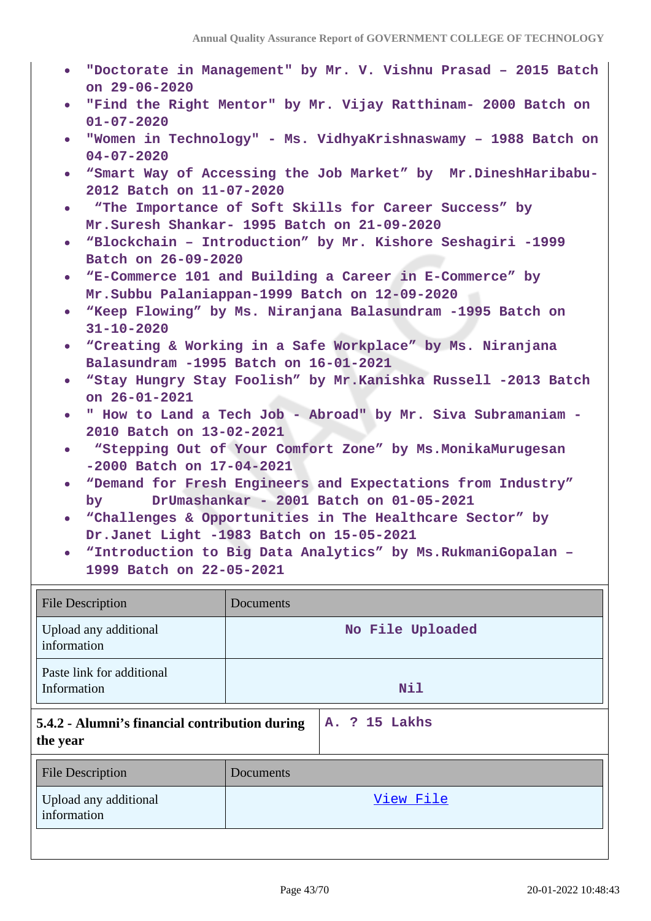- "Doctorate in Management" by Mr. V. Vishnu Prasad – 2015 Batch on 29-06-2020
- "Find the Right Mentor" by Mr. Vijay Ratthinam- 2000 Batch on 01-07-2020
- "Women in Technology" - Ms. VidhyaKrishnaswamy – 1988 Batch on 04-07-2020
- “Smart Way of Accessing the Job Market” by Mr.DineshHaribabu- 2012 Batch on 11-07-2020
- “The Importance of Soft Skills for Career Success” by Mr.Suresh Shankar- 1995 Batch on 21-09-2020
- “Blockchain – Introduction” by Mr. Kishore Seshagiri -1999 Batch on 26-09-2020
- “E-Commerce 101 and Building a Career in E-Commerce” by Mr.Subbu Palaniappan-1999 Batch on 12-09-2020
- “Keep Flowing” by Ms. Niranjana Balasundram -1995 Batch on 31-10-2020
- “Creating & Working in a Safe Workplace” by Ms. Niranjana Balasundram -1995 Batch on 16-01-2021
- “Stay Hungry Stay Foolish” by Mr.Kanishka Russell -2013 Batch on 26-01-2021
- " How to Land a Tech Job - Abroad" by Mr. Siva Subramaniam - 2010 Batch on 13-02-2021
- “Stepping Out of Your Comfort Zone” by Ms.MonikaMurugesan -2000 Batch on 17-04-2021
- “Demand for Fresh Engineers and Expectations from Industry” by DrUmashankar - 2001 Batch on 01-05-2021
- “Challenges & Opportunities in The Healthcare Sector” by Dr.Janet Light -1983 Batch on 15-05-2021
- “Introduction to Big Data Analytics” by Ms.RukmaniGopalan – 1999 Batch on 22-05-2021

| File Description | Documents |
|---|---|
| Upload any additional information | No File Uploaded |
| Paste link for additional Information | Nil |

| **5.4.2 - Alumni’s financial contribution during the year** | A. ? 15 Lakhs |
|---|---|

| File Description | Documents |
|---|---|
| Upload any additional information | View File |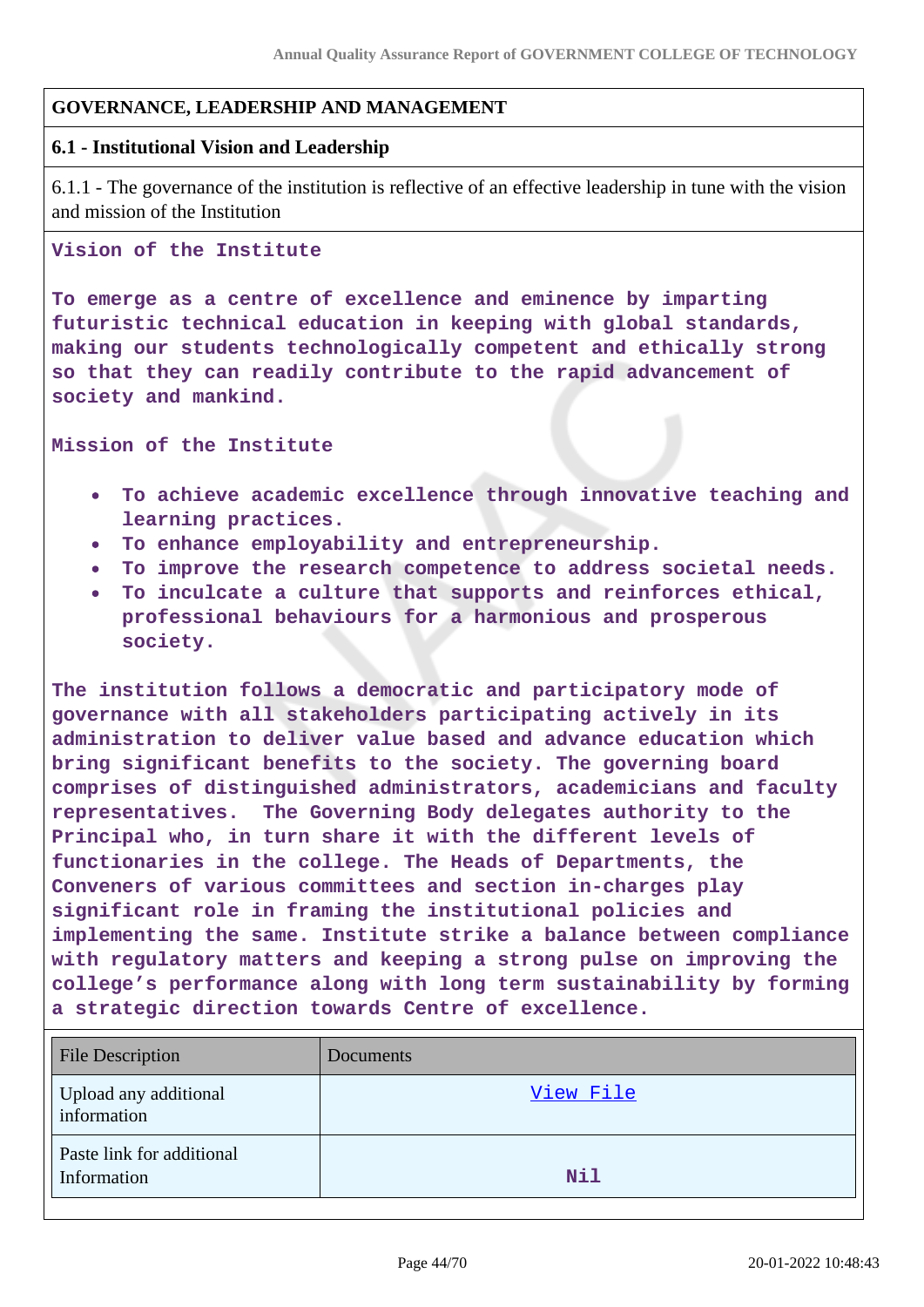## GOVERNANCE, LEADERSHIP AND MANAGEMENT

### 6.1 - Institutional Vision and Leadership

6.1.1 - The governance of the institution is reflective of an effective leadership in tune with the vision and mission of the Institution

**Vision of the Institute**

**To emerge as a centre of excellence and eminence by imparting futuristic technical education in keeping with global standards, making our students technologically competent and ethically strong so that they can readily contribute to the rapid advancement of society and mankind.**

**Mission of the Institute**

- **To achieve academic excellence through innovative teaching and learning practices.**
- **To enhance employability and entrepreneurship.**
- **To improve the research competence to address societal needs.**
- **To inculcate a culture that supports and reinforces ethical, professional behaviours for a harmonious and prosperous society.**

**The institution follows a democratic and participatory mode of governance with all stakeholders participating actively in its administration to deliver value based and advance education which bring significant benefits to the society. The governing board comprises of distinguished administrators, academicians and faculty representatives. The Governing Body delegates authority to the Principal who, in turn share it with the different levels of functionaries in the college. The Heads of Departments, the Conveners of various committees and section in-charges play significant role in framing the institutional policies and implementing the same. Institute strike a balance between compliance with regulatory matters and keeping a strong pulse on improving the college's performance along with long term sustainability by forming a strategic direction towards Centre of excellence.**

| File Description | Documents |
|---|---|
| Upload any additional information | View File |
| Paste link for additional Information | Nil |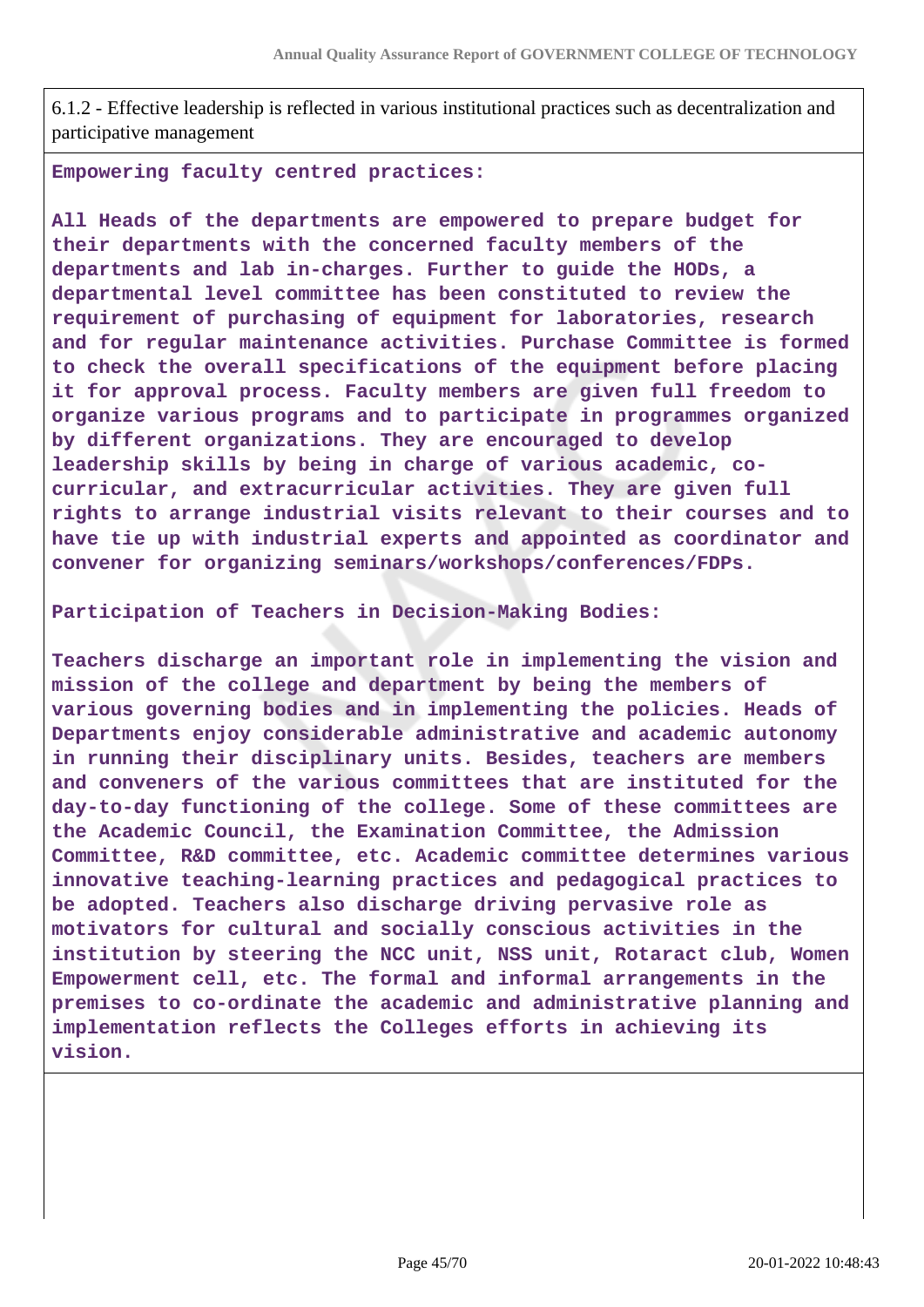6.1.2 - Effective leadership is reflected in various institutional practices such as decentralization and participative management

**Empowering faculty centred practices:**

**All Heads of the departments are empowered to prepare budget for their departments with the concerned faculty members of the departments and lab in-charges. Further to guide the HODs, a departmental level committee has been constituted to review the requirement of purchasing of equipment for laboratories, research and for regular maintenance activities. Purchase Committee is formed to check the overall specifications of the equipment before placing it for approval process. Faculty members are given full freedom to organize various programs and to participate in programmes organized by different organizations. They are encouraged to develop leadership skills by being in charge of various academic, co-curricular, and extracurricular activities. They are given full rights to arrange industrial visits relevant to their courses and to have tie up with industrial experts and appointed as coordinator and convener for organizing seminars/workshops/conferences/FDPs.**

**Participation of Teachers in Decision-Making Bodies:**

**Teachers discharge an important role in implementing the vision and mission of the college and department by being the members of various governing bodies and in implementing the policies. Heads of Departments enjoy considerable administrative and academic autonomy in running their disciplinary units. Besides, teachers are members and conveners of the various committees that are instituted for the day-to-day functioning of the college. Some of these committees are the Academic Council, the Examination Committee, the Admission Committee, R&D committee, etc. Academic committee determines various innovative teaching-learning practices and pedagogical practices to be adopted. Teachers also discharge driving pervasive role as motivators for cultural and socially conscious activities in the institution by steering the NCC unit, NSS unit, Rotaract club, Women Empowerment cell, etc. The formal and informal arrangements in the premises to co-ordinate the academic and administrative planning and implementation reflects the Colleges efforts in achieving its vision.**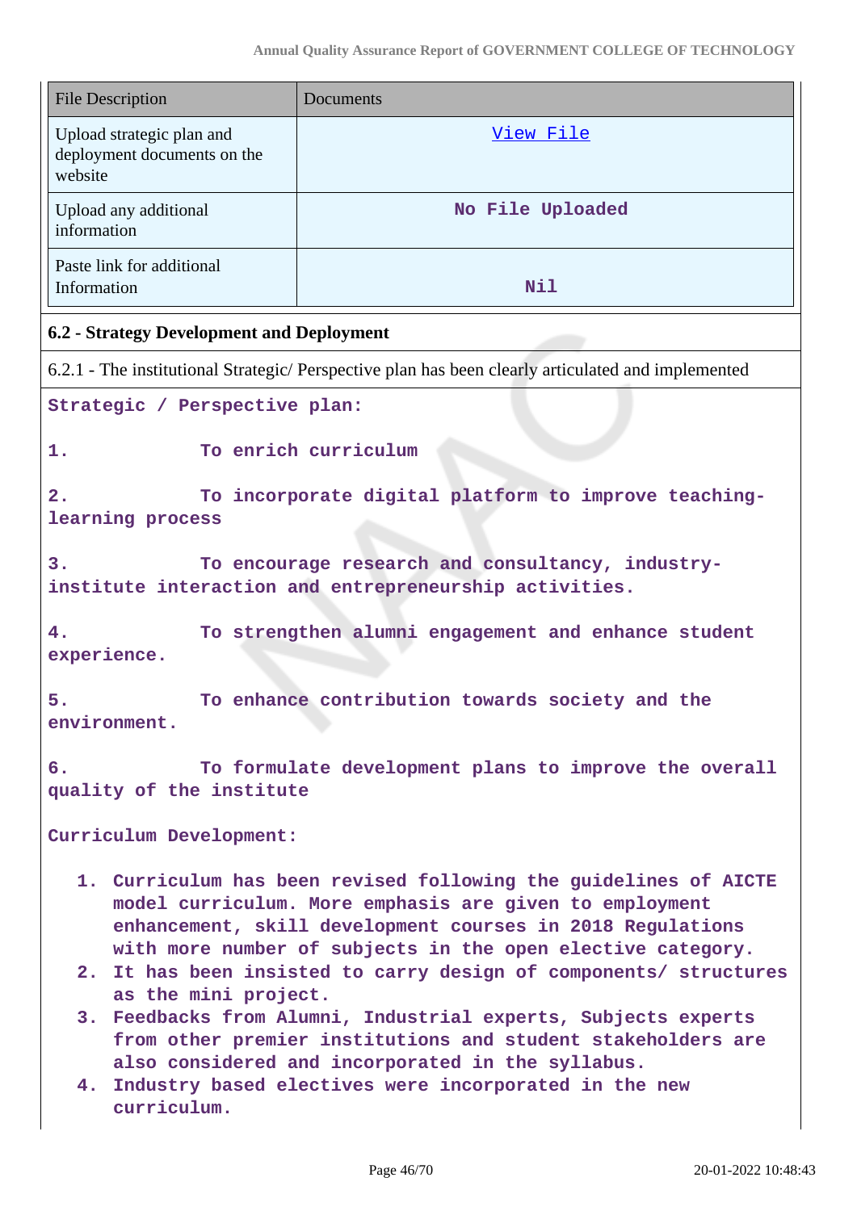| File Description | Documents |
|---|---|
| Upload strategic plan and deployment documents on the website | View File |
| Upload any additional information | No File Uploaded |
| Paste link for additional Information | Nil |

**6.2 - Strategy Development and Deployment**

6.2.1 - The institutional Strategic/ Perspective plan has been clearly articulated and implemented

**Strategic / Perspective plan:**

1. To enrich curriculum

2. To incorporate digital platform to improve teaching-learning process

3. To encourage research and consultancy, industry-institute interaction and entrepreneurship activities.

4. To strengthen alumni engagement and enhance student experience.

5. To enhance contribution towards society and the environment.

6. To formulate development plans to improve the overall quality of the institute

**Curriculum Development:**

1. Curriculum has been revised following the guidelines of AICTE model curriculum. More emphasis are given to employment enhancement, skill development courses in 2018 Regulations with more number of subjects in the open elective category.
2. It has been insisted to carry design of components/ structures as the mini project.
3. Feedbacks from Alumni, Industrial experts, Subjects experts from other premier institutions and student stakeholders are also considered and incorporated in the syllabus.
4. Industry based electives were incorporated in the new curriculum.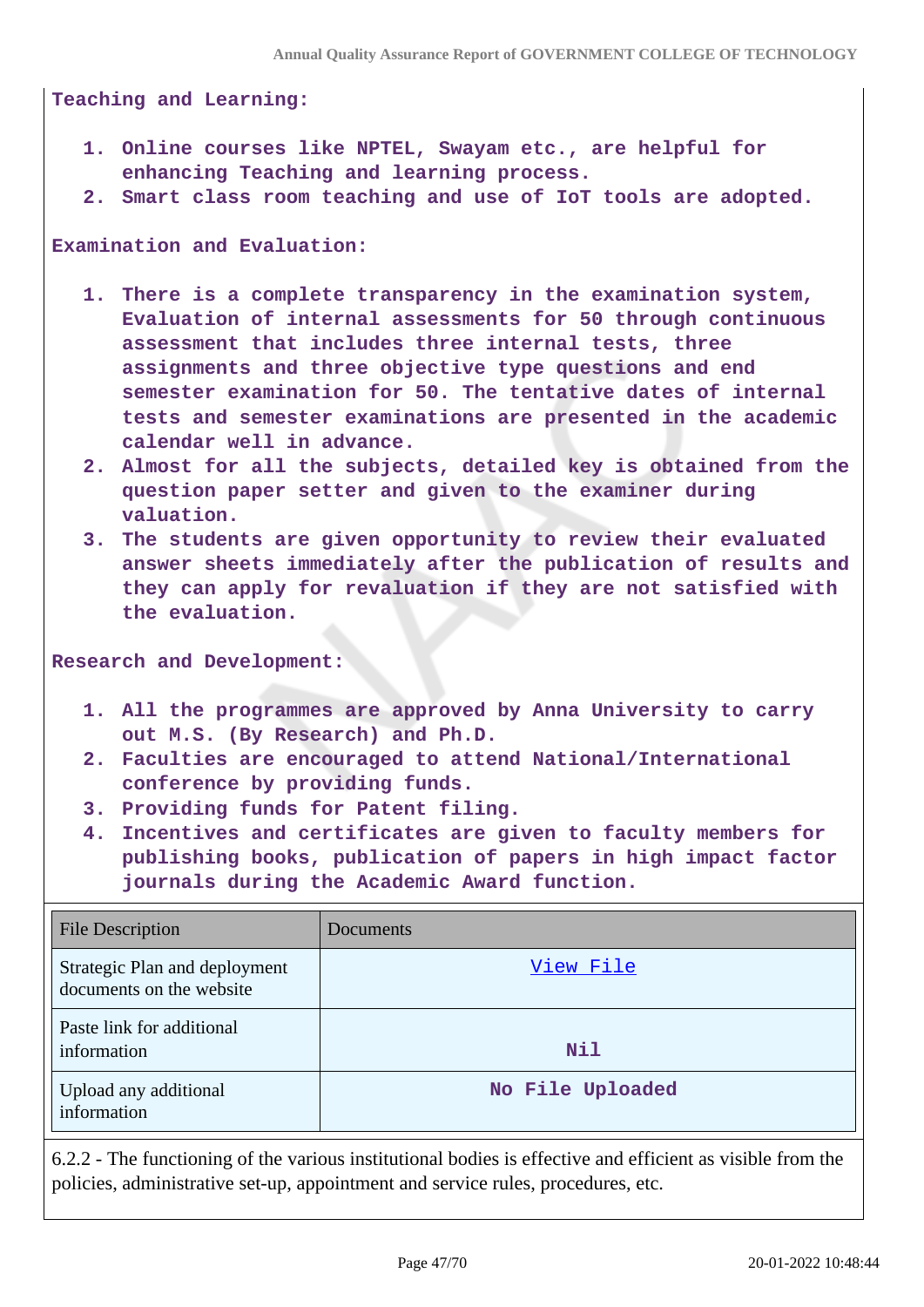**Teaching and Learning:**

1. **Online courses like NPTEL, Swayam etc., are helpful for enhancing Teaching and learning process.**
2. **Smart class room teaching and use of IoT tools are adopted.**

**Examination and Evaluation:**

1. **There is a complete transparency in the examination system, Evaluation of internal assessments for 50 through continuous assessment that includes three internal tests, three assignments and three objective type questions and end semester examination for 50. The tentative dates of internal tests and semester examinations are presented in the academic calendar well in advance.**
2. **Almost for all the subjects, detailed key is obtained from the question paper setter and given to the examiner during valuation.**
3. **The students are given opportunity to review their evaluated answer sheets immediately after the publication of results and they can apply for revaluation if they are not satisfied with the evaluation.**

**Research and Development:**

1. **All the programmes are approved by Anna University to carry out M.S. (By Research) and Ph.D.**
2. **Faculties are encouraged to attend National/International conference by providing funds.**
3. **Providing funds for Patent filing.**
4. **Incentives and certificates are given to faculty members for publishing books, publication of papers in high impact factor journals during the Academic Award function.**

| File Description | Documents |
|---|---|
| Strategic Plan and deployment documents on the website | View File |
| Paste link for additional information | Nil |
| Upload any additional information | No File Uploaded |

6.2.2 - The functioning of the various institutional bodies is effective and efficient as visible from the policies, administrative set-up, appointment and service rules, procedures, etc.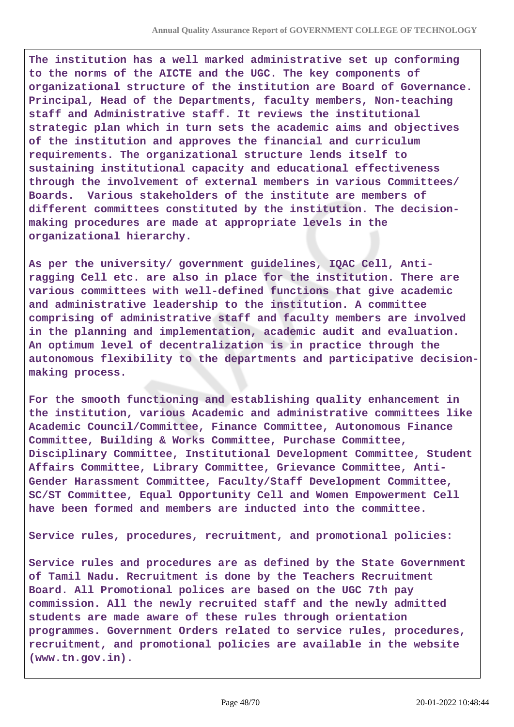**The institution has a well marked administrative set up conforming to the norms of the AICTE and the UGC. The key components of organizational structure of the institution are Board of Governance. Principal, Head of the Departments, faculty members, Non-teaching staff and Administrative staff. It reviews the institutional strategic plan which in turn sets the academic aims and objectives of the institution and approves the financial and curriculum requirements. The organizational structure lends itself to sustaining institutional capacity and educational effectiveness through the involvement of external members in various Committees/ Boards. Various stakeholders of the institute are members of different committees constituted by the institution. The decision-making procedures are made at appropriate levels in the organizational hierarchy.**

**As per the university/ government guidelines, IQAC Cell, Anti-ragging Cell etc. are also in place for the institution. There are various committees with well-defined functions that give academic and administrative leadership to the institution. A committee comprising of administrative staff and faculty members are involved in the planning and implementation, academic audit and evaluation. An optimum level of decentralization is in practice through the autonomous flexibility to the departments and participative decision-making process.**

**For the smooth functioning and establishing quality enhancement in the institution, various Academic and administrative committees like Academic Council/Committee, Finance Committee, Autonomous Finance Committee, Building & Works Committee, Purchase Committee, Disciplinary Committee, Institutional Development Committee, Student Affairs Committee, Library Committee, Grievance Committee, Anti-Gender Harassment Committee, Faculty/Staff Development Committee, SC/ST Committee, Equal Opportunity Cell and Women Empowerment Cell have been formed and members are inducted into the committee.**

**Service rules, procedures, recruitment, and promotional policies:**

**Service rules and procedures are as defined by the State Government of Tamil Nadu. Recruitment is done by the Teachers Recruitment Board. All Promotional polices are based on the UGC 7th pay commission. All the newly recruited staff and the newly admitted students are made aware of these rules through orientation programmes. Government Orders related to service rules, procedures, recruitment, and promotional policies are available in the website (www.tn.gov.in).**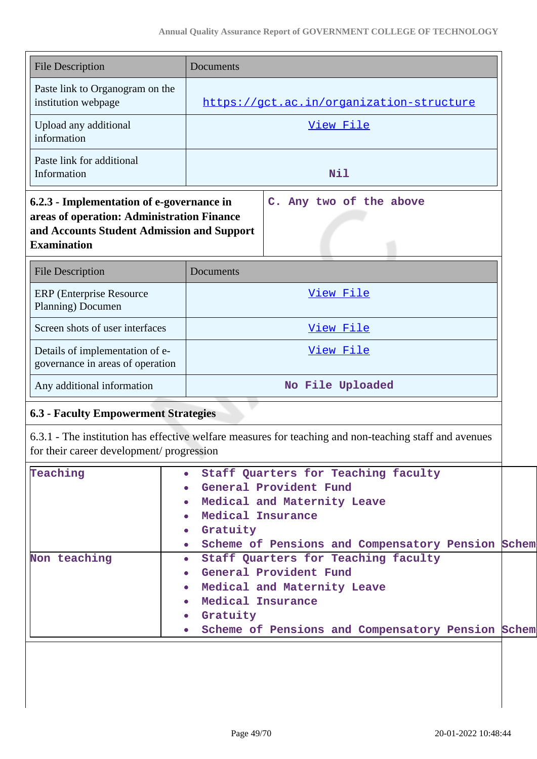| File Description | Documents |
|---|---|
| Paste link to Organogram on the institution webpage | https://gct.ac.in/organization-structure |
| Upload any additional information | View File |
| Paste link for additional Information | Nil |

| 6.2.3 - Implementation of e-governance in areas of operation: Administration Finance and Accounts Student Admission and Support Examination | C. Any two of the above |
|---|---|

| File Description | Documents |
|---|---|
| ERP (Enterprise Resource Planning) Documen | View File |
| Screen shots of user interfaces | View File |
| Details of implementation of e-governance in areas of operation | View File |
| Any additional information | No File Uploaded |

### 6.3 - Faculty Empowerment Strategies

6.3.1 - The institution has effective welfare measures for teaching and non-teaching staff and avenues for their career development/ progression

| Teaching | • Staff Quarters for Teaching faculty<br>• General Provident Fund<br>• Medical and Maternity Leave<br>• Medical Insurance<br>• Gratuity<br>• Scheme of Pensions and Compensatory Pension Schem |
|---|---|
| Non teaching | • Staff Quarters for Teaching faculty<br>• General Provident Fund<br>• Medical and Maternity Leave<br>• Medical Insurance<br>• Gratuity<br>• Scheme of Pensions and Compensatory Pension Schem |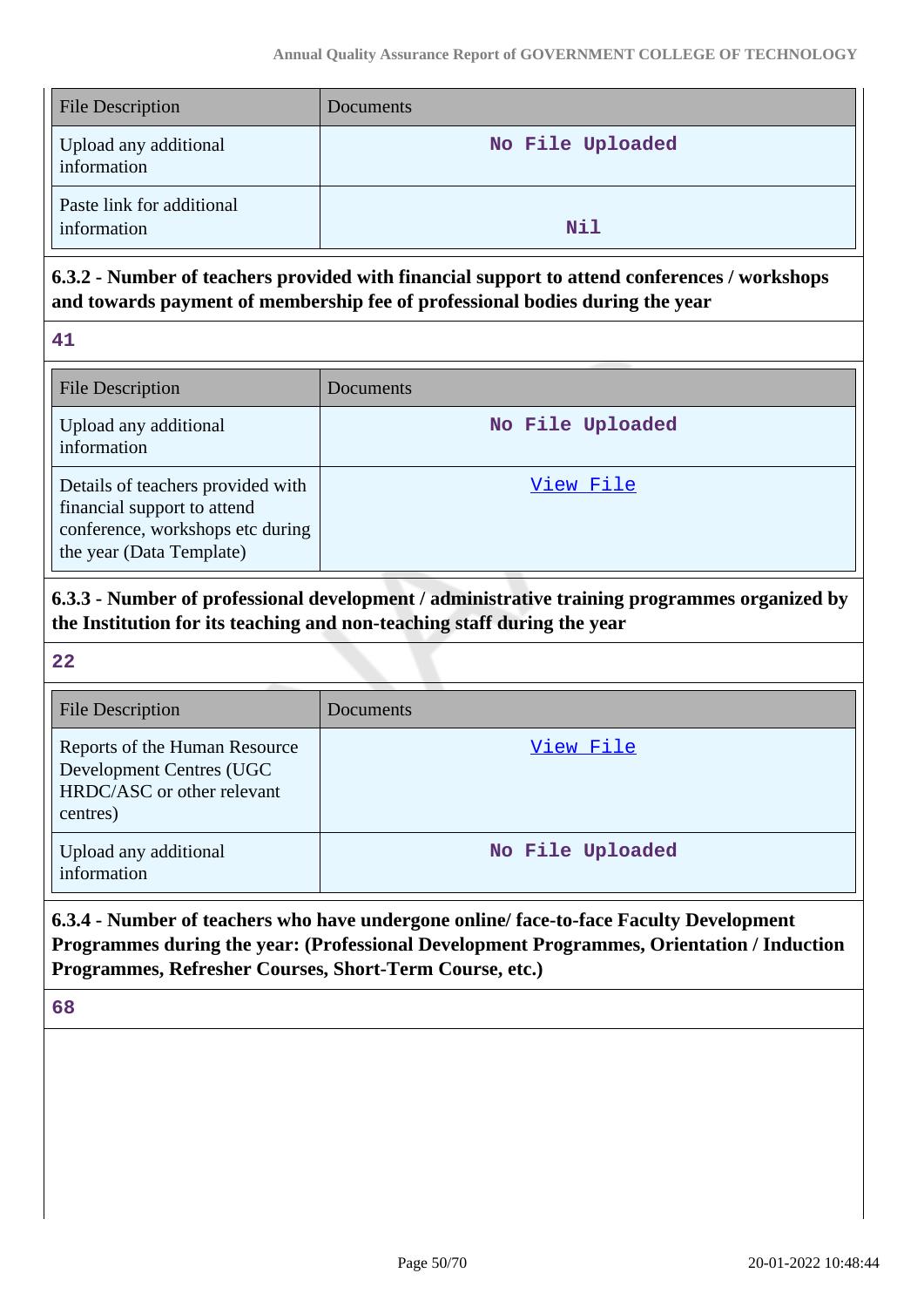| File Description | Documents |
|---|---|
| Upload any additional information | No File Uploaded |
| Paste link for additional information | Nil |

### 6.3.2 - Number of teachers provided with financial support to attend conferences / workshops and towards payment of membership fee of professional bodies during the year

41

| File Description | Documents |
|---|---|
| Upload any additional information | No File Uploaded |
| Details of teachers provided with financial support to attend conference, workshops etc during the year (Data Template) | View File |

### 6.3.3 - Number of professional development / administrative training programmes organized by the Institution for its teaching and non-teaching staff during the year

22

| File Description | Documents |
|---|---|
| Reports of the Human Resource Development Centres (UGC HRDC/ASC or other relevant centres) | View File |
| Upload any additional information | No File Uploaded |

### 6.3.4 - Number of teachers who have undergone online/ face-to-face Faculty Development Programmes during the year: (Professional Development Programmes, Orientation / Induction Programmes, Refresher Courses, Short-Term Course, etc.)

68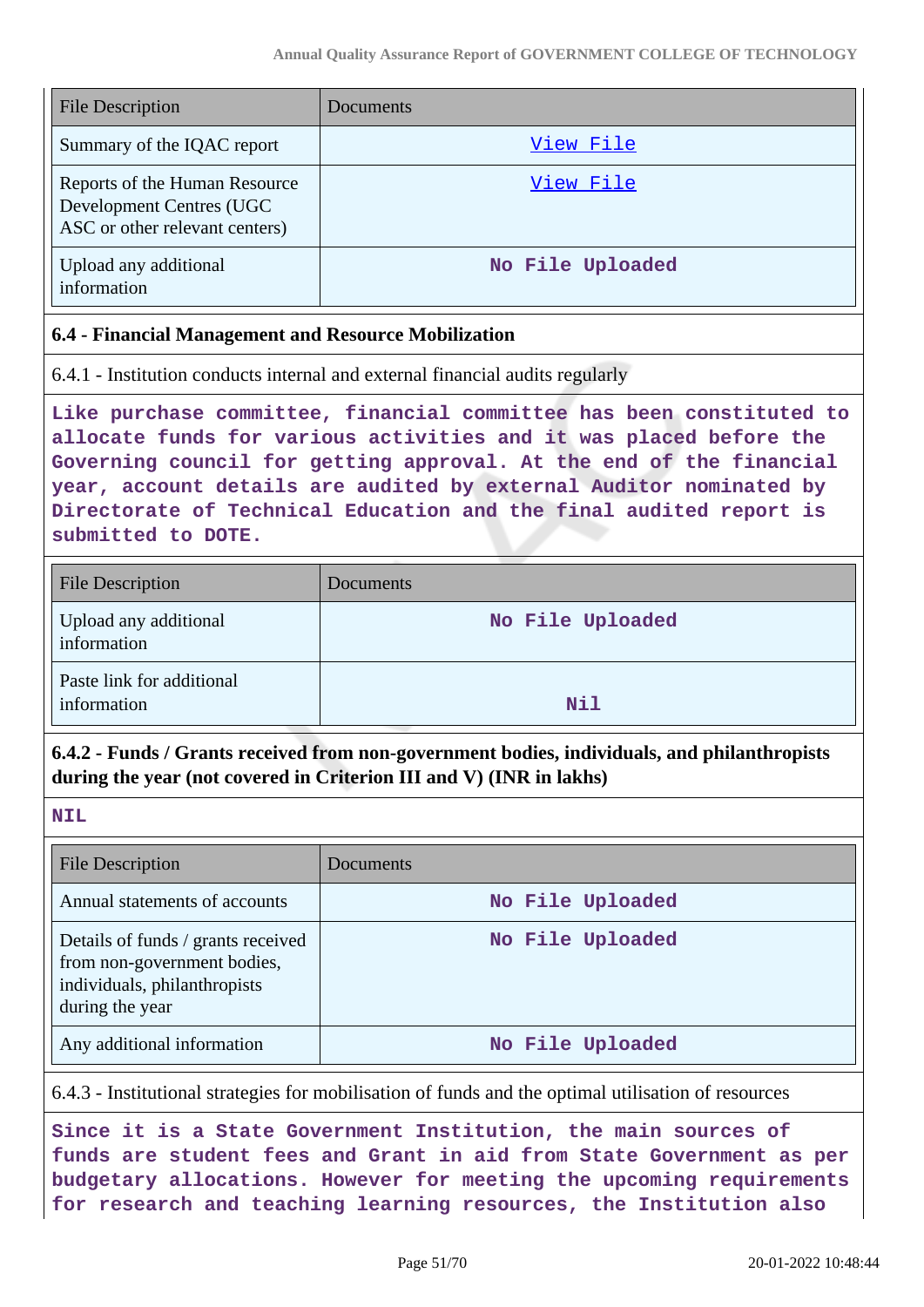| File Description | Documents |
|---|---|
| Summary of the IQAC report | View File |
| Reports of the Human Resource Development Centres (UGC ASC or other relevant centers) | View File |
| Upload any additional information | No File Uploaded |

**6.4 - Financial Management and Resource Mobilization**

6.4.1 - Institution conducts internal and external financial audits regularly

**Like purchase committee, financial committee has been constituted to allocate funds for various activities and it was placed before the Governing council for getting approval. At the end of the financial year, account details are audited by external Auditor nominated by Directorate of Technical Education and the final audited report is submitted to DOTE.**

| File Description | Documents |
|---|---|
| Upload any additional information | No File Uploaded |
| Paste link for additional information | Nil |

**6.4.2 - Funds / Grants received from non-government bodies, individuals, and philanthropists during the year (not covered in Criterion III and V) (INR in lakhs)**

**NIL**

| File Description | Documents |
|---|---|
| Annual statements of accounts | No File Uploaded |
| Details of funds / grants received from non-government bodies, individuals, philanthropists during the year | No File Uploaded |
| Any additional information | No File Uploaded |

6.4.3 - Institutional strategies for mobilisation of funds and the optimal utilisation of resources

**Since it is a State Government Institution, the main sources of funds are student fees and Grant in aid from State Government as per budgetary allocations. However for meeting the upcoming requirements for research and teaching learning resources, the Institution also**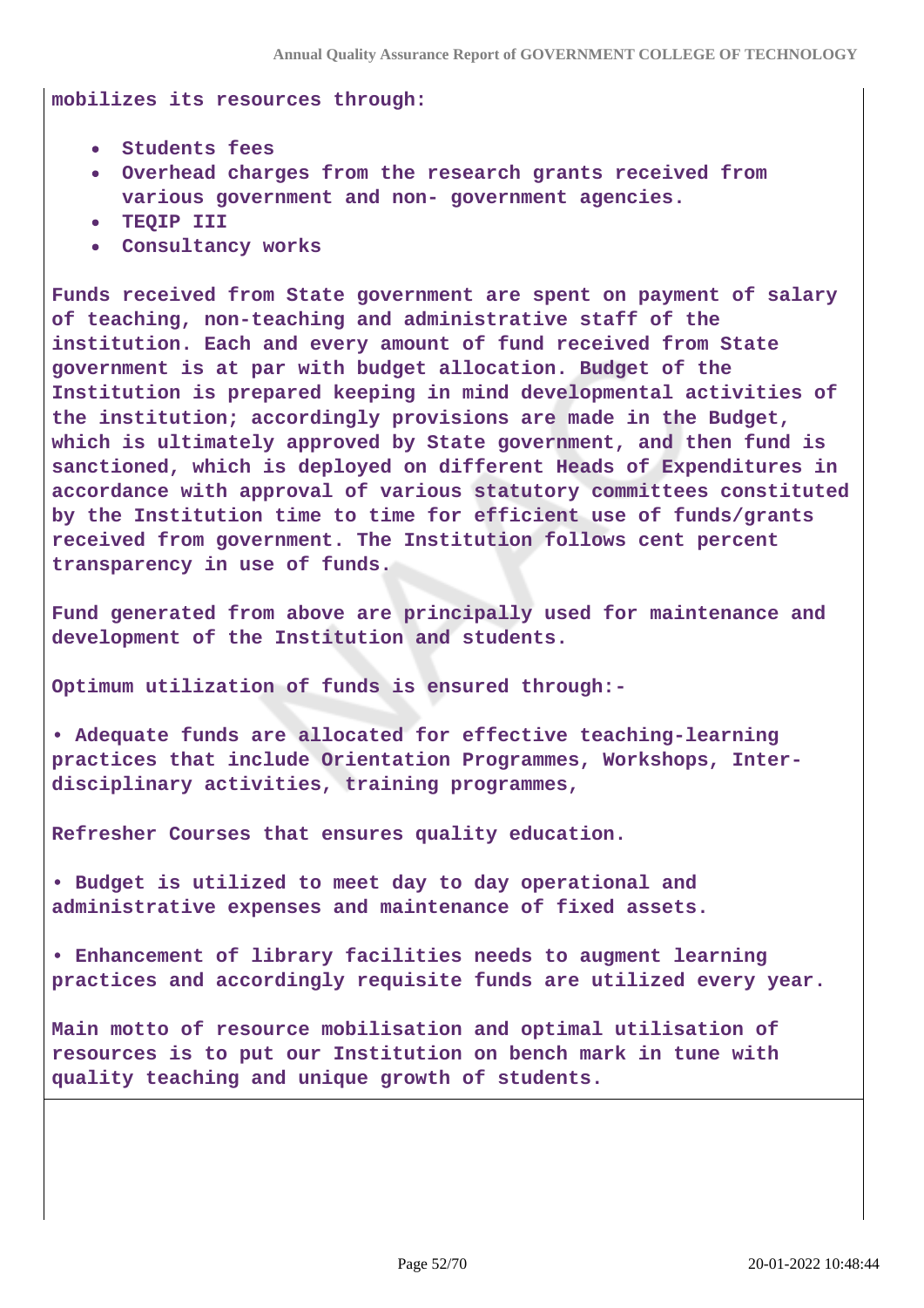**mobilizes its resources through:**

- **Students fees**
- **Overhead charges from the research grants received from various government and non- government agencies.**
- **TEQIP III**
- **Consultancy works**

**Funds received from State government are spent on payment of salary of teaching, non-teaching and administrative staff of the institution. Each and every amount of fund received from State government is at par with budget allocation. Budget of the Institution is prepared keeping in mind developmental activities of the institution; accordingly provisions are made in the Budget, which is ultimately approved by State government, and then fund is sanctioned, which is deployed on different Heads of Expenditures in accordance with approval of various statutory committees constituted by the Institution time to time for efficient use of funds/grants received from government. The Institution follows cent percent transparency in use of funds.**

**Fund generated from above are principally used for maintenance and development of the Institution and students.**

**Optimum utilization of funds is ensured through:-**

**• Adequate funds are allocated for effective teaching-learning practices that include Orientation Programmes, Workshops, Inter-disciplinary activities, training programmes,**

**Refresher Courses that ensures quality education.**

**• Budget is utilized to meet day to day operational and administrative expenses and maintenance of fixed assets.**

**• Enhancement of library facilities needs to augment learning practices and accordingly requisite funds are utilized every year.**

**Main motto of resource mobilisation and optimal utilisation of resources is to put our Institution on bench mark in tune with quality teaching and unique growth of students.**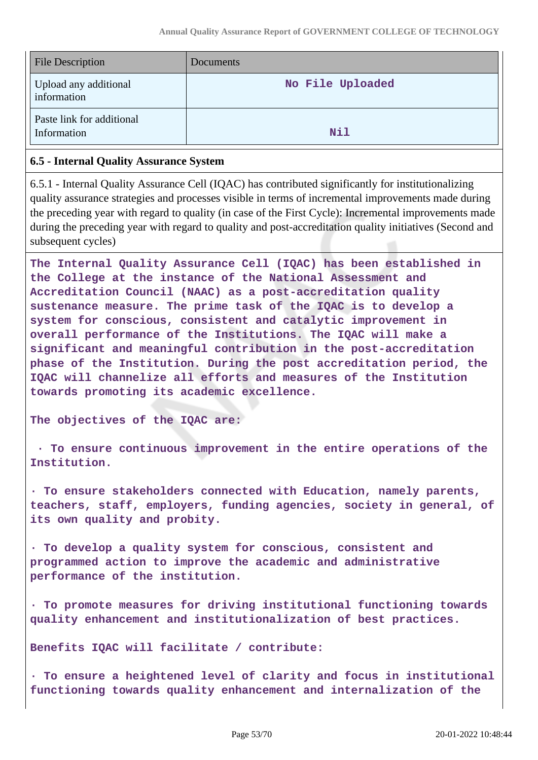| File Description | Documents |
|---|---|
| Upload any additional information | No File Uploaded |
| Paste link for additional Information | Nil |

**6.5 - Internal Quality Assurance System**

6.5.1 - Internal Quality Assurance Cell (IQAC) has contributed significantly for institutionalizing quality assurance strategies and processes visible in terms of incremental improvements made during the preceding year with regard to quality (in case of the First Cycle): Incremental improvements made during the preceding year with regard to quality and post-accreditation quality initiatives (Second and subsequent cycles)

The Internal Quality Assurance Cell (IQAC) has been established in the College at the instance of the National Assessment and Accreditation Council (NAAC) as a post-accreditation quality sustenance measure. The prime task of the IQAC is to develop a system for conscious, consistent and catalytic improvement in overall performance of the Institutions. The IQAC will make a significant and meaningful contribution in the post-accreditation phase of the Institution. During the post accreditation period, the IQAC will channelize all efforts and measures of the Institution towards promoting its academic excellence.

The objectives of the IQAC are:

· To ensure continuous improvement in the entire operations of the Institution.

· To ensure stakeholders connected with Education, namely parents, teachers, staff, employers, funding agencies, society in general, of its own quality and probity.

· To develop a quality system for conscious, consistent and programmed action to improve the academic and administrative performance of the institution.

· To promote measures for driving institutional functioning towards quality enhancement and institutionalization of best practices.

Benefits IQAC will facilitate / contribute:

· To ensure a heightened level of clarity and focus in institutional functioning towards quality enhancement and internalization of the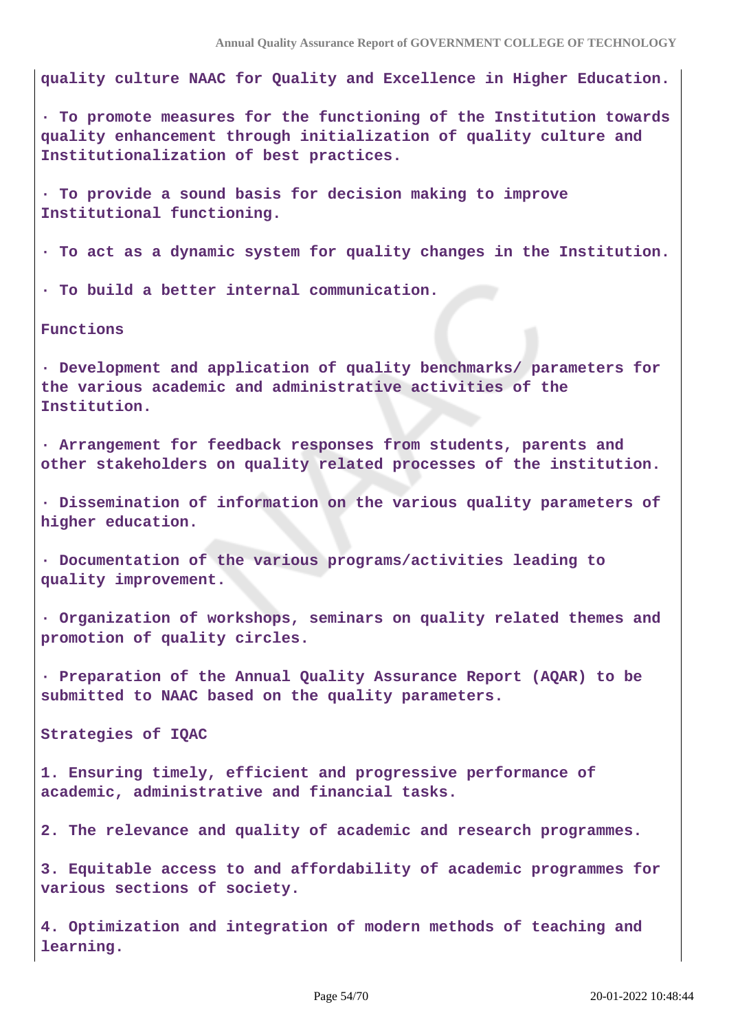**quality culture NAAC for Quality and Excellence in Higher Education.**

**· To promote measures for the functioning of the Institution towards quality enhancement through initialization of quality culture and Institutionalization of best practices.**

**· To provide a sound basis for decision making to improve Institutional functioning.**

**· To act as a dynamic system for quality changes in the Institution.**

**· To build a better internal communication.**

**Functions**

**· Development and application of quality benchmarks/ parameters for the various academic and administrative activities of the Institution.**

**· Arrangement for feedback responses from students, parents and other stakeholders on quality related processes of the institution.**

**· Dissemination of information on the various quality parameters of higher education.**

**· Documentation of the various programs/activities leading to quality improvement.**

**· Organization of workshops, seminars on quality related themes and promotion of quality circles.**

**· Preparation of the Annual Quality Assurance Report (AQAR) to be submitted to NAAC based on the quality parameters.**

**Strategies of IQAC**

**1. Ensuring timely, efficient and progressive performance of academic, administrative and financial tasks.**

**2. The relevance and quality of academic and research programmes.**

**3. Equitable access to and affordability of academic programmes for various sections of society.**

**4. Optimization and integration of modern methods of teaching and learning.**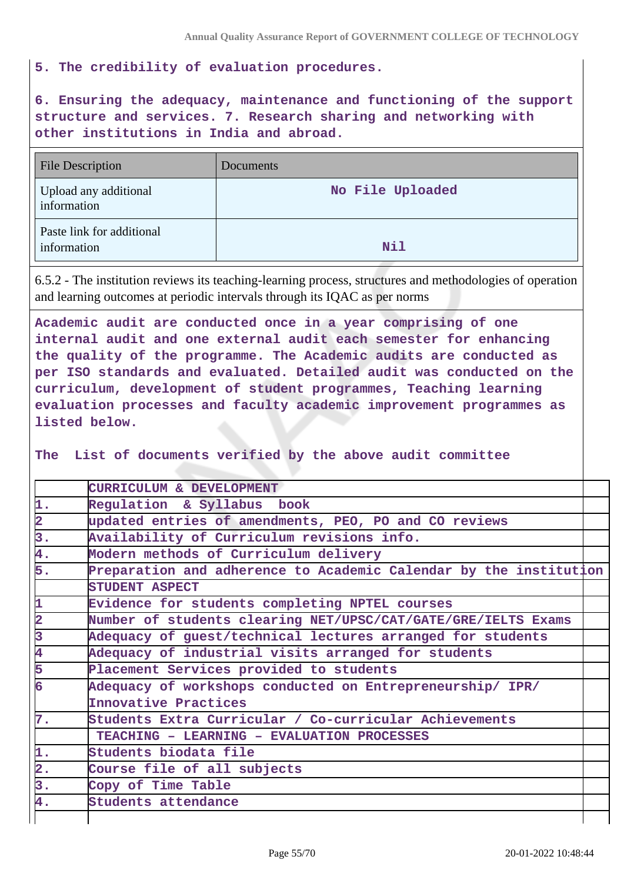5. The credibility of evaluation procedures.

6. Ensuring the adequacy, maintenance and functioning of the support structure and services. 7. Research sharing and networking with other institutions in India and abroad.

| File Description | Documents |
|---|---|
| Upload any additional information | No File Uploaded |
| Paste link for additional information | Nil |

6.5.2 - The institution reviews its teaching-learning process, structures and methodologies of operation and learning outcomes at periodic intervals through its IQAC as per norms

Academic audit are conducted once in a year comprising of one internal audit and one external audit each semester for enhancing the quality of the programme. The Academic audits are conducted as per ISO standards and evaluated. Detailed audit was conducted on the curriculum, development of student programmes, Teaching learning evaluation processes and faculty academic improvement programmes as listed below.

The List of documents verified by the above audit committee

| | CURRICULUM & DEVELOPMENT |
|---|---|
| 1. | Regulation & Syllabus book |
| 2 | updated entries of amendments, PEO, PO and CO reviews |
| 3. | Availability of Curriculum revisions info. |
| 4. | Modern methods of Curriculum delivery |
| 5. | Preparation and adherence to Academic Calendar by the institution |
| | STUDENT ASPECT |
| 1 | Evidence for students completing NPTEL courses |
| 2 | Number of students clearing NET/UPSC/CAT/GATE/GRE/IELTS Exams |
| 3 | Adequacy of guest/technical lectures arranged for students |
| 4 | Adequacy of industrial visits arranged for students |
| 5 | Placement Services provided to students |
| 6 | Adequacy of workshops conducted on Entrepreneurship/ IPR/ Innovative Practices |
| 7. | Students Extra Curricular / Co-curricular Achievements |
| | TEACHING – LEARNING – EVALUATION PROCESSES |
| 1. | Students biodata file |
| 2. | Course file of all subjects |
| 3. | Copy of Time Table |
| 4. | Students attendance |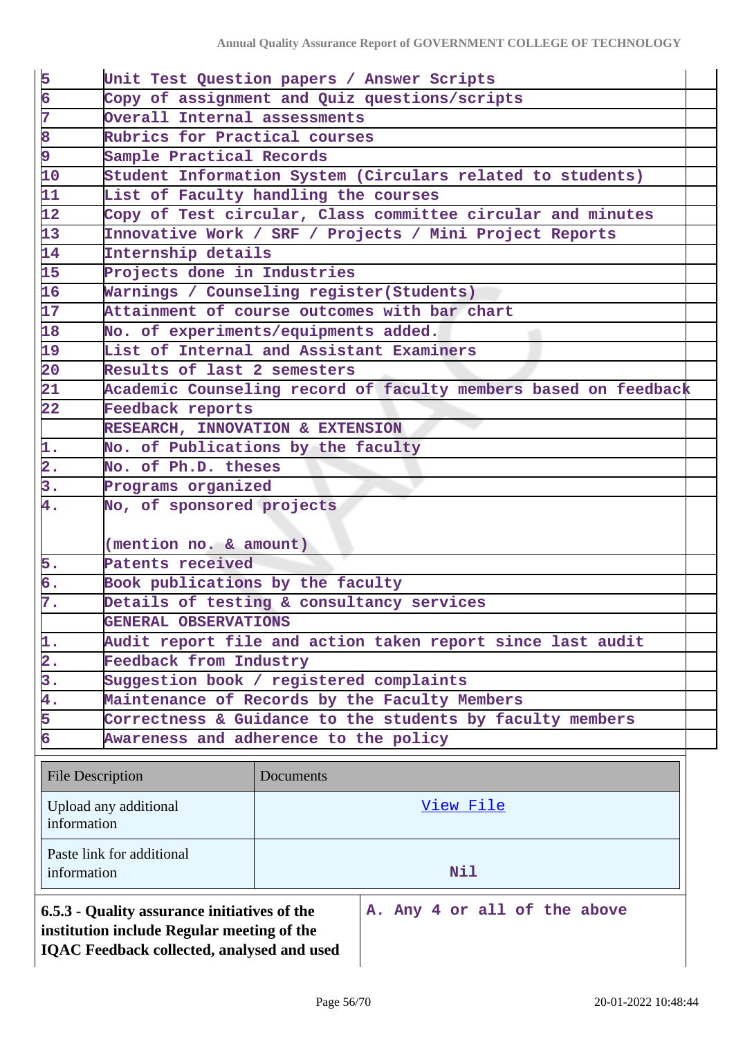| | | |
|---|---|---|
| 5 | Unit Test Question papers / Answer Scripts | |
| 6 | Copy of assignment and Quiz questions/scripts | |
| 7 | Overall Internal assessments | |
| 8 | Rubrics for Practical courses | |
| 9 | Sample Practical Records | |
| 10 | Student Information System (Circulars related to students) | |
| 11 | List of Faculty handling the courses | |
| 12 | Copy of Test circular, Class committee circular and minutes | |
| 13 | Innovative Work / SRF / Projects / Mini Project Reports | |
| 14 | Internship details | |
| 15 | Projects done in Industries | |
| 16 | Warnings / Counseling register(Students) | |
| 17 | Attainment of course outcomes with bar chart | |
| 18 | No. of experiments/equipments added. | |
| 19 | List of Internal and Assistant Examiners | |
| 20 | Results of last 2 semesters | |
| 21 | Academic Counseling record of faculty members based on feedback | |
| 22 | Feedback reports | |
| | RESEARCH, INNOVATION & EXTENSION | |
| 1. | No. of Publications by the faculty | |
| 2. | No. of Ph.D. theses | |
| 3. | Programs organized | |
| 4. | No, of sponsored projects<br><br>(mention no. & amount) | |
| 5. | Patents received | |
| 6. | Book publications by the faculty | |
| 7. | Details of testing & consultancy services | |
| | GENERAL OBSERVATIONS | |
| 1. | Audit report file and action taken report since last audit | |
| 2. | Feedback from Industry | |
| 3. | Suggestion book / registered complaints | |
| 4. | Maintenance of Records by the Faculty Members | |
| 5 | Correctness & Guidance to the students by faculty members | |
| 6 | Awareness and adherence to the policy | |

| File Description | Documents |
|---|---|
| Upload any additional information | View File |
| Paste link for additional information | Nil |

| | |
|---|---|
| **6.5.3 - Quality assurance initiatives of the institution include Regular meeting of the IQAC Feedback collected, analysed and used** | A. Any 4 or all of the above |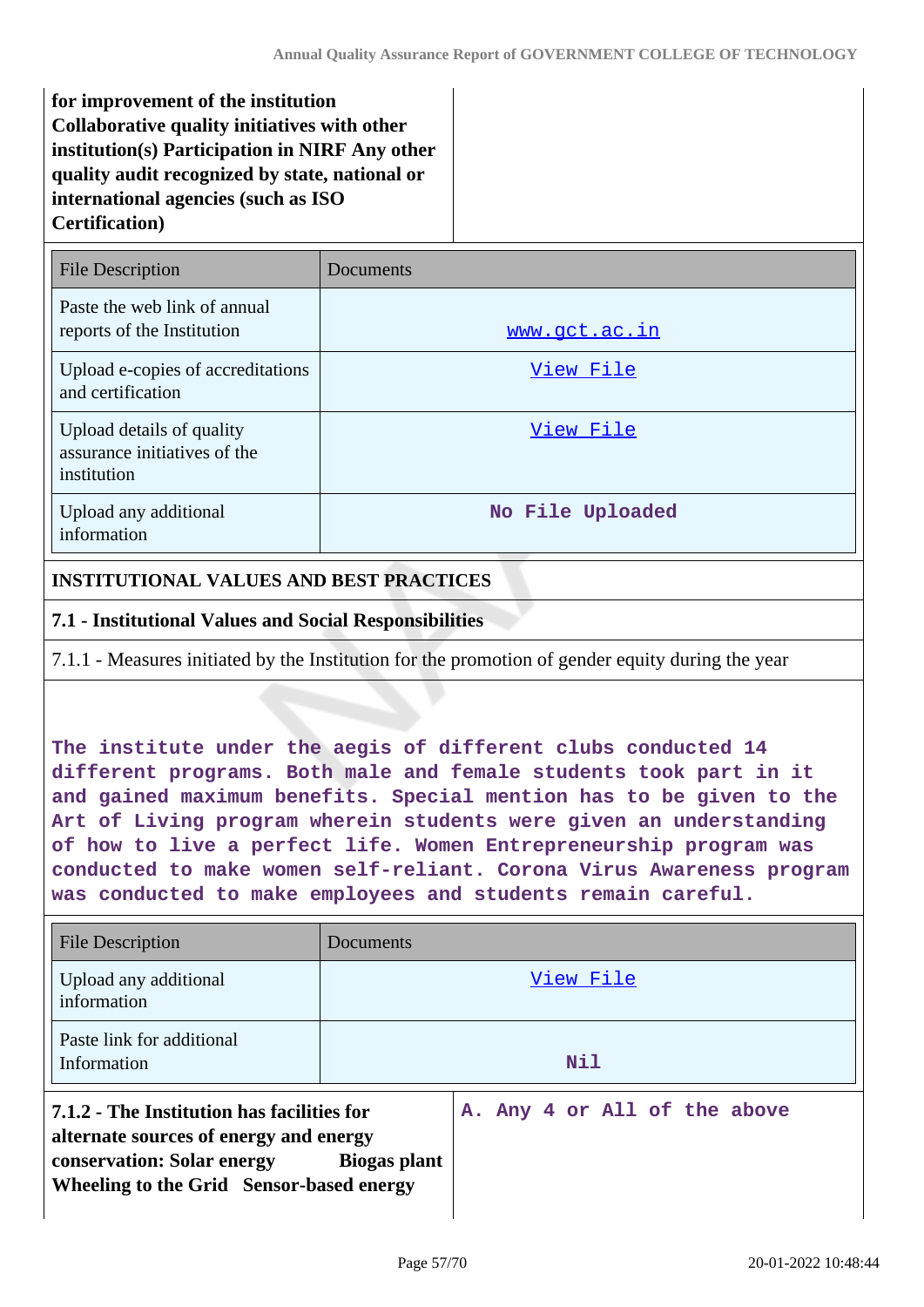| **for improvement of the institution Collaborative quality initiatives with other institution(s) Participation in NIRF Any other quality audit recognized by state, national or international agencies (such as ISO Certification)** | |
|---|---|

| File Description | Documents |
|---|---|
| Paste the web link of annual reports of the Institution | www.gct.ac.in |
| Upload e-copies of accreditations and certification | View File |
| Upload details of quality assurance initiatives of the institution | View File |
| Upload any additional information | No File Uploaded |

## INSTITUTIONAL VALUES AND BEST PRACTICES

### 7.1 - Institutional Values and Social Responsibilities

7.1.1 - Measures initiated by the Institution for the promotion of gender equity during the year

The institute under the aegis of different clubs conducted 14 different programs. Both male and female students took part in it and gained maximum benefits. Special mention has to be given to the Art of Living program wherein students were given an understanding of how to live a perfect life. Women Entrepreneurship program was conducted to make women self-reliant. Corona Virus Awareness program was conducted to make employees and students remain careful.

| File Description | Documents |
|---|---|
| Upload any additional information | View File |
| Paste link for additional Information | Nil |

| **7.1.2 - The Institution has facilities for alternate sources of energy and energy conservation: Solar energy Biogas plant Wheeling to the Grid Sensor-based energy** | A. Any 4 or All of the above |
|---|---|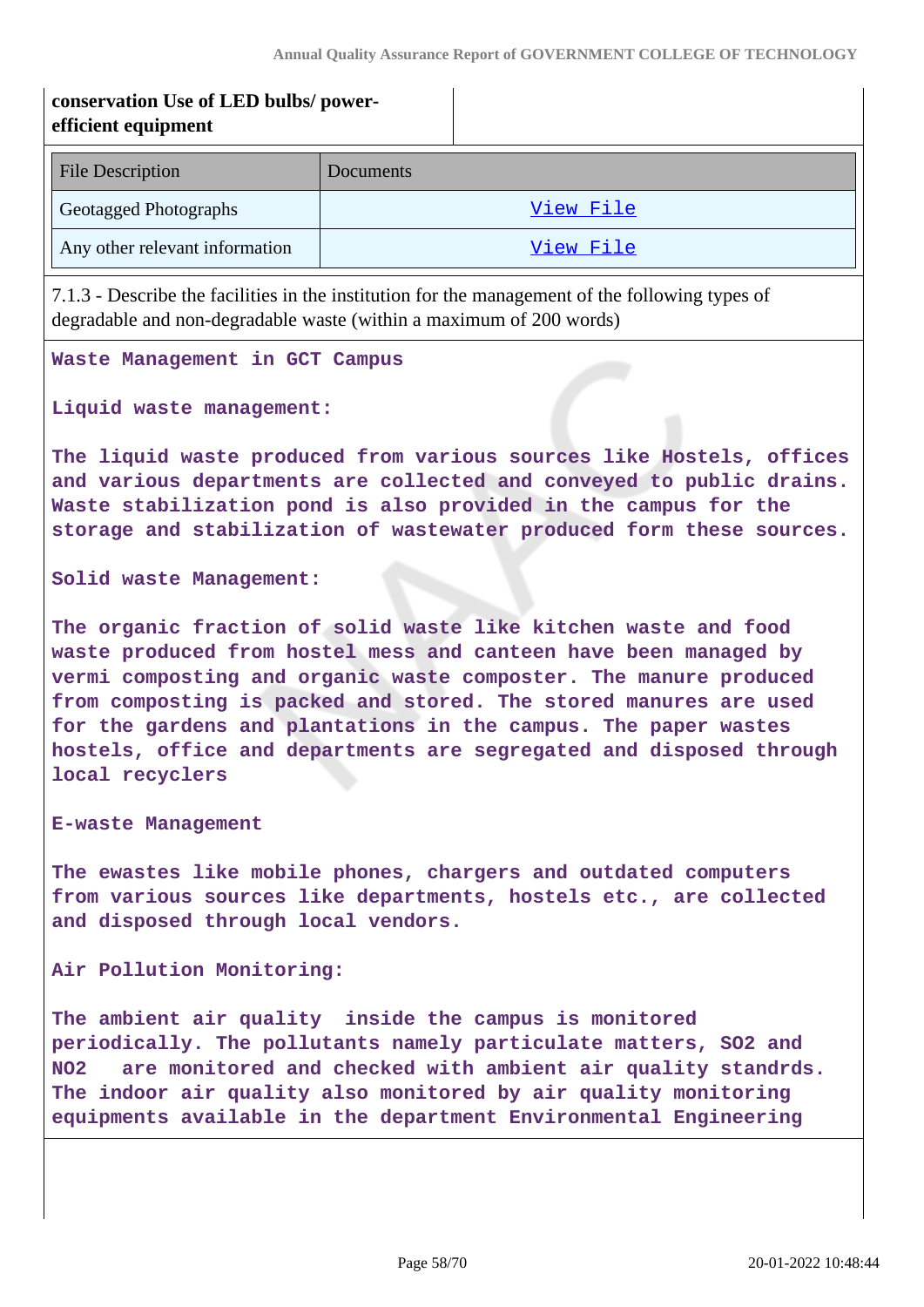**conservation Use of LED bulbs/ power-efficient equipment**

| File Description | Documents |
|---|---|
| Geotagged Photographs | View File |
| Any other relevant information | View File |

7.1.3 - Describe the facilities in the institution for the management of the following types of degradable and non-degradable waste (within a maximum of 200 words)

**Waste Management in GCT Campus**

**Liquid waste management:**

**The liquid waste produced from various sources like Hostels, offices and various departments are collected and conveyed to public drains. Waste stabilization pond is also provided in the campus for the storage and stabilization of wastewater produced form these sources.**

**Solid waste Management:**

**The organic fraction of solid waste like kitchen waste and food waste produced from hostel mess and canteen have been managed by vermi composting and organic waste composter. The manure produced from composting is packed and stored. The stored manures are used for the gardens and plantations in the campus. The paper wastes hostels, office and departments are segregated and disposed through local recyclers**

**E-waste Management**

**The ewastes like mobile phones, chargers and outdated computers from various sources like departments, hostels etc., are collected and disposed through local vendors.**

**Air Pollution Monitoring:**

**The ambient air quality inside the campus is monitored periodically. The pollutants namely particulate matters, $SO_2$ and $NO_2$ are monitored and checked with ambient air quality standrds. The indoor air quality also monitored by air quality monitoring equipments available in the department Environmental Engineering**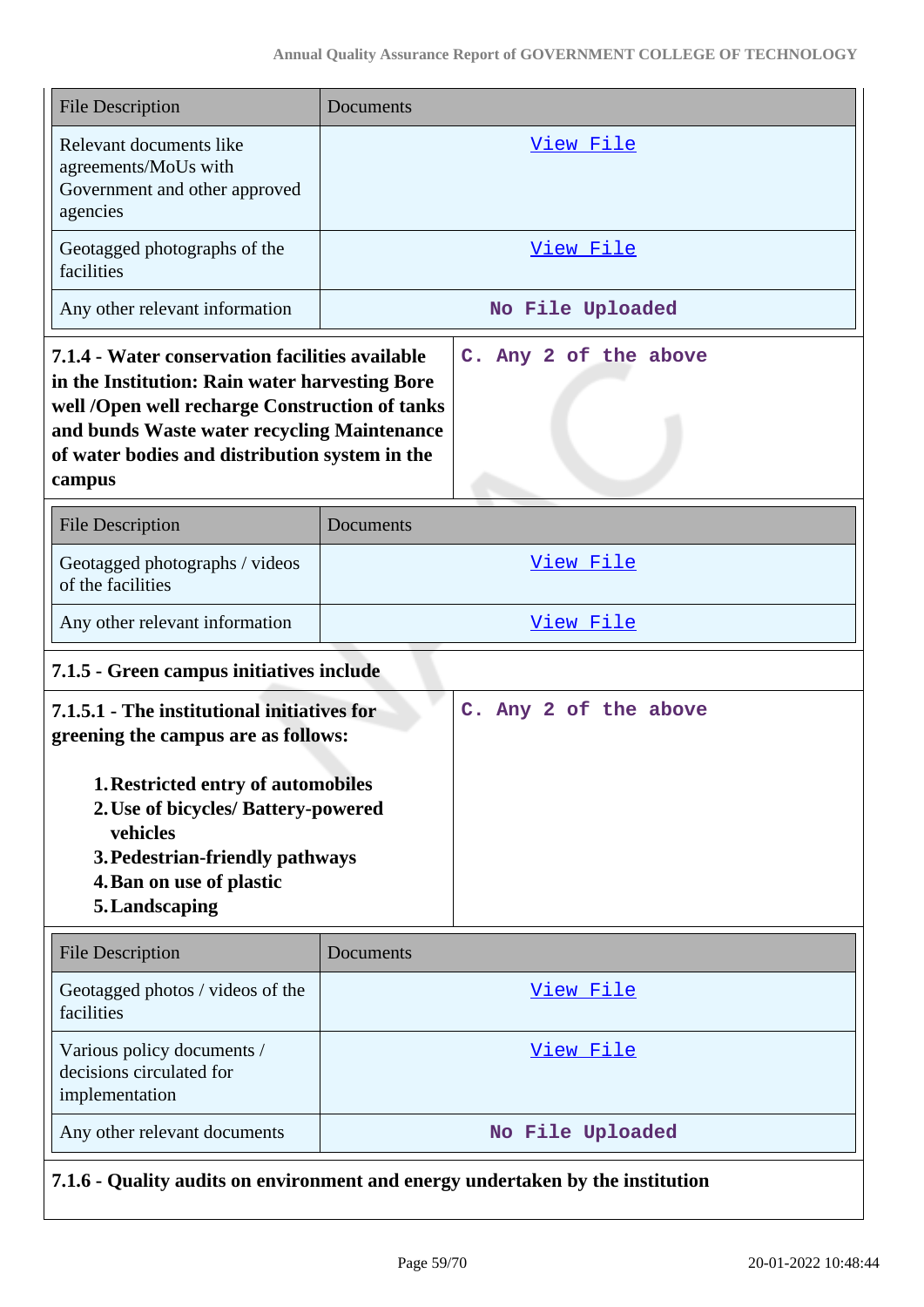| File Description | Documents |
| --- | --- |
| Relevant documents like agreements/MoUs with Government and other approved agencies | View File |
| Geotagged photographs of the facilities | View File |
| Any other relevant information | No File Uploaded |

| **7.1.4 - Water conservation facilities available in the Institution: Rain water harvesting Bore well /Open well recharge Construction of tanks and bunds Waste water recycling Maintenance of water bodies and distribution system in the campus** | C. Any 2 of the above |
| --- | --- |

| File Description | Documents |
| --- | --- |
| Geotagged photographs / videos of the facilities | View File |
| Any other relevant information | View File |

**7.1.5 - Green campus initiatives include**

| **7.1.5.1 - The institutional initiatives for greening the campus are as follows:** <br><br> **1. Restricted entry of automobiles** <br> **2. Use of bicycles/ Battery-powered vehicles** <br> **3. Pedestrian-friendly pathways** <br> **4. Ban on use of plastic** <br> **5. Landscaping** | C. Any 2 of the above |
| --- | --- |

| File Description | Documents |
| --- | --- |
| Geotagged photos / videos of the facilities | View File |
| Various policy documents / decisions circulated for implementation | View File |
| Any other relevant documents | No File Uploaded |

**7.1.6 - Quality audits on environment and energy undertaken by the institution**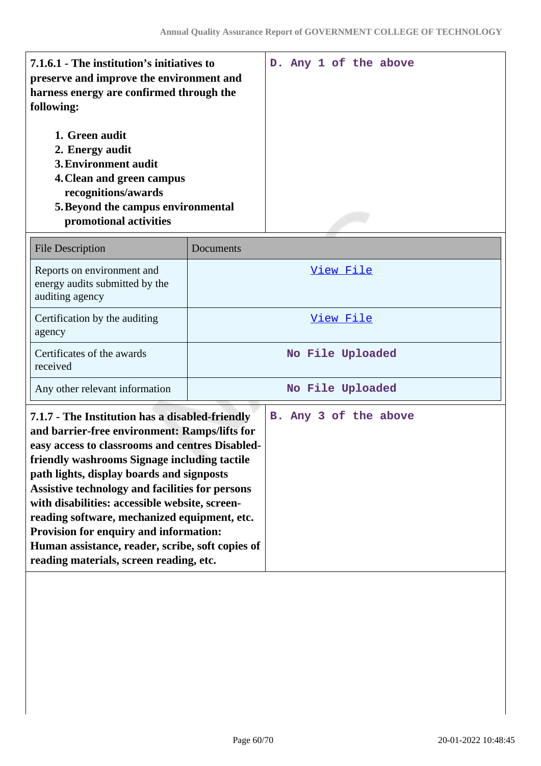| **7.1.6.1 - The institution's initiatives to preserve and improve the environment and harness energy are confirmed through the following:**<br><br>1. **Green audit**<br>2. **Energy audit**<br>3. **Environment audit**<br>4. **Clean and green campus recognitions/awards**<br>5. **Beyond the campus environmental promotional activities** | D. Any 1 of the above |
|---|---|

| File Description | Documents |
|---|---|
| Reports on environment and energy audits submitted by the auditing agency | View File |
| Certification by the auditing agency | View File |
| Certificates of the awards received | No File Uploaded |
| Any other relevant information | No File Uploaded |

| **7.1.7 - The Institution has a disabled-friendly and barrier-free environment: Ramps/lifts for easy access to classrooms and centres Disabled-friendly washrooms Signage including tactile path lights, display boards and signposts Assistive technology and facilities for persons with disabilities: accessible website, screen-reading software, mechanized equipment, etc. Provision for enquiry and information: Human assistance, reader, scribe, soft copies of reading materials, screen reading, etc.** | B. Any 3 of the above |
|---|---|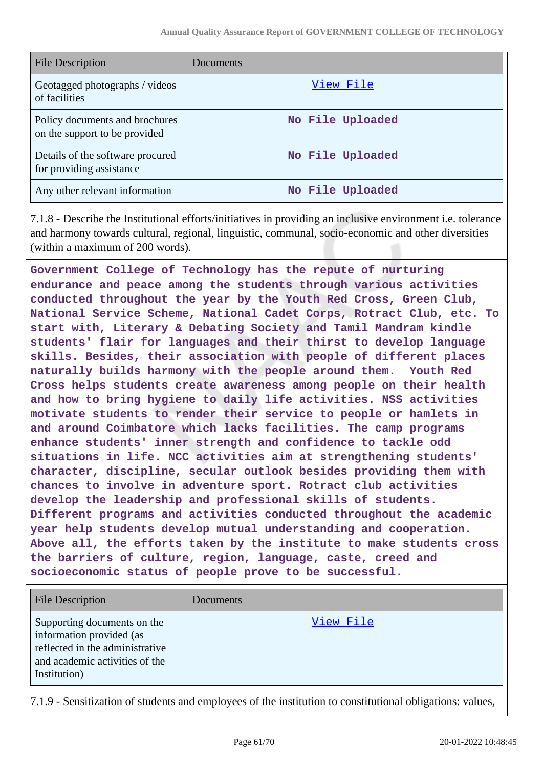| File Description | Documents |
| --- | --- |
| Geotagged photographs / videos of facilities | View File |
| Policy documents and brochures on the support to be provided | No File Uploaded |
| Details of the software procured for providing assistance | No File Uploaded |
| Any other relevant information | No File Uploaded |

7.1.8 - Describe the Institutional efforts/initiatives in providing an inclusive environment i.e. tolerance and harmony towards cultural, regional, linguistic, communal, socio-economic and other diversities (within a maximum of 200 words).

**Government College of Technology has the repute of nurturing endurance and peace among the students through various activities conducted throughout the year by the Youth Red Cross, Green Club, National Service Scheme, National Cadet Corps, Rotract Club, etc. To start with, Literary & Debating Society and Tamil Mandram kindle students' flair for languages and their thirst to develop language skills. Besides, their association with people of different places naturally builds harmony with the people around them. Youth Red Cross helps students create awareness among people on their health and how to bring hygiene to daily life activities. NSS activities motivate students to render their service to people or hamlets in and around Coimbatore which lacks facilities. The camp programs enhance students' inner strength and confidence to tackle odd situations in life. NCC activities aim at strengthening students' character, discipline, secular outlook besides providing them with chances to involve in adventure sport. Rotract club activities develop the leadership and professional skills of students. Different programs and activities conducted throughout the academic year help students develop mutual understanding and cooperation. Above all, the efforts taken by the institute to make students cross the barriers of culture, region, language, caste, creed and socioeconomic status of people prove to be successful.**

| File Description | Documents |
| --- | --- |
| Supporting documents on the information provided (as reflected in the administrative and academic activities of the Institution) | View File |

7.1.9 - Sensitization of students and employees of the institution to constitutional obligations: values,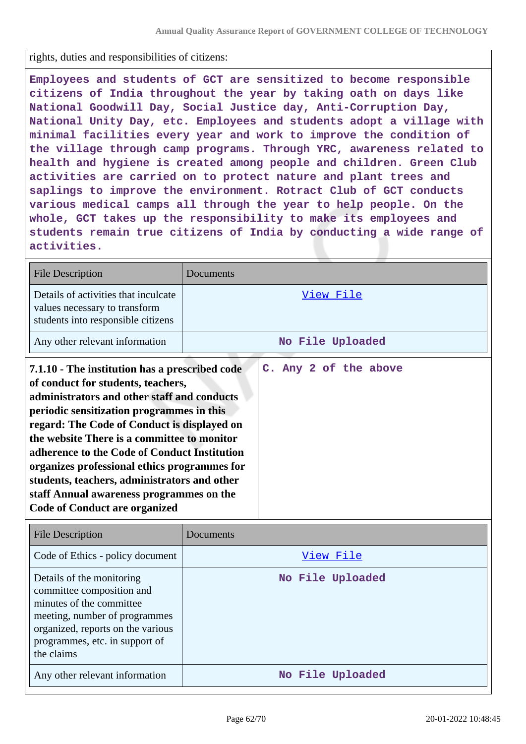rights, duties and responsibilities of citizens:

**Employees and students of GCT are sensitized to become responsible citizens of India throughout the year by taking oath on days like National Goodwill Day, Social Justice day, Anti-Corruption Day, National Unity Day, etc. Employees and students adopt a village with minimal facilities every year and work to improve the condition of the village through camp programs. Through YRC, awareness related to health and hygiene is created among people and children. Green Club activities are carried on to protect nature and plant trees and saplings to improve the environment. Rotract Club of GCT conducts various medical camps all through the year to help people. On the whole, GCT takes up the responsibility to make its employees and students remain true citizens of India by conducting a wide range of activities.**

| File Description | Documents |
|---|---|
| Details of activities that inculcate values necessary to transform students into responsible citizens | View File |
| Any other relevant information | No File Uploaded |

| **7.1.10 - The institution has a prescribed code of conduct for students, teachers, administrators and other staff and conducts periodic sensitization programmes in this regard: The Code of Conduct is displayed on the website There is a committee to monitor adherence to the Code of Conduct Institution organizes professional ethics programmes for students, teachers, administrators and other staff Annual awareness programmes on the Code of Conduct are organized** | **C. Any 2 of the above** |
|---|---|

| File Description | Documents |
|---|---|
| Code of Ethics - policy document | View File |
| Details of the monitoring committee composition and minutes of the committee meeting, number of programmes organized, reports on the various programmes, etc. in support of the claims | No File Uploaded |
| Any other relevant information | No File Uploaded |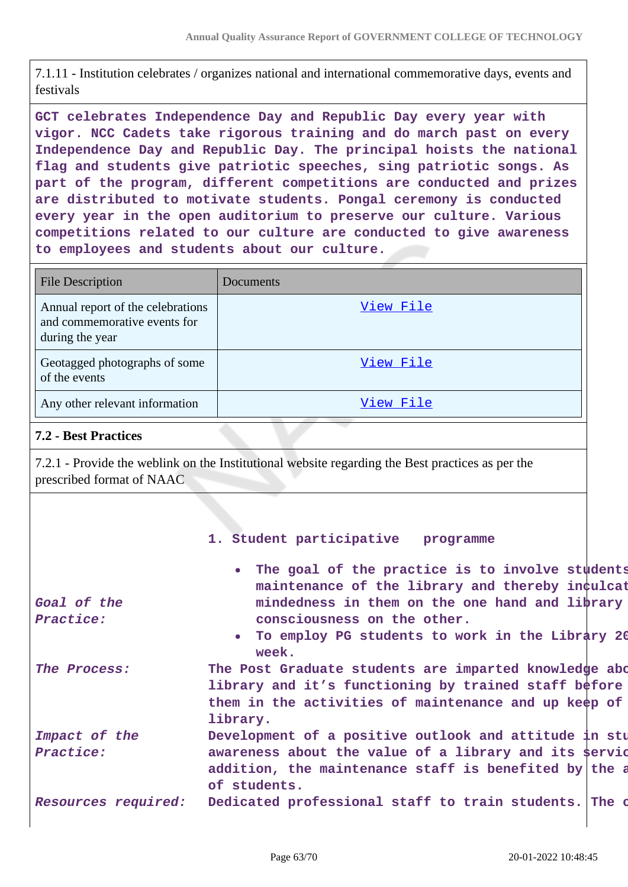7.1.11 - Institution celebrates / organizes national and international commemorative days, events and festivals

**GCT celebrates Independence Day and Republic Day every year with vigor. NCC Cadets take rigorous training and do march past on every Independence Day and Republic Day. The principal hoists the national flag and students give patriotic speeches, sing patriotic songs. As part of the program, different competitions are conducted and prizes are distributed to motivate students. Pongal ceremony is conducted every year in the open auditorium to preserve our culture. Various competitions related to our culture are conducted to give awareness to employees and students about our culture.**

| File Description | Documents |
|---|---|
| Annual report of the celebrations and commemorative events for during the year | View File |
| Geotagged photographs of some of the events | View File |
| Any other relevant information | View File |

**7.2 - Best Practices**

7.2.1 - Provide the weblink on the Institutional website regarding the Best practices as per the prescribed format of NAAC

**1. Student participative programme**

| | |
|---|---|
| ***Goal of the Practice:*** | • **The goal of the practice is to involve students maintenance of the library and thereby inculcat mindedness in them on the one hand and library consciousness on the other.** <br> • **To employ PG students to work in the Library 20 week.** |
| ***The Process:*** | **The Post Graduate students are imparted knowledge abo library and it's functioning by trained staff before them in the activities of maintenance and up keep of library.** |
| ***Impact of the Practice:*** | **Development of a positive outlook and attitude in stu awareness about the value of a library and its servic addition, the maintenance staff is benefited by the a of students.** |
| ***Resources required:*** | **Dedicated professional staff to train students. The c** |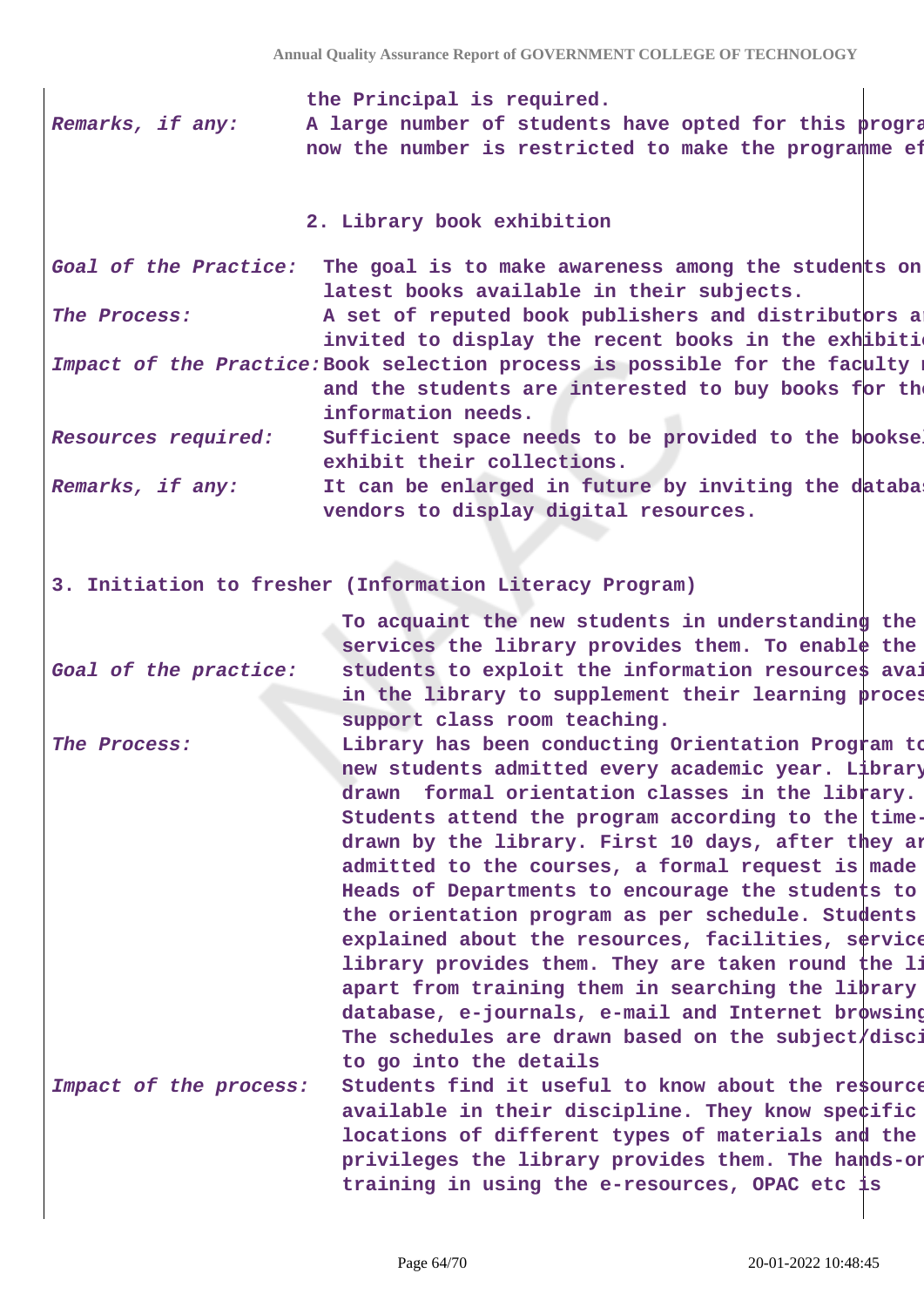| | |
|---|---|
| | the Principal is required. |
| *Remarks, if any:* | A large number of students have opted for this progra now the number is restricted to make the programme ef |

2. Library book exhibition

| | |
|---|---|
| *Goal of the Practice:* | The goal is to make awareness among the students on latest books available in their subjects. |
| *The Process:* | A set of reputed book publishers and distributors a invited to display the recent books in the exhibiti |
| *Impact of the Practice:* | Book selection process is possible for the faculty and the students are interested to buy books for th information needs. |
| *Resources required:* | Sufficient space needs to be provided to the booksel exhibit their collections. |
| *Remarks, if any:* | It can be enlarged in future by inviting the databa vendors to display digital resources. |

3. Initiation to fresher (Information Literacy Program)

| | |
|---|---|
| *Goal of the practice:* | To acquaint the new students in understanding the services the library provides them. To enable the students to exploit the information resources avai in the library to supplement their learning proces support class room teaching. |
| *The Process:* | Library has been conducting Orientation Program to new students admitted every academic year. Library drawn formal orientation classes in the library. Students attend the program according to the time- drawn by the library. First 10 days, after they ar admitted to the courses, a formal request is made Heads of Departments to encourage the students to the orientation program as per schedule. Students explained about the resources, facilities, service library provides them. They are taken round the li apart from training them in searching the library database, e-journals, e-mail and Internet browsing The schedules are drawn based on the subject/disci to go into the details |
| *Impact of the process:* | Students find it useful to know about the resource available in their discipline. They know specific locations of different types of materials and the privileges the library provides them. The hands-on training in using the e-resources, OPAC etc is |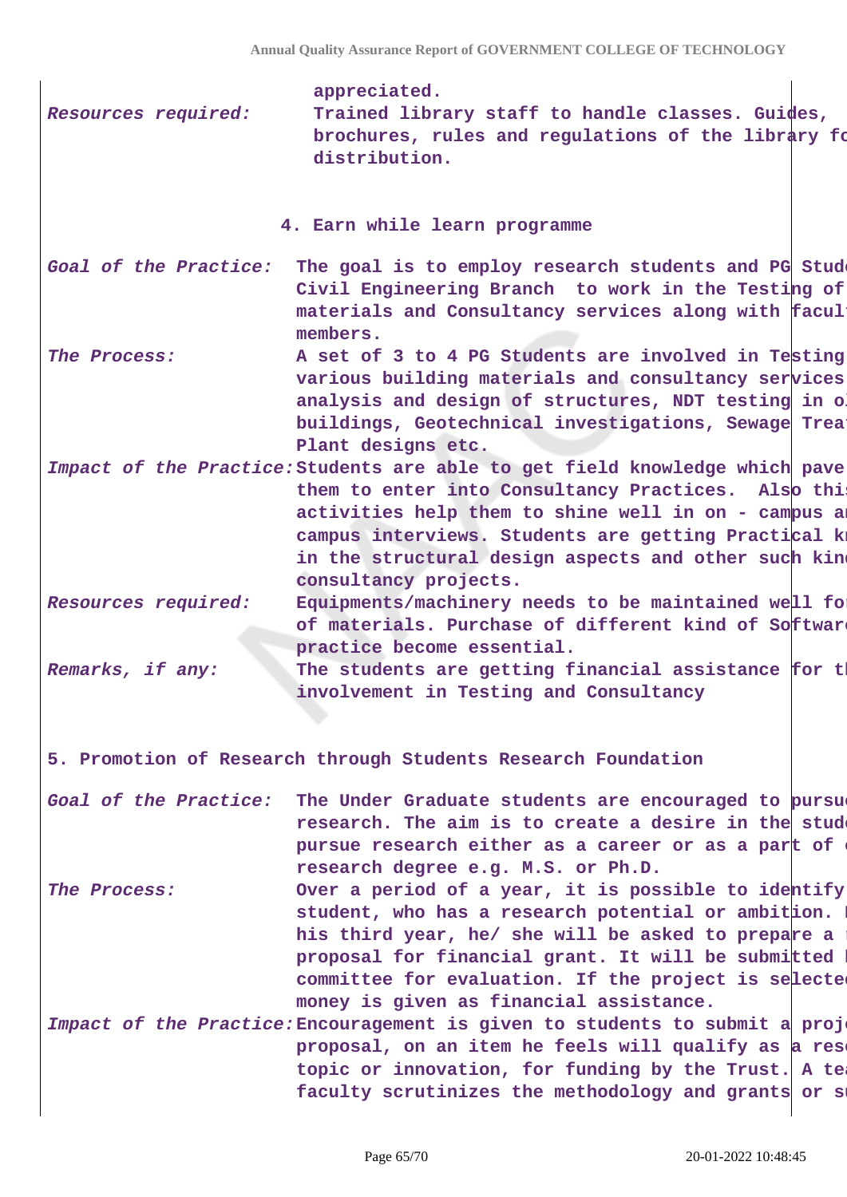appreciated.

*Resources required:* Trained library staff to handle classes. Guides, brochures, rules and regulations of the library fo distribution.

### 4. Earn while learn programme

*Goal of the Practice:* The goal is to employ research students and PG Stude Civil Engineering Branch to work in the Testing of materials and Consultancy services along with facul members.

*The Process:* A set of 3 to 4 PG Students are involved in Testing various building materials and consultancy services analysis and design of structures, NDT testing in ol buildings, Geotechnical investigations, Sewage Treat Plant designs etc.

*Impact of the Practice:* Students are able to get field knowledge which pave them to enter into Consultancy Practices. Also this activities help them to shine well in on - campus an campus interviews. Students are getting Practical kn in the structural design aspects and other such kin consultancy projects.

*Resources required:* Equipments/machinery needs to be maintained well fo of materials. Purchase of different kind of Softwar practice become essential.

*Remarks, if any:* The students are getting financial assistance for th involvement in Testing and Consultancy

### 5. Promotion of Research through Students Research Foundation

*Goal of the Practice:* The Under Graduate students are encouraged to pursu research. The aim is to create a desire in the stud pursue research either as a career or as a part of research degree e.g. M.S. or Ph.D.

*The Process:* Over a period of a year, it is possible to identify student, who has a research potential or ambition. his third year, he/ she will be asked to prepare a proposal for financial grant. It will be submitted committee for evaluation. If the project is selecte money is given as financial assistance.

*Impact of the Practice:* Encouragement is given to students to submit a proj proposal, on an item he feels will qualify as a res topic or innovation, for funding by the Trust. A te faculty scrutinizes the methodology and grants or s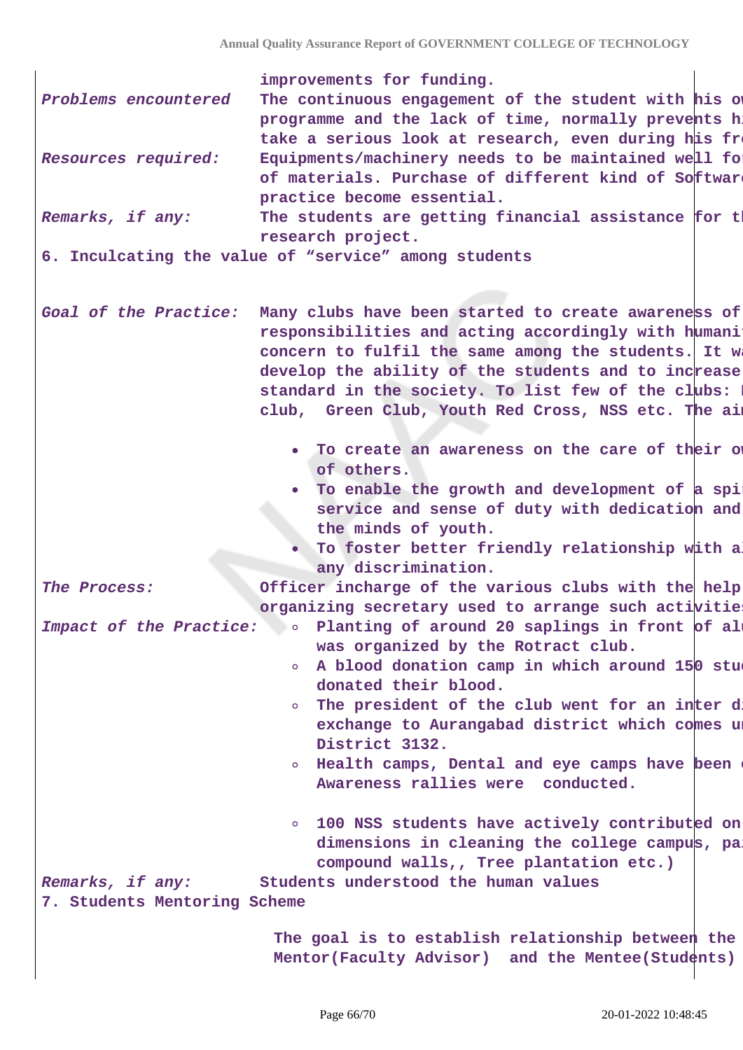| | |
|---|---|
| | improvements for funding. |
| *Problems encountered* | The continuous engagement of the student with his o programme and the lack of time, normally prevents hi take a serious look at research, even during his fr |
| *Resources required:* | Equipments/machinery needs to be maintained well fo of materials. Purchase of different kind of Softwar practice become essential. |
| *Remarks, if any:* | The students are getting financial assistance for t research project. |

6. Inculcating the value of "service" among students

| | |
|---|---|
| *Goal of the Practice:* | Many clubs have been started to create awareness of responsibilities and acting accordingly with humani concern to fulfil the same among the students. It w develop the ability of the students and to increase standard in the society. To list few of the clubs: club, Green Club, Youth Red Cross, NSS etc. The ai<br><br>• To create an awareness on the care of their o of others.<br>• To enable the growth and development of a spi service and sense of duty with dedication and the minds of youth.<br>• To foster better friendly relationship with a any discrimination. |
| *The Process:* | Officer incharge of the various clubs with the help organizing secretary used to arrange such activitie |
| *Impact of the Practice:* | ◦ Planting of around 20 saplings in front of al was organized by the Rotract club.<br>◦ A blood donation camp in which around 150 stu donated their blood.<br>◦ The president of the club went for an inter d exchange to Aurangabad district which comes u District 3132.<br>◦ Health camps, Dental and eye camps have been Awareness rallies were conducted.<br><br>◦ 100 NSS students have actively contributed on dimensions in cleaning the college campus, pa compound walls,, Tree plantation etc.) |
| *Remarks, if any:* | Students understood the human values |

7. Students Mentoring Scheme

The goal is to establish relationship between the Mentor(Faculty Advisor) and the Mentee(Students)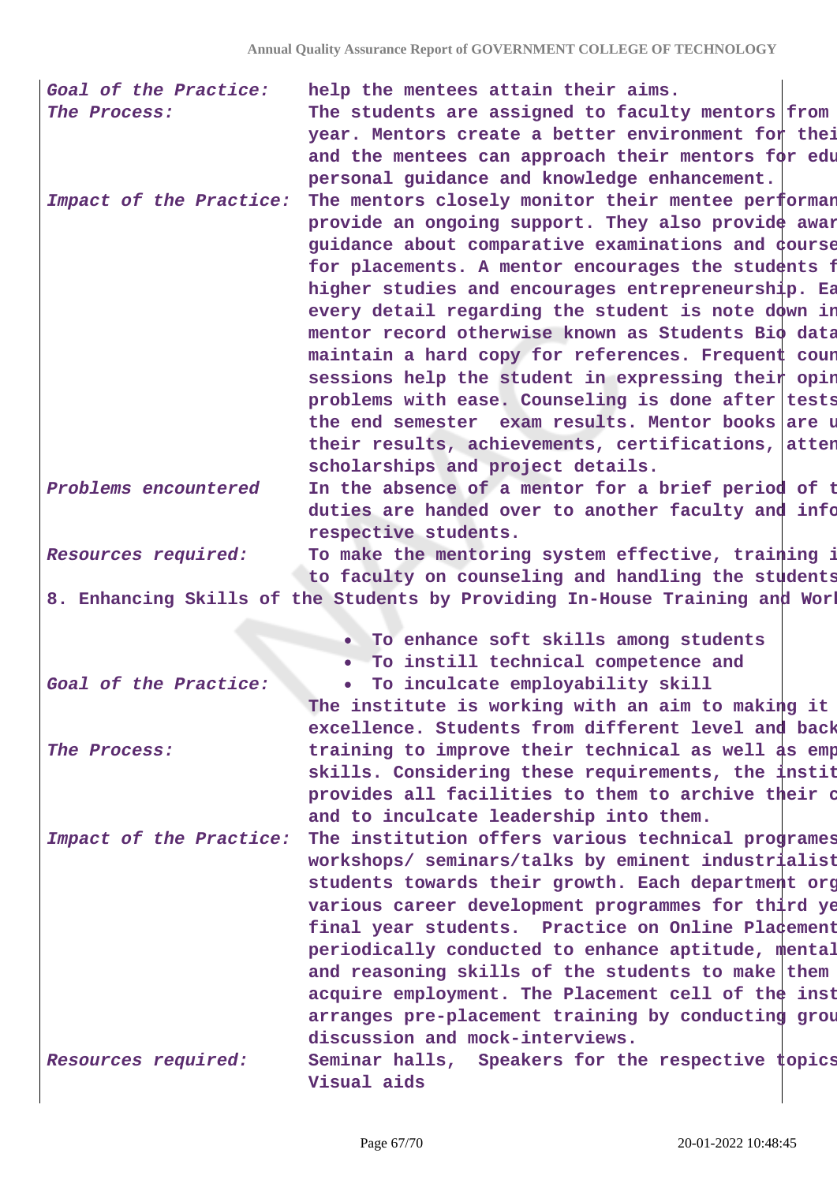| | |
|---|---|
| *Goal of the Practice:* | help the mentees attain their aims. |
| *The Process:* | The students are assigned to faculty mentors from year. Mentors create a better environment for thei and the mentees can approach their mentors for edu personal guidance and knowledge enhancement. |
| *Impact of the Practice:* | The mentors closely monitor their mentee performan provide an ongoing support. They also provide awar guidance about comparative examinations and course for placements. A mentor encourages the students f higher studies and encourages entrepreneurship. Ea every detail regarding the student is note down in mentor record otherwise known as Students Bio data maintain a hard copy for references. Frequent coun sessions help the student in expressing their opin problems with ease. Counseling is done after tests the end semester exam results. Mentor books are u their results, achievements, certifications, atten scholarships and project details. |
| *Problems encountered* | In the absence of a mentor for a brief period of t duties are handed over to another faculty and info respective students. |
| *Resources required:* | To make the mentoring system effective, training i to faculty on counseling and handling the students |

**8. Enhancing Skills of the Students by Providing In-House Training and Worl**

| | |
|---|---|
| *Goal of the Practice:* | • To enhance soft skills among students<br>• To instill technical competence and<br>• To inculcate employability skill |
| *The Process:* | The institute is working with an aim to making it excellence. Students from different level and back training to improve their technical as well as emp skills. Considering these requirements, the instit provides all facilities to them to archive their c and to inculcate leadership into them. |
| *Impact of the Practice:* | The institution offers various technical programes workshops/ seminars/talks by eminent industrialist students towards their growth. Each department org various career development programmes for third ye final year students. Practice on Online Placement periodically conducted to enhance aptitude, mental and reasoning skills of the students to make them acquire employment. The Placement cell of the inst arranges pre-placement training by conducting grou discussion and mock-interviews. |
| *Resources required:* | Seminar halls, Speakers for the respective topics Visual aids |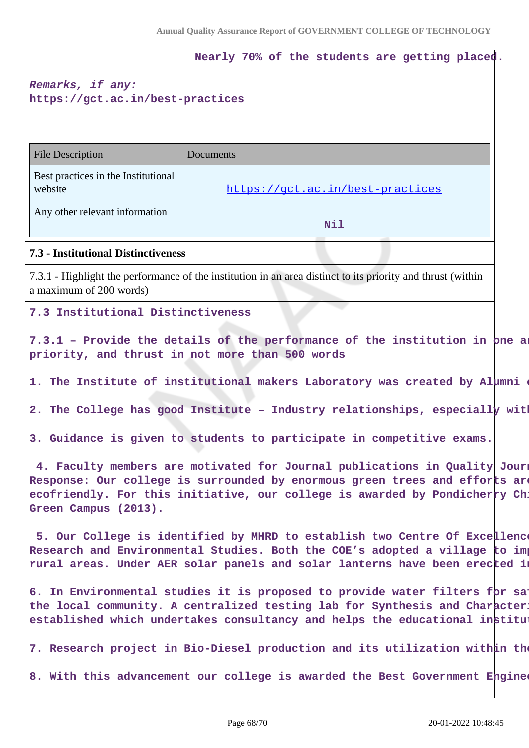Nearly 70% of the students are getting placed.

*Remarks, if any:*
https://gct.ac.in/best-practices

| File Description | Documents |
|---|---|
| Best practices in the Institutional website | https://gct.ac.in/best-practices |
| Any other relevant information | Nil |

**7.3 - Institutional Distinctiveness**

7.3.1 - Highlight the performance of the institution in an area distinct to its priority and thrust (within a maximum of 200 words)

7.3 Institutional Distinctiveness

7.3.1 – Provide the details of the performance of the institution in one ar priority, and thrust in not more than 500 words

1. The Institute of institutional makers Laboratory was created by Alumni o

2. The College has good Institute – Industry relationships, especially with

3. Guidance is given to students to participate in competitive exams.

4. Faculty members are motivated for Journal publications in Quality Journ Response: Our college is surrounded by enormous green trees and efforts are ecofriendly. For this initiative, our college is awarded by Pondicherry Chi Green Campus (2013).

5. Our College is identified by MHRD to establish two Centre Of Excellence Research and Environmental Studies. Both the COE's adopted a village to imp rural areas. Under AER solar panels and solar lanterns have been erected in

6. In Environmental studies it is proposed to provide water filters for saf the local community. A centralized testing lab for Synthesis and Characteri established which undertakes consultancy and helps the educational institut

7. Research project in Bio-Diesel production and its utilization within the

8. With this advancement our college is awarded the Best Government Enginee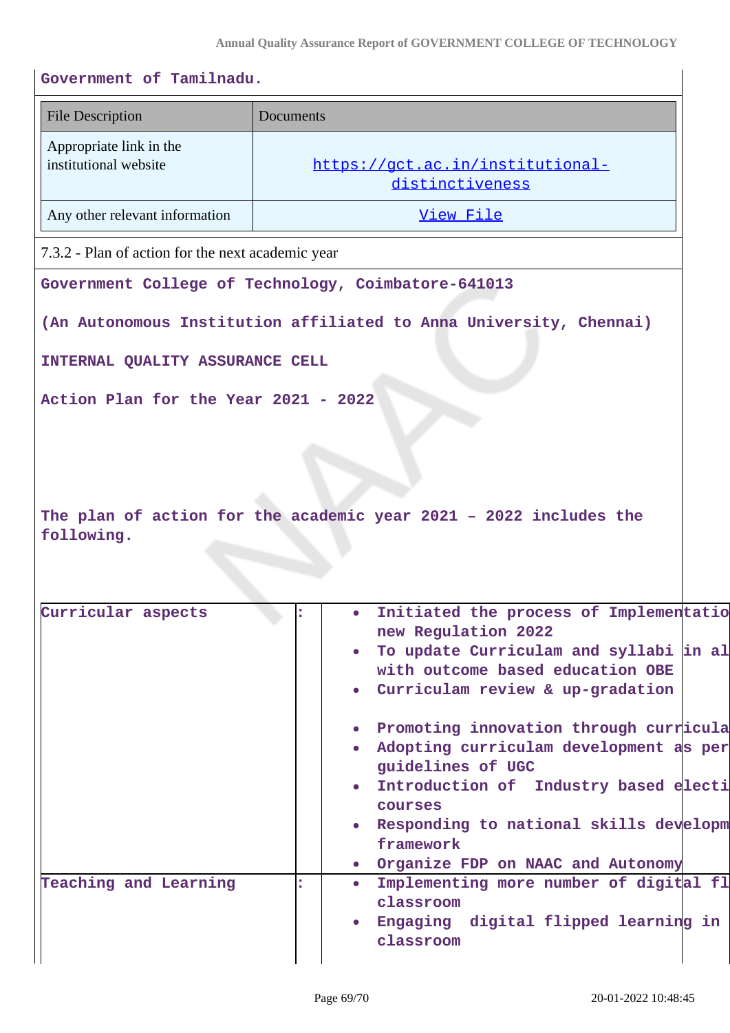Government of Tamilnadu.

| File Description | Documents |
| --- | --- |
| Appropriate link in the institutional website | https://gct.ac.in/institutional-distinctiveness |
| Any other relevant information | View File |

7.3.2 - Plan of action for the next academic year

**Government College of Technology, Coimbatore-641013**

**(An Autonomous Institution affiliated to Anna University, Chennai)**

**INTERNAL QUALITY ASSURANCE CELL**

**Action Plan for the Year 2021 - 2022**

**The plan of action for the academic year 2021 – 2022 includes the following.**

| | | |
| --- | --- | --- |
| Curricular aspects | : | • Initiated the process of Implementatio new Regulation 2022<br>• To update Curriculam and syllabi in al with outcome based education OBE<br>• Curriculam review & up-gradation<br>• Promoting innovation through curricula<br>• Adopting curriculam development as per guidelines of UGC<br>• Introduction of Industry based electi courses<br>• Responding to national skills developm framework<br>• Organize FDP on NAAC and Autonomy |
| Teaching and Learning | : | • Implementing more number of digital fl classroom<br>• Engaging digital flipped learning in classroom |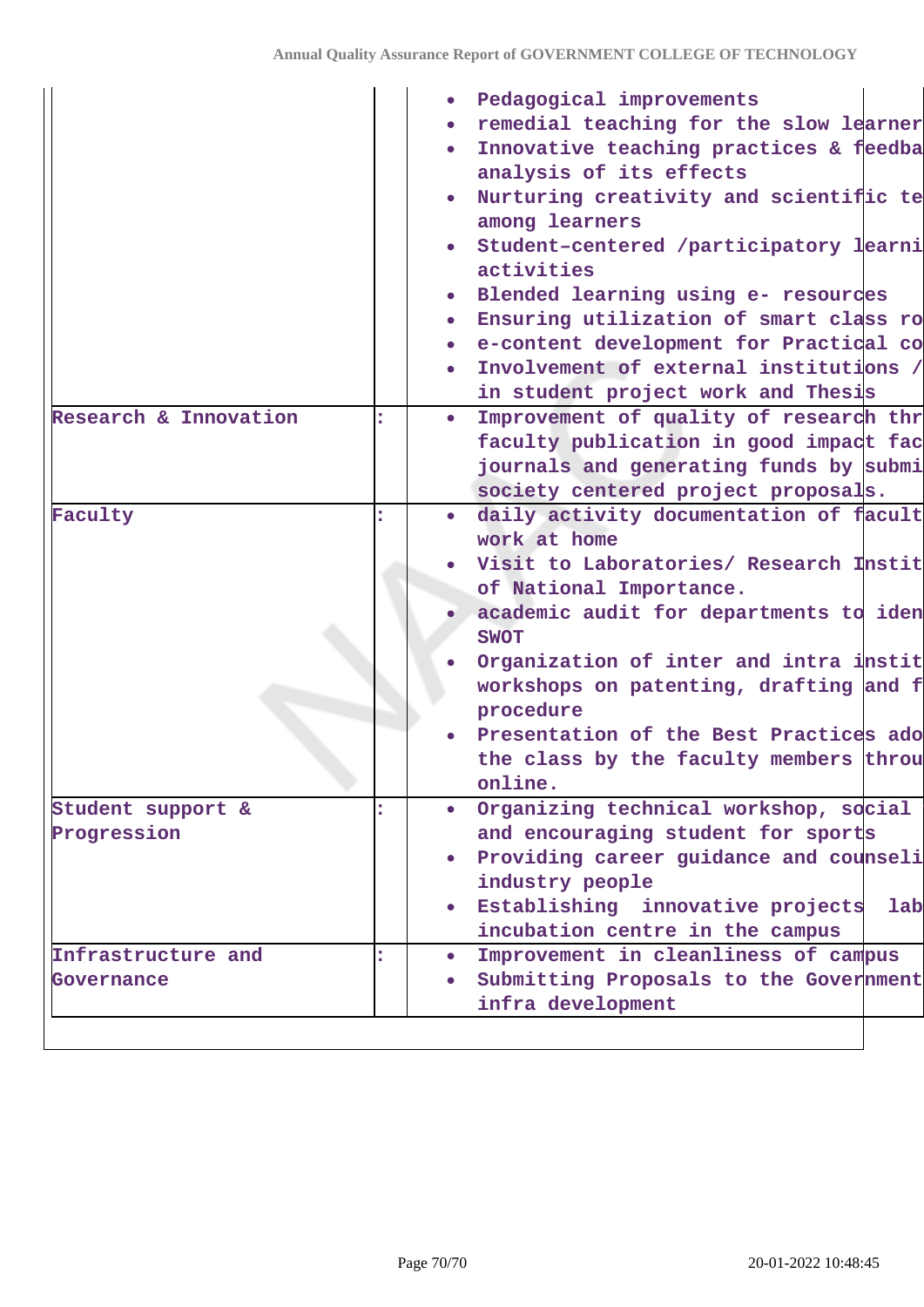| | | |
|---|---|---|
| | | • Pedagogical improvements<br>• remedial teaching for the slow learner<br>• Innovative teaching practices & feedba analysis of its effects<br>• Nurturing creativity and scientific te among learners<br>• Student–centered /participatory learni activities<br>• Blended learning using e- resources<br>• Ensuring utilization of smart class ro<br>• e-content development for Practical co<br>• Involvement of external institutions / in student project work and Thesis |
| Research & Innovation | : | • Improvement of quality of research thr faculty publication in good impact fac journals and generating funds by submi society centered project proposals. |
| Faculty | : | • daily activity documentation of facult work at home<br>• Visit to Laboratories/ Research Instit of National Importance.<br>• academic audit for departments to iden SWOT<br>• Organization of inter and intra instit workshops on patenting, drafting and f procedure<br>• Presentation of the Best Practices ado the class by the faculty members throu online. |
| Student support & Progression | : | • Organizing technical workshop, social and encouraging student for sports<br>• Providing career guidance and counseli industry people<br>• Establishing innovative projects lab incubation centre in the campus |
| Infrastructure and Governance | : | • Improvement in cleanliness of campus<br>• Submitting Proposals to the Government infra development |